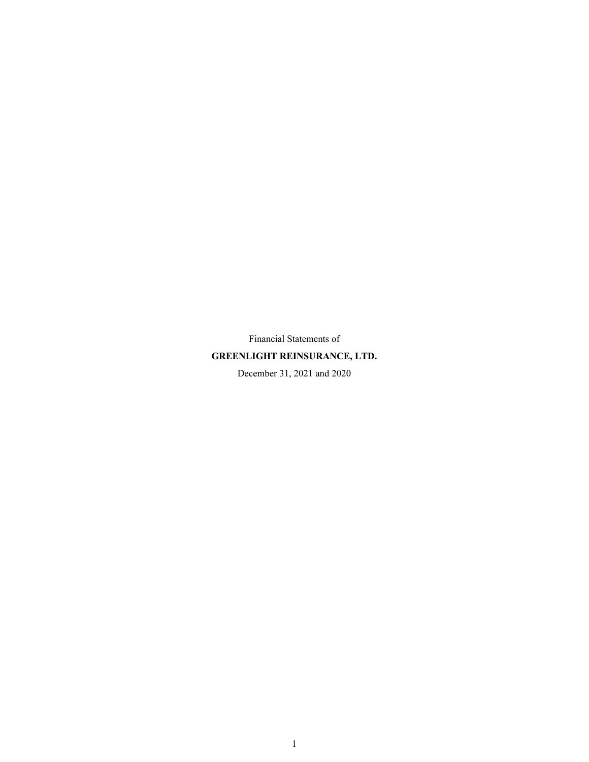Financial Statements of

**GREENLIGHT REINSURANCE, LTD.**

December 31, 2021 and 2020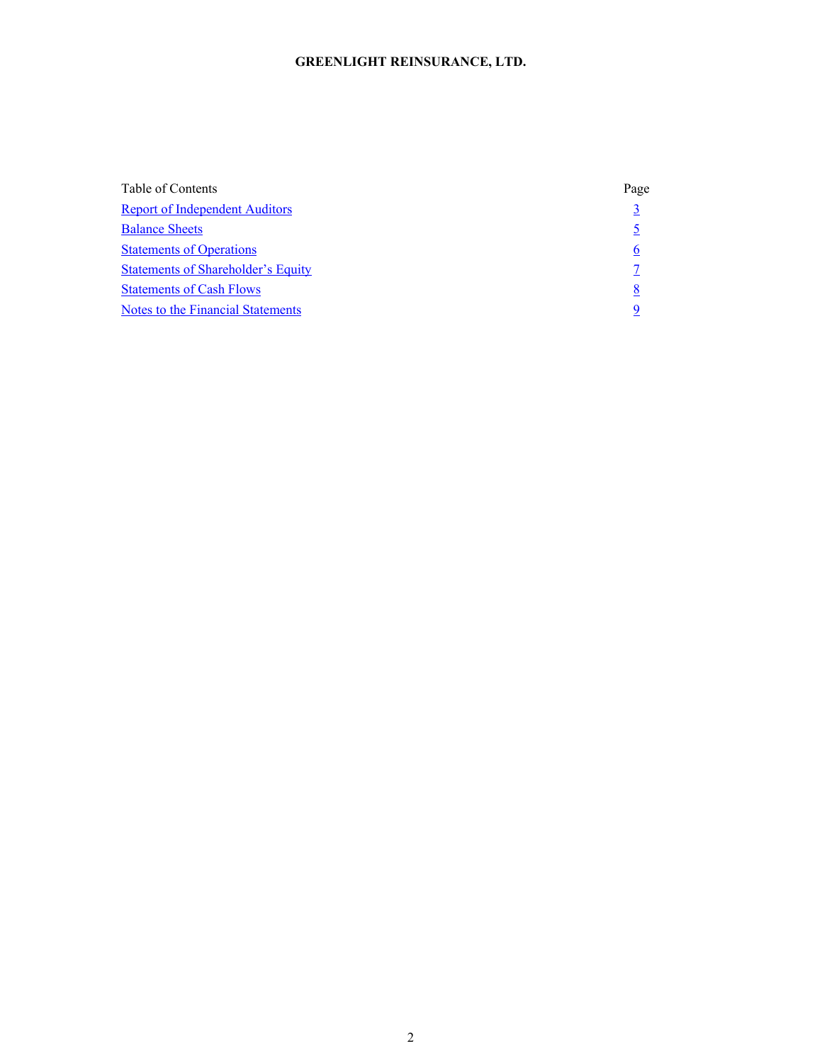**GREENLIGHT REINSURANCE, LTD.**

| Table of Contents | Page |
| --- | --- |
| Report of Independent Auditors | 3 |
| Balance Sheets | 5 |
| Statements of Operations | 6 |
| Statements of Shareholder's Equity | 7 |
| Statements of Cash Flows | 8 |
| Notes to the Financial Statements | 9 |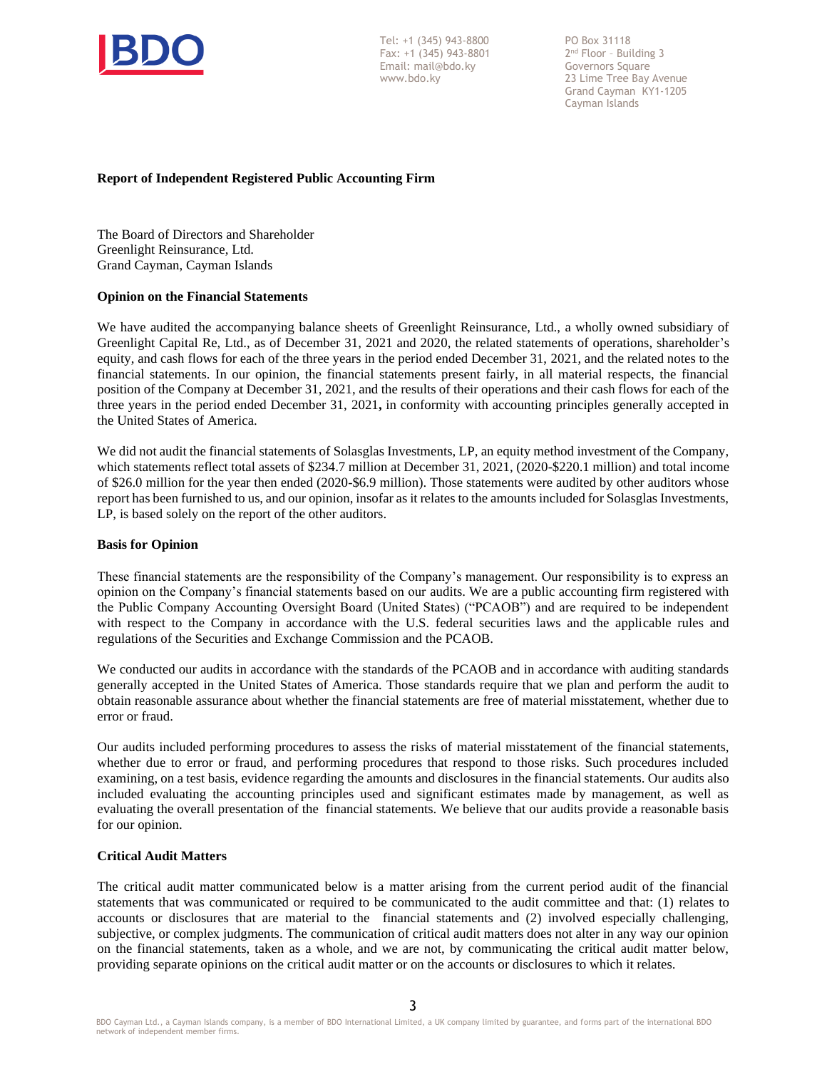Tel: +1 (345) 943-8800
Fax: +1 (345) 943-8801
Email: mail@bdo.ky
www.bdo.ky

PO Box 31118
2nd Floor – Building 3
Governors Square
23 Lime Tree Bay Avenue
Grand Cayman KY1-1205
Cayman Islands

**Report of Independent Registered Public Accounting Firm**

The Board of Directors and Shareholder
Greenlight Reinsurance, Ltd.
Grand Cayman, Cayman Islands

**Opinion on the Financial Statements**

We have audited the accompanying balance sheets of Greenlight Reinsurance, Ltd., a wholly owned subsidiary of Greenlight Capital Re, Ltd., as of December 31, 2021 and 2020, the related statements of operations, shareholder's equity, and cash flows for each of the three years in the period ended December 31, 2021, and the related notes to the financial statements. In our opinion, the financial statements present fairly, in all material respects, the financial position of the Company at December 31, 2021, and the results of their operations and their cash flows for each of the three years in the period ended December 31, 2021**,** in conformity with accounting principles generally accepted in the United States of America.

We did not audit the financial statements of Solasglas Investments, LP, an equity method investment of the Company, which statements reflect total assets of $234.7 million at December 31, 2021, (2020-$220.1 million) and total income of $26.0 million for the year then ended (2020-$6.9 million). Those statements were audited by other auditors whose report has been furnished to us, and our opinion, insofar as it relates to the amounts included for Solasglas Investments, LP, is based solely on the report of the other auditors.

**Basis for Opinion**

These financial statements are the responsibility of the Company's management. Our responsibility is to express an opinion on the Company's financial statements based on our audits. We are a public accounting firm registered with the Public Company Accounting Oversight Board (United States) ("PCAOB") and are required to be independent with respect to the Company in accordance with the U.S. federal securities laws and the applicable rules and regulations of the Securities and Exchange Commission and the PCAOB.

We conducted our audits in accordance with the standards of the PCAOB and in accordance with auditing standards generally accepted in the United States of America. Those standards require that we plan and perform the audit to obtain reasonable assurance about whether the financial statements are free of material misstatement, whether due to error or fraud.

Our audits included performing procedures to assess the risks of material misstatement of the financial statements, whether due to error or fraud, and performing procedures that respond to those risks. Such procedures included examining, on a test basis, evidence regarding the amounts and disclosures in the financial statements. Our audits also included evaluating the accounting principles used and significant estimates made by management, as well as evaluating the overall presentation of the financial statements. We believe that our audits provide a reasonable basis for our opinion.

**Critical Audit Matters**

The critical audit matter communicated below is a matter arising from the current period audit of the financial statements that was communicated or required to be communicated to the audit committee and that: (1) relates to accounts or disclosures that are material to the financial statements and (2) involved especially challenging, subjective, or complex judgments. The communication of critical audit matters does not alter in any way our opinion on the financial statements, taken as a whole, and we are not, by communicating the critical audit matter below, providing separate opinions on the critical audit matter or on the accounts or disclosures to which it relates.

BDO Cayman Ltd., a Cayman Islands company, is a member of BDO International Limited, a UK company limited by guarantee, and forms part of the international BDO network of independent member firms.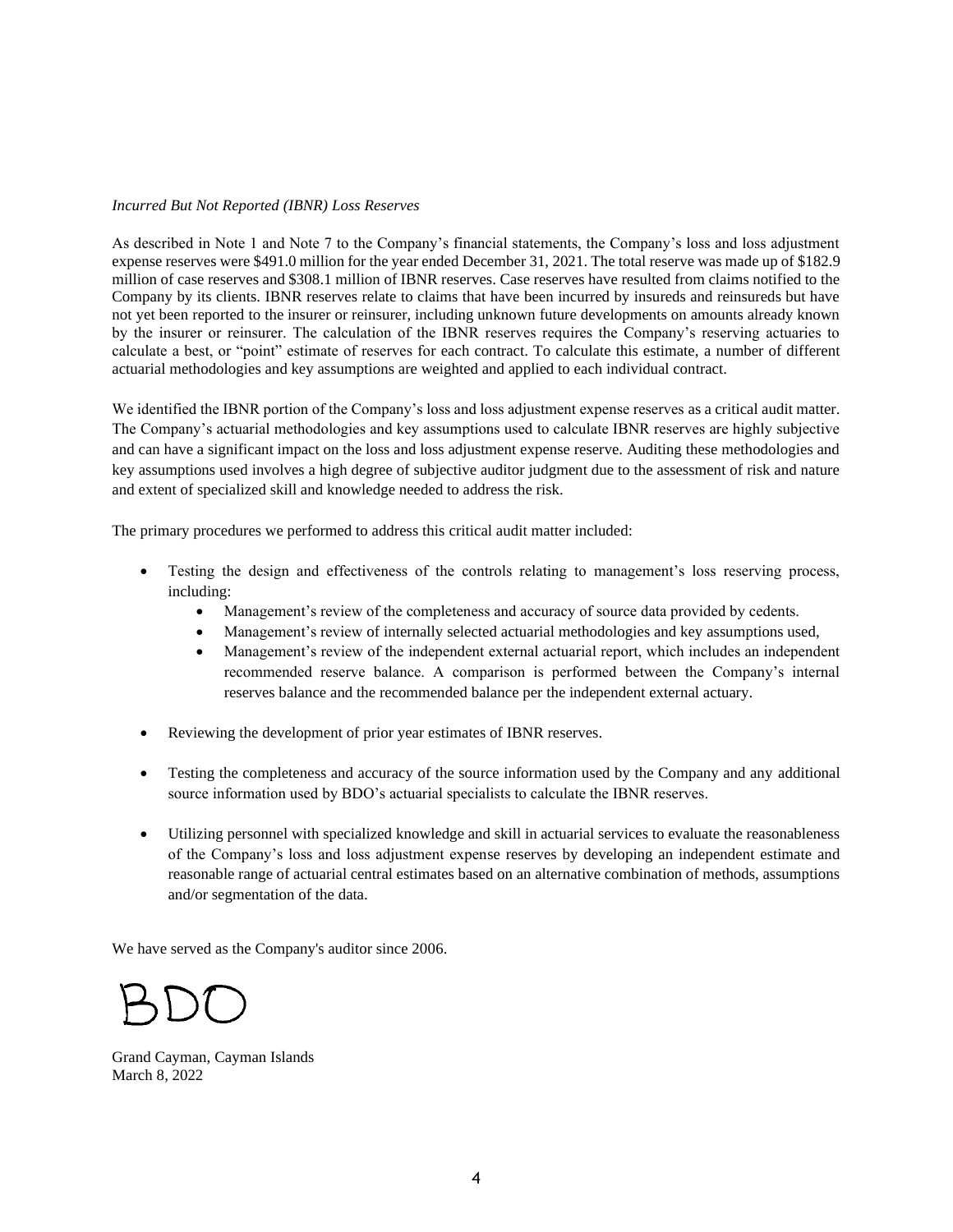*Incurred But Not Reported (IBNR) Loss Reserves*

As described in Note 1 and Note 7 to the Company's financial statements, the Company's loss and loss adjustment expense reserves were $491.0 million for the year ended December 31, 2021. The total reserve was made up of $182.9 million of case reserves and $308.1 million of IBNR reserves. Case reserves have resulted from claims notified to the Company by its clients. IBNR reserves relate to claims that have been incurred by insureds and reinsureds but have not yet been reported to the insurer or reinsurer, including unknown future developments on amounts already known by the insurer or reinsurer. The calculation of the IBNR reserves requires the Company's reserving actuaries to calculate a best, or "point" estimate of reserves for each contract. To calculate this estimate, a number of different actuarial methodologies and key assumptions are weighted and applied to each individual contract.

We identified the IBNR portion of the Company's loss and loss adjustment expense reserves as a critical audit matter. The Company's actuarial methodologies and key assumptions used to calculate IBNR reserves are highly subjective and can have a significant impact on the loss and loss adjustment expense reserve. Auditing these methodologies and key assumptions used involves a high degree of subjective auditor judgment due to the assessment of risk and nature and extent of specialized skill and knowledge needed to address the risk.

The primary procedures we performed to address this critical audit matter included:

- Testing the design and effectiveness of the controls relating to management's loss reserving process, including:
  - Management's review of the completeness and accuracy of source data provided by cedents.
  - Management's review of internally selected actuarial methodologies and key assumptions used,
  - Management's review of the independent external actuarial report, which includes an independent recommended reserve balance. A comparison is performed between the Company's internal reserves balance and the recommended balance per the independent external actuary.
- Reviewing the development of prior year estimates of IBNR reserves.
- Testing the completeness and accuracy of the source information used by the Company and any additional source information used by BDO's actuarial specialists to calculate the IBNR reserves.
- Utilizing personnel with specialized knowledge and skill in actuarial services to evaluate the reasonableness of the Company's loss and loss adjustment expense reserves by developing an independent estimate and reasonable range of actuarial central estimates based on an alternative combination of methods, assumptions and/or segmentation of the data.

We have served as the Company's auditor since 2006.

BDO

Grand Cayman, Cayman Islands
March 8, 2022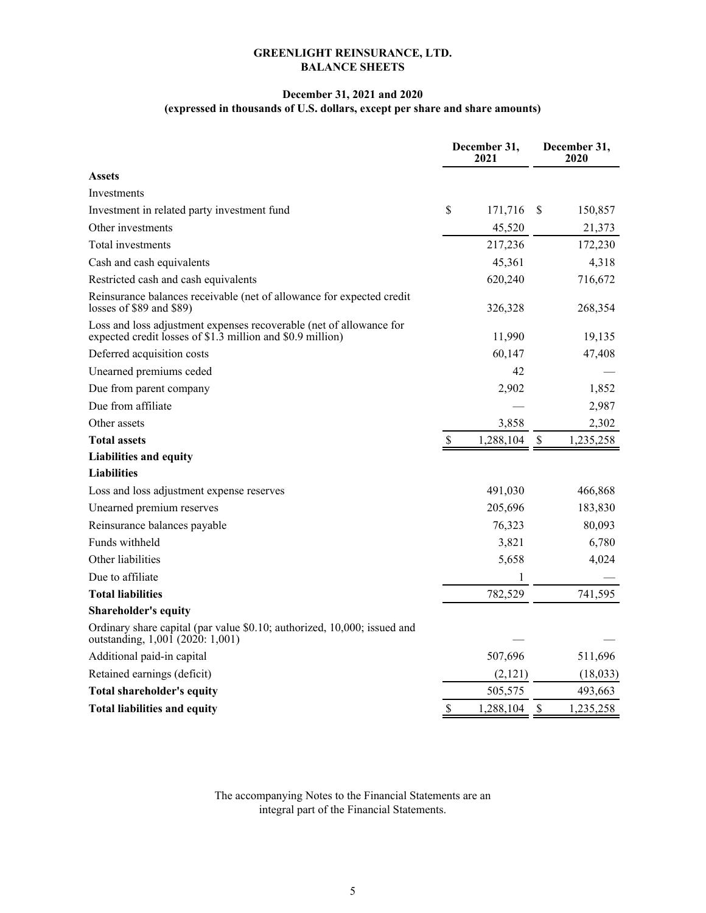# GREENLIGHT REINSURANCE, LTD.
## BALANCE SHEETS

**December 31, 2021 and 2020**
**(expressed in thousands of U.S. dollars, except per share and share amounts)**

| | December 31, 2021 | December 31, 2020 |
|---|---|---|
| **Assets** | | |
| Investments | | |
| Investment in related party investment fund | $ 171,716 | $ 150,857 |
| Other investments | 45,520 | 21,373 |
| Total investments | 217,236 | 172,230 |
| Cash and cash equivalents | 45,361 | 4,318 |
| Restricted cash and cash equivalents | 620,240 | 716,672 |
| Reinsurance balances receivable (net of allowance for expected credit losses of $89 and $89) | 326,328 | 268,354 |
| Loss and loss adjustment expenses recoverable (net of allowance for expected credit losses of $1.3 million and $0.9 million) | 11,990 | 19,135 |
| Deferred acquisition costs | 60,147 | 47,408 |
| Unearned premiums ceded | 42 | — |
| Due from parent company | 2,902 | 1,852 |
| Due from affiliate | — | 2,987 |
| Other assets | 3,858 | 2,302 |
| **Total assets** | $ 1,288,104 | $ 1,235,258 |
| **Liabilities and equity** | | |
| **Liabilities** | | |
| Loss and loss adjustment expense reserves | 491,030 | 466,868 |
| Unearned premium reserves | 205,696 | 183,830 |
| Reinsurance balances payable | 76,323 | 80,093 |
| Funds withheld | 3,821 | 6,780 |
| Other liabilities | 5,658 | 4,024 |
| Due to affiliate | 1 | — |
| **Total liabilities** | 782,529 | 741,595 |
| **Shareholder's equity** | | |
| Ordinary share capital (par value $0.10; authorized, 10,000; issued and outstanding, 1,001 (2020: 1,001) | — | — |
| Additional paid-in capital | 507,696 | 511,696 |
| Retained earnings (deficit) | (2,121) | (18,033) |
| **Total shareholder's equity** | 505,575 | 493,663 |
| **Total liabilities and equity** | $ 1,288,104 | $ 1,235,258 |

The accompanying Notes to the Financial Statements are an integral part of the Financial Statements.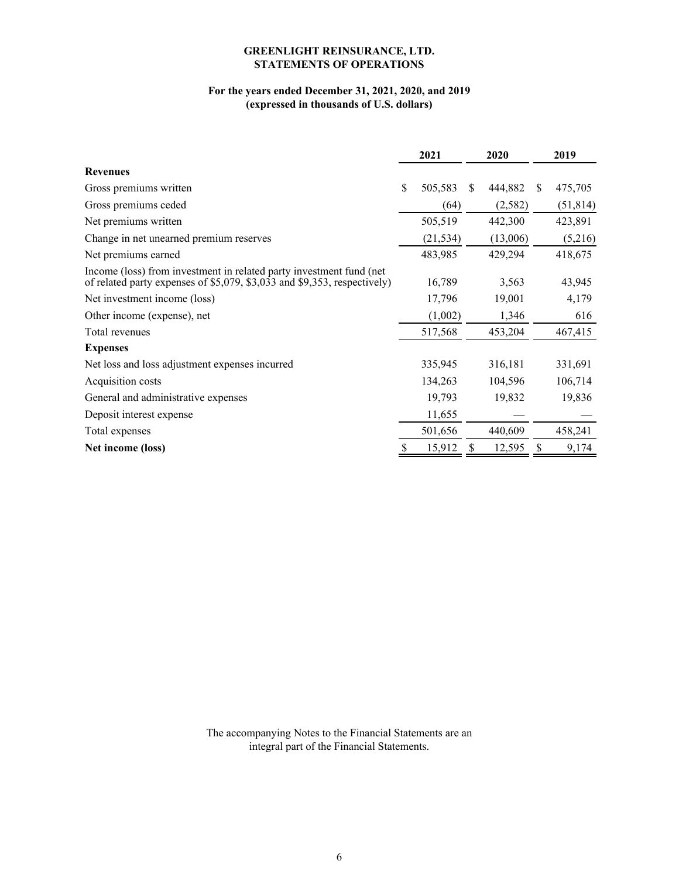**GREENLIGHT REINSURANCE, LTD.**
**STATEMENTS OF OPERATIONS**

**For the years ended December 31, 2021, 2020, and 2019**
**(expressed in thousands of U.S. dollars)**

| | 2021 | 2020 | 2019 |
|---|---|---|---|
| **Revenues** | | | |
| Gross premiums written | $ 505,583 | $ 444,882 | $ 475,705 |
| Gross premiums ceded | (64) | (2,582) | (51,814) |
| Net premiums written | 505,519 | 442,300 | 423,891 |
| Change in net unearned premium reserves | (21,534) | (13,006) | (5,216) |
| Net premiums earned | 483,985 | 429,294 | 418,675 |
| Income (loss) from investment in related party investment fund (net of related party expenses of $5,079, $3,033 and $9,353, respectively) | 16,789 | 3,563 | 43,945 |
| Net investment income (loss) | 17,796 | 19,001 | 4,179 |
| Other income (expense), net | (1,002) | 1,346 | 616 |
| Total revenues | 517,568 | 453,204 | 467,415 |
| **Expenses** | | | |
| Net loss and loss adjustment expenses incurred | 335,945 | 316,181 | 331,691 |
| Acquisition costs | 134,263 | 104,596 | 106,714 |
| General and administrative expenses | 19,793 | 19,832 | 19,836 |
| Deposit interest expense | 11,655 | — | — |
| Total expenses | 501,656 | 440,609 | 458,241 |
| **Net income (loss)** | $ 15,912 | $ 12,595 | $ 9,174 |

The accompanying Notes to the Financial Statements are an integral part of the Financial Statements.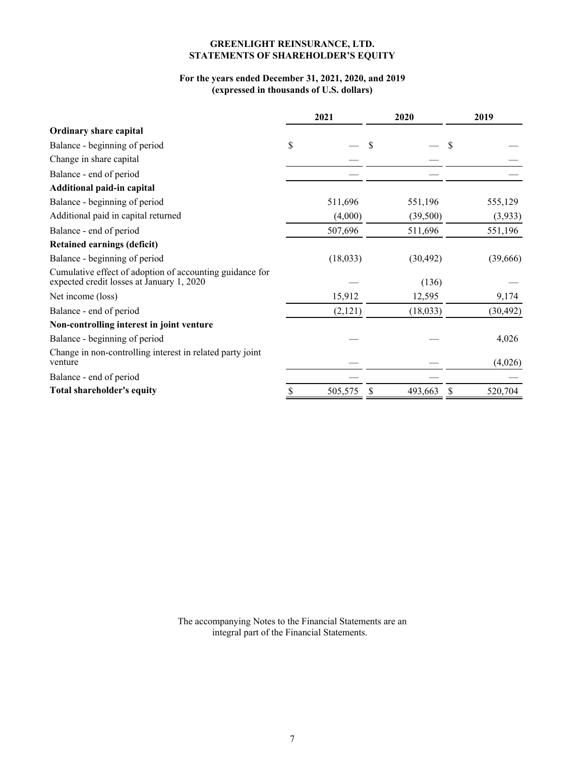**GREENLIGHT REINSURANCE, LTD.**
**STATEMENTS OF SHAREHOLDER'S EQUITY**

**For the years ended December 31, 2021, 2020, and 2019**
**(expressed in thousands of U.S. dollars)**

| | 2021 | 2020 | 2019 |
|---|---|---|---|
| **Ordinary share capital** | | | |
| Balance - beginning of period | $ — | $ — | $ — |
| Change in share capital | — | — | — |
| Balance - end of period | — | — | — |
| **Additional paid-in capital** | | | |
| Balance - beginning of period | 511,696 | 551,196 | 555,129 |
| Additional paid in capital returned | (4,000) | (39,500) | (3,933) |
| Balance - end of period | 507,696 | 511,696 | 551,196 |
| **Retained earnings (deficit)** | | | |
| Balance - beginning of period | (18,033) | (30,492) | (39,666) |
| Cumulative effect of adoption of accounting guidance for expected credit losses at January 1, 2020 | — | (136) | — |
| Net income (loss) | 15,912 | 12,595 | 9,174 |
| Balance - end of period | (2,121) | (18,033) | (30,492) |
| **Non-controlling interest in joint venture** | | | |
| Balance - beginning of period | — | — | 4,026 |
| Change in non-controlling interest in related party joint venture | — | — | (4,026) |
| Balance - end of period | — | — | — |
| **Total shareholder's equity** | $ 505,575 | $ 493,663 | $ 520,704 |

The accompanying Notes to the Financial Statements are an integral part of the Financial Statements.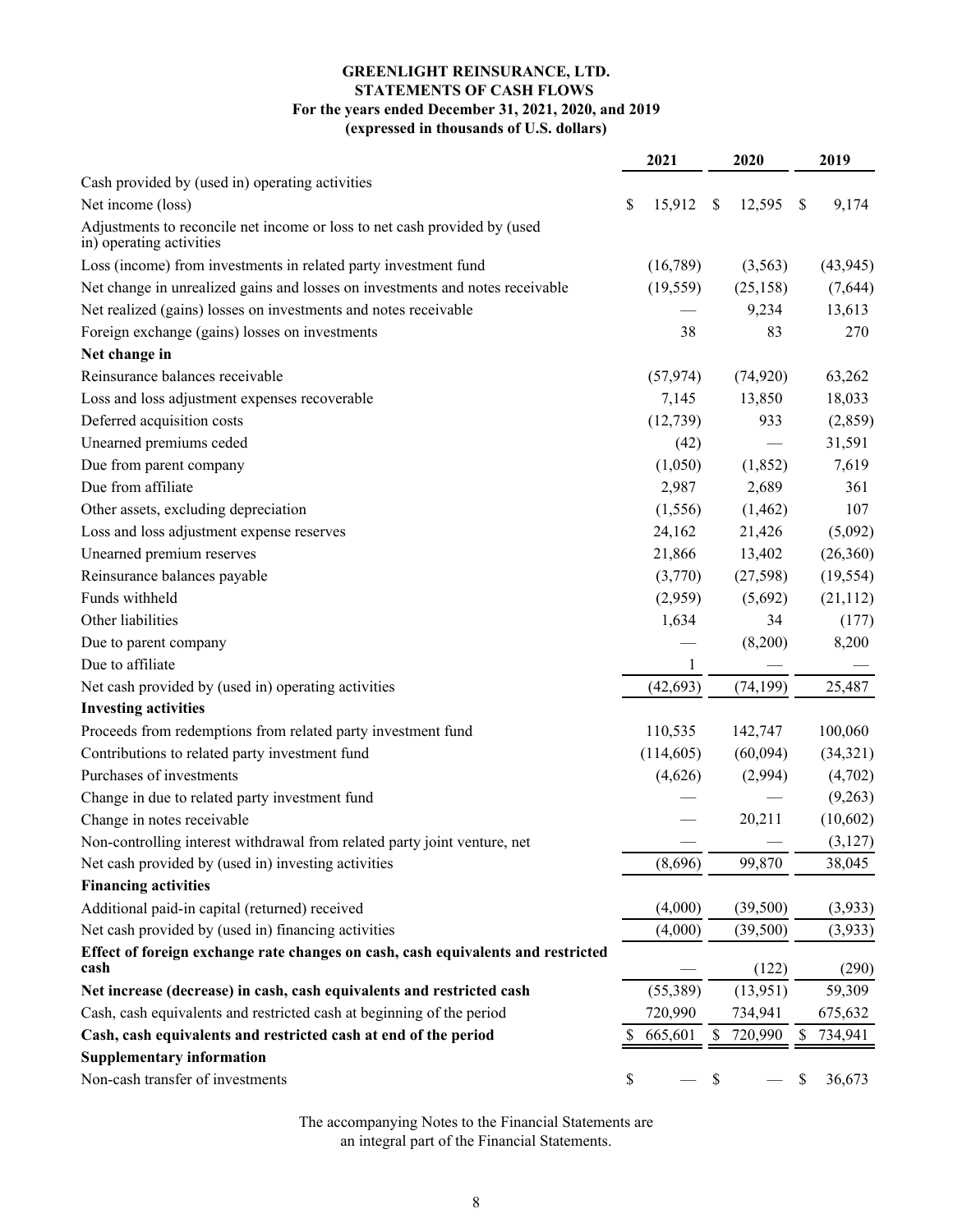# GREENLIGHT REINSURANCE, LTD.
## STATEMENTS OF CASH FLOWS
### For the years ended December 31, 2021, 2020, and 2019
### (expressed in thousands of U.S. dollars)

| | 2021 | 2020 | 2019 |
|---|---|---|---|
| Cash provided by (used in) operating activities | | | |
| Net income (loss) | $ 15,912 | $ 12,595 | $ 9,174 |
| Adjustments to reconcile net income or loss to net cash provided by (used in) operating activities | | | |
| Loss (income) from investments in related party investment fund | (16,789) | (3,563) | (43,945) |
| Net change in unrealized gains and losses on investments and notes receivable | (19,559) | (25,158) | (7,644) |
| Net realized (gains) losses on investments and notes receivable | — | 9,234 | 13,613 |
| Foreign exchange (gains) losses on investments | 38 | 83 | 270 |
| **Net change in** | | | |
| Reinsurance balances receivable | (57,974) | (74,920) | 63,262 |
| Loss and loss adjustment expenses recoverable | 7,145 | 13,850 | 18,033 |
| Deferred acquisition costs | (12,739) | 933 | (2,859) |
| Unearned premiums ceded | (42) | — | 31,591 |
| Due from parent company | (1,050) | (1,852) | 7,619 |
| Due from affiliate | 2,987 | 2,689 | 361 |
| Other assets, excluding depreciation | (1,556) | (1,462) | 107 |
| Loss and loss adjustment expense reserves | 24,162 | 21,426 | (5,092) |
| Unearned premium reserves | 21,866 | 13,402 | (26,360) |
| Reinsurance balances payable | (3,770) | (27,598) | (19,554) |
| Funds withheld | (2,959) | (5,692) | (21,112) |
| Other liabilities | 1,634 | 34 | (177) |
| Due to parent company | — | (8,200) | 8,200 |
| Due to affiliate | 1 | — | — |
| Net cash provided by (used in) operating activities | (42,693) | (74,199) | 25,487 |
| **Investing activities** | | | |
| Proceeds from redemptions from related party investment fund | 110,535 | 142,747 | 100,060 |
| Contributions to related party investment fund | (114,605) | (60,094) | (34,321) |
| Purchases of investments | (4,626) | (2,994) | (4,702) |
| Change in due to related party investment fund | — | — | (9,263) |
| Change in notes receivable | — | 20,211 | (10,602) |
| Non-controlling interest withdrawal from related party joint venture, net | — | — | (3,127) |
| Net cash provided by (used in) investing activities | (8,696) | 99,870 | 38,045 |
| **Financing activities** | | | |
| Additional paid-in capital (returned) received | (4,000) | (39,500) | (3,933) |
| Net cash provided by (used in) financing activities | (4,000) | (39,500) | (3,933) |
| **Effect of foreign exchange rate changes on cash, cash equivalents and restricted cash** | — | (122) | (290) |
| **Net increase (decrease) in cash, cash equivalents and restricted cash** | (55,389) | (13,951) | 59,309 |
| Cash, cash equivalents and restricted cash at beginning of the period | 720,990 | 734,941 | 675,632 |
| **Cash, cash equivalents and restricted cash at end of the period** | $ 665,601 | $ 720,990 | $ 734,941 |
| **Supplementary information** | | | |
| Non-cash transfer of investments | $ — | $ — | $ 36,673 |

The accompanying Notes to the Financial Statements are an integral part of the Financial Statements.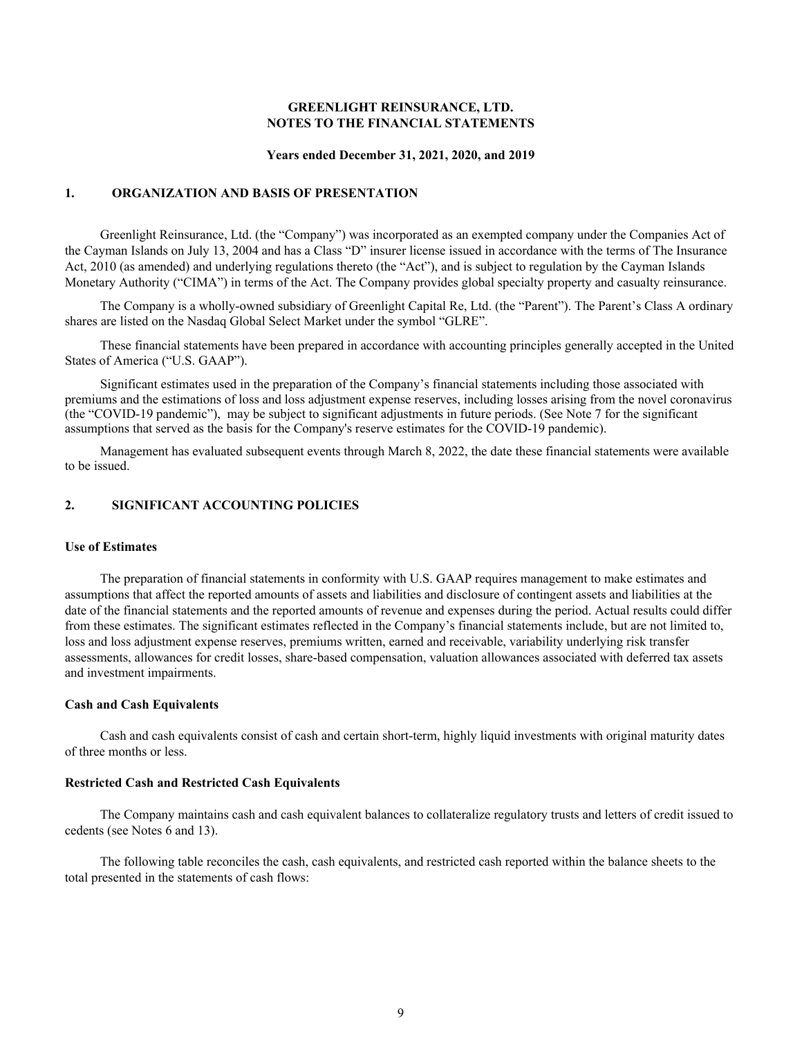**GREENLIGHT REINSURANCE, LTD.**
**NOTES TO THE FINANCIAL STATEMENTS**

**Years ended December 31, 2021, 2020, and 2019**

## 1. ORGANIZATION AND BASIS OF PRESENTATION

Greenlight Reinsurance, Ltd. (the "Company") was incorporated as an exempted company under the Companies Act of the Cayman Islands on July 13, 2004 and has a Class "D" insurer license issued in accordance with the terms of The Insurance Act, 2010 (as amended) and underlying regulations thereto (the "Act"), and is subject to regulation by the Cayman Islands Monetary Authority ("CIMA") in terms of the Act. The Company provides global specialty property and casualty reinsurance.

The Company is a wholly-owned subsidiary of Greenlight Capital Re, Ltd. (the "Parent"). The Parent's Class A ordinary shares are listed on the Nasdaq Global Select Market under the symbol "GLRE".

These financial statements have been prepared in accordance with accounting principles generally accepted in the United States of America ("U.S. GAAP").

Significant estimates used in the preparation of the Company's financial statements including those associated with premiums and the estimations of loss and loss adjustment expense reserves, including losses arising from the novel coronavirus (the "COVID-19 pandemic"), may be subject to significant adjustments in future periods. (See Note 7 for the significant assumptions that served as the basis for the Company's reserve estimates for the COVID-19 pandemic).

Management has evaluated subsequent events through March 8, 2022, the date these financial statements were available to be issued.

## 2. SIGNIFICANT ACCOUNTING POLICIES

### Use of Estimates

The preparation of financial statements in conformity with U.S. GAAP requires management to make estimates and assumptions that affect the reported amounts of assets and liabilities and disclosure of contingent assets and liabilities at the date of the financial statements and the reported amounts of revenue and expenses during the period. Actual results could differ from these estimates. The significant estimates reflected in the Company's financial statements include, but are not limited to, loss and loss adjustment expense reserves, premiums written, earned and receivable, variability underlying risk transfer assessments, allowances for credit losses, share-based compensation, valuation allowances associated with deferred tax assets and investment impairments.

### Cash and Cash Equivalents

Cash and cash equivalents consist of cash and certain short-term, highly liquid investments with original maturity dates of three months or less.

### Restricted Cash and Restricted Cash Equivalents

The Company maintains cash and cash equivalent balances to collateralize regulatory trusts and letters of credit issued to cedents (see Notes 6 and 13).

The following table reconciles the cash, cash equivalents, and restricted cash reported within the balance sheets to the total presented in the statements of cash flows: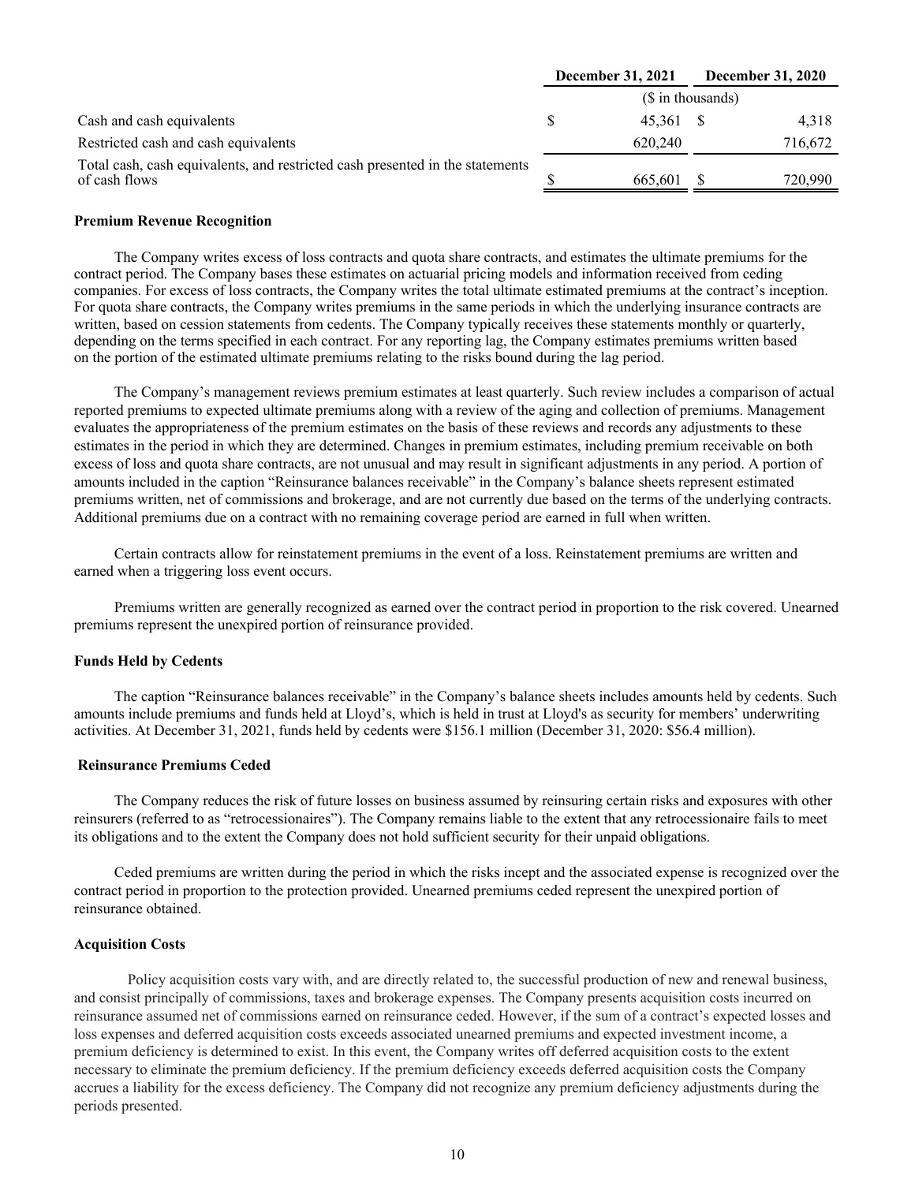| | December 31, 2021 | December 31, 2020 |
|---|---|---|
| | ($ in thousands) | |
| Cash and cash equivalents | $ 45,361 | $ 4,318 |
| Restricted cash and cash equivalents | 620,240 | 716,672 |
| Total cash, cash equivalents, and restricted cash presented in the statements of cash flows | $ 665,601 | $ 720,990 |

**Premium Revenue Recognition**

The Company writes excess of loss contracts and quota share contracts, and estimates the ultimate premiums for the contract period. The Company bases these estimates on actuarial pricing models and information received from ceding companies. For excess of loss contracts, the Company writes the total ultimate estimated premiums at the contract's inception. For quota share contracts, the Company writes premiums in the same periods in which the underlying insurance contracts are written, based on cession statements from cedents. The Company typically receives these statements monthly or quarterly, depending on the terms specified in each contract. For any reporting lag, the Company estimates premiums written based on the portion of the estimated ultimate premiums relating to the risks bound during the lag period.

The Company's management reviews premium estimates at least quarterly. Such review includes a comparison of actual reported premiums to expected ultimate premiums along with a review of the aging and collection of premiums. Management evaluates the appropriateness of the premium estimates on the basis of these reviews and records any adjustments to these estimates in the period in which they are determined. Changes in premium estimates, including premium receivable on both excess of loss and quota share contracts, are not unusual and may result in significant adjustments in any period. A portion of amounts included in the caption "Reinsurance balances receivable" in the Company's balance sheets represent estimated premiums written, net of commissions and brokerage, and are not currently due based on the terms of the underlying contracts. Additional premiums due on a contract with no remaining coverage period are earned in full when written.

Certain contracts allow for reinstatement premiums in the event of a loss. Reinstatement premiums are written and earned when a triggering loss event occurs.

Premiums written are generally recognized as earned over the contract period in proportion to the risk covered. Unearned premiums represent the unexpired portion of reinsurance provided.

**Funds Held by Cedents**

The caption "Reinsurance balances receivable" in the Company's balance sheets includes amounts held by cedents. Such amounts include premiums and funds held at Lloyd's, which is held in trust at Lloyd's as security for members' underwriting activities. At December 31, 2021, funds held by cedents were $156.1 million (December 31, 2020: $56.4 million).

**Reinsurance Premiums Ceded**

The Company reduces the risk of future losses on business assumed by reinsuring certain risks and exposures with other reinsurers (referred to as "retrocessionaires"). The Company remains liable to the extent that any retrocessionaire fails to meet its obligations and to the extent the Company does not hold sufficient security for their unpaid obligations.

Ceded premiums are written during the period in which the risks incept and the associated expense is recognized over the contract period in proportion to the protection provided. Unearned premiums ceded represent the unexpired portion of reinsurance obtained.

**Acquisition Costs**

Policy acquisition costs vary with, and are directly related to, the successful production of new and renewal business, and consist principally of commissions, taxes and brokerage expenses. The Company presents acquisition costs incurred on reinsurance assumed net of commissions earned on reinsurance ceded. However, if the sum of a contract's expected losses and loss expenses and deferred acquisition costs exceeds associated unearned premiums and expected investment income, a premium deficiency is determined to exist. In this event, the Company writes off deferred acquisition costs to the extent necessary to eliminate the premium deficiency. If the premium deficiency exceeds deferred acquisition costs the Company accrues a liability for the excess deficiency. The Company did not recognize any premium deficiency adjustments during the periods presented.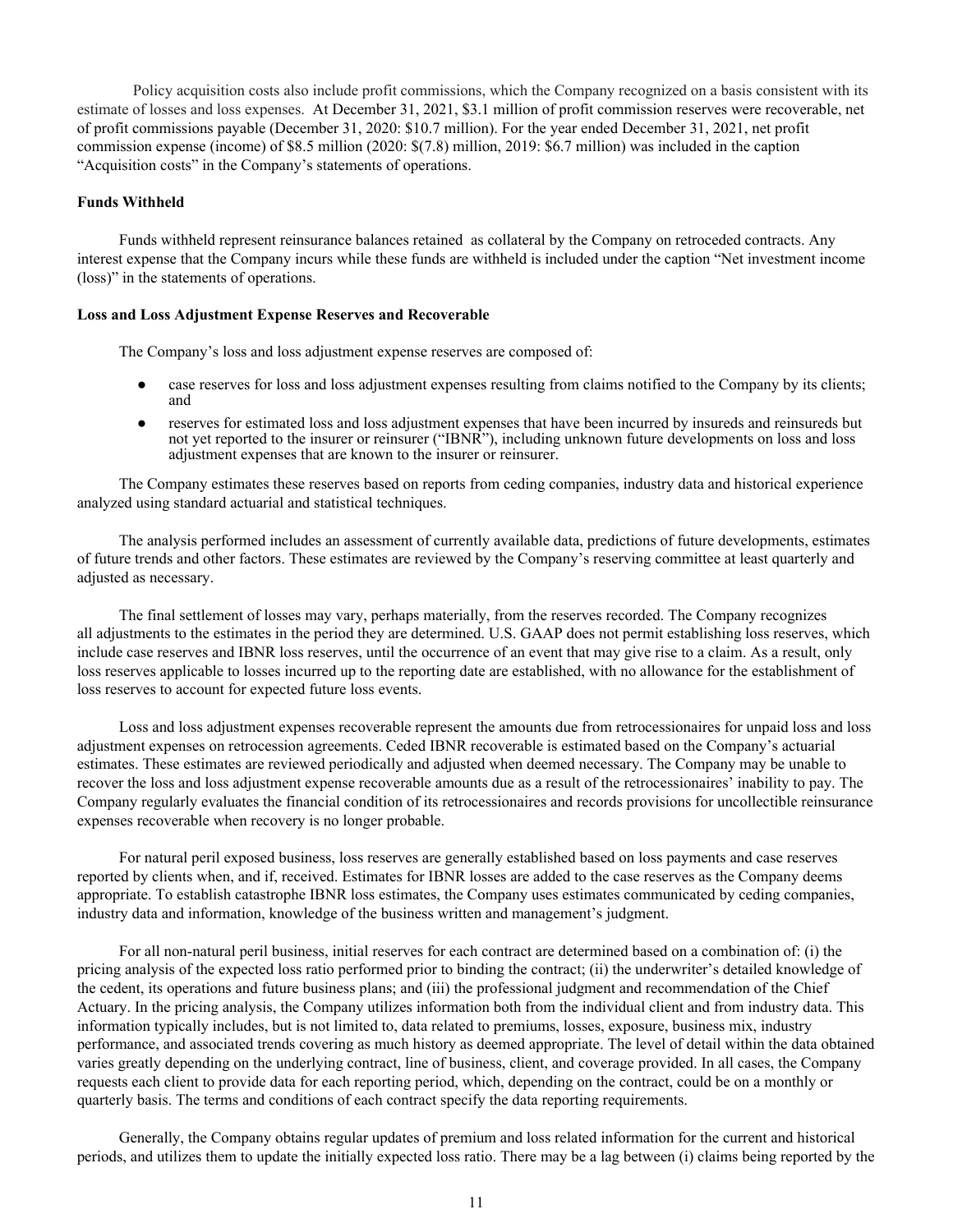Policy acquisition costs also include profit commissions, which the Company recognized on a basis consistent with its estimate of losses and loss expenses. At December 31, 2021, $3.1 million of profit commission reserves were recoverable, net of profit commissions payable (December 31, 2020: $10.7 million). For the year ended December 31, 2021, net profit commission expense (income) of $8.5 million (2020: $(7.8) million, 2019: $6.7 million) was included in the caption "Acquisition costs" in the Company's statements of operations.

**Funds Withheld**

Funds withheld represent reinsurance balances retained as collateral by the Company on retroceded contracts. Any interest expense that the Company incurs while these funds are withheld is included under the caption "Net investment income (loss)" in the statements of operations.

**Loss and Loss Adjustment Expense Reserves and Recoverable**

The Company's loss and loss adjustment expense reserves are composed of:

- case reserves for loss and loss adjustment expenses resulting from claims notified to the Company by its clients; and
- reserves for estimated loss and loss adjustment expenses that have been incurred by insureds and reinsureds but not yet reported to the insurer or reinsurer ("IBNR"), including unknown future developments on loss and loss adjustment expenses that are known to the insurer or reinsurer.

The Company estimates these reserves based on reports from ceding companies, industry data and historical experience analyzed using standard actuarial and statistical techniques.

The analysis performed includes an assessment of currently available data, predictions of future developments, estimates of future trends and other factors. These estimates are reviewed by the Company's reserving committee at least quarterly and adjusted as necessary.

The final settlement of losses may vary, perhaps materially, from the reserves recorded. The Company recognizes all adjustments to the estimates in the period they are determined. U.S. GAAP does not permit establishing loss reserves, which include case reserves and IBNR loss reserves, until the occurrence of an event that may give rise to a claim. As a result, only loss reserves applicable to losses incurred up to the reporting date are established, with no allowance for the establishment of loss reserves to account for expected future loss events.

Loss and loss adjustment expenses recoverable represent the amounts due from retrocessionaires for unpaid loss and loss adjustment expenses on retrocession agreements. Ceded IBNR recoverable is estimated based on the Company's actuarial estimates. These estimates are reviewed periodically and adjusted when deemed necessary. The Company may be unable to recover the loss and loss adjustment expense recoverable amounts due as a result of the retrocessionaires' inability to pay. The Company regularly evaluates the financial condition of its retrocessionaires and records provisions for uncollectible reinsurance expenses recoverable when recovery is no longer probable.

For natural peril exposed business, loss reserves are generally established based on loss payments and case reserves reported by clients when, and if, received. Estimates for IBNR losses are added to the case reserves as the Company deems appropriate. To establish catastrophe IBNR loss estimates, the Company uses estimates communicated by ceding companies, industry data and information, knowledge of the business written and management's judgment.

For all non-natural peril business, initial reserves for each contract are determined based on a combination of: (i) the pricing analysis of the expected loss ratio performed prior to binding the contract; (ii) the underwriter's detailed knowledge of the cedent, its operations and future business plans; and (iii) the professional judgment and recommendation of the Chief Actuary. In the pricing analysis, the Company utilizes information both from the individual client and from industry data. This information typically includes, but is not limited to, data related to premiums, losses, exposure, business mix, industry performance, and associated trends covering as much history as deemed appropriate. The level of detail within the data obtained varies greatly depending on the underlying contract, line of business, client, and coverage provided. In all cases, the Company requests each client to provide data for each reporting period, which, depending on the contract, could be on a monthly or quarterly basis. The terms and conditions of each contract specify the data reporting requirements.

Generally, the Company obtains regular updates of premium and loss related information for the current and historical periods, and utilizes them to update the initially expected loss ratio. There may be a lag between (i) claims being reported by the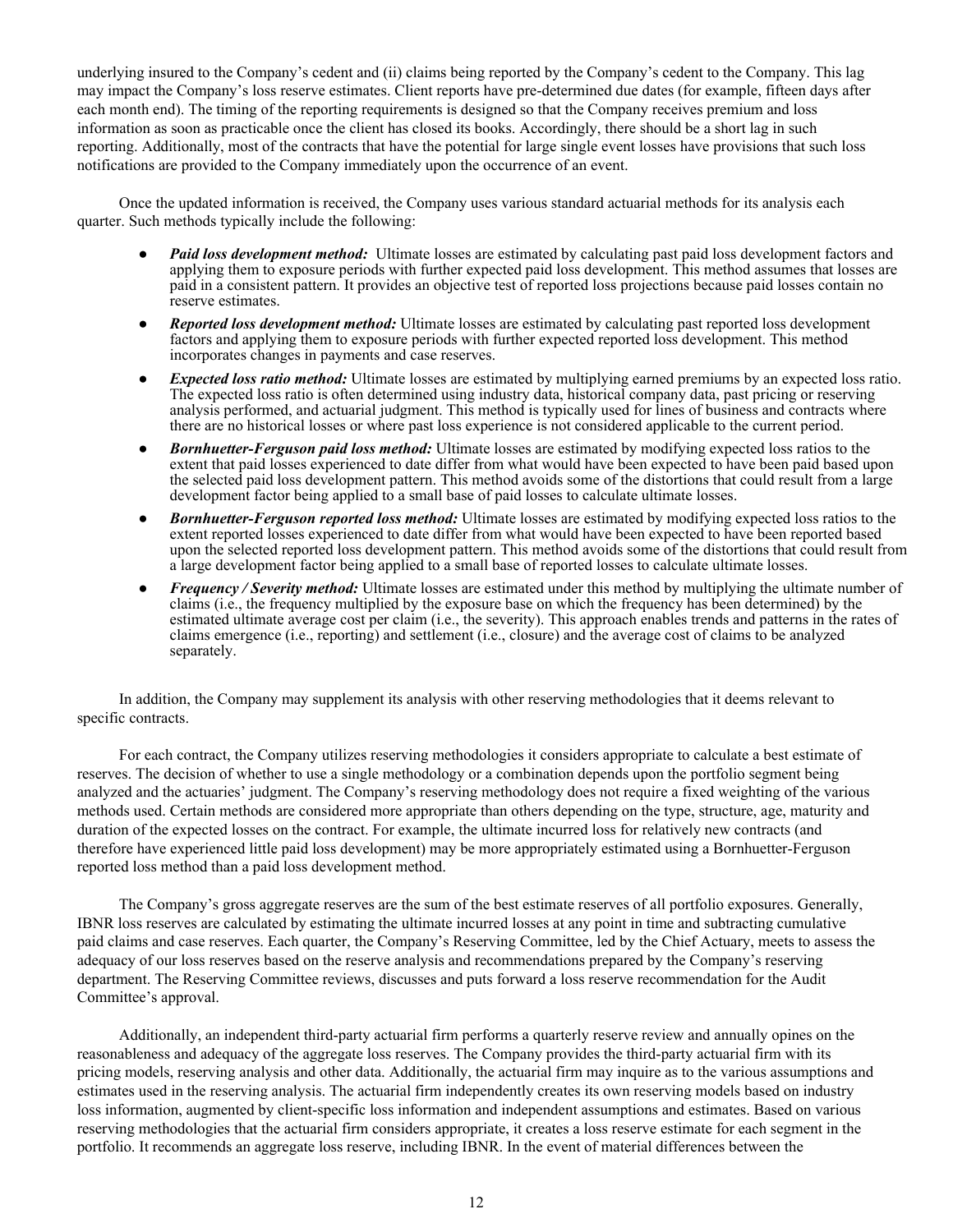underlying insured to the Company's cedent and (ii) claims being reported by the Company's cedent to the Company. This lag may impact the Company's loss reserve estimates. Client reports have pre-determined due dates (for example, fifteen days after each month end). The timing of the reporting requirements is designed so that the Company receives premium and loss information as soon as practicable once the client has closed its books. Accordingly, there should be a short lag in such reporting. Additionally, most of the contracts that have the potential for large single event losses have provisions that such loss notifications are provided to the Company immediately upon the occurrence of an event.

Once the updated information is received, the Company uses various standard actuarial methods for its analysis each quarter. Such methods typically include the following:

- ***Paid loss development method:*** Ultimate losses are estimated by calculating past paid loss development factors and applying them to exposure periods with further expected paid loss development. This method assumes that losses are paid in a consistent pattern. It provides an objective test of reported loss projections because paid losses contain no reserve estimates.
- ***Reported loss development method:*** Ultimate losses are estimated by calculating past reported loss development factors and applying them to exposure periods with further expected reported loss development. This method incorporates changes in payments and case reserves.
- ***Expected loss ratio method:*** Ultimate losses are estimated by multiplying earned premiums by an expected loss ratio. The expected loss ratio is often determined using industry data, historical company data, past pricing or reserving analysis performed, and actuarial judgment. This method is typically used for lines of business and contracts where there are no historical losses or where past loss experience is not considered applicable to the current period.
- ***Bornhuetter-Ferguson paid loss method:*** Ultimate losses are estimated by modifying expected loss ratios to the extent that paid losses experienced to date differ from what would have been expected to have been paid based upon the selected paid loss development pattern. This method avoids some of the distortions that could result from a large development factor being applied to a small base of paid losses to calculate ultimate losses.
- ***Bornhuetter-Ferguson reported loss method:*** Ultimate losses are estimated by modifying expected loss ratios to the extent reported losses experienced to date differ from what would have been expected to have been reported based upon the selected reported loss development pattern. This method avoids some of the distortions that could result from a large development factor being applied to a small base of reported losses to calculate ultimate losses.
- ***Frequency / Severity method:*** Ultimate losses are estimated under this method by multiplying the ultimate number of claims (i.e., the frequency multiplied by the exposure base on which the frequency has been determined) by the estimated ultimate average cost per claim (i.e., the severity). This approach enables trends and patterns in the rates of claims emergence (i.e., reporting) and settlement (i.e., closure) and the average cost of claims to be analyzed separately.

In addition, the Company may supplement its analysis with other reserving methodologies that it deems relevant to specific contracts.

For each contract, the Company utilizes reserving methodologies it considers appropriate to calculate a best estimate of reserves. The decision of whether to use a single methodology or a combination depends upon the portfolio segment being analyzed and the actuaries' judgment. The Company's reserving methodology does not require a fixed weighting of the various methods used. Certain methods are considered more appropriate than others depending on the type, structure, age, maturity and duration of the expected losses on the contract. For example, the ultimate incurred loss for relatively new contracts (and therefore have experienced little paid loss development) may be more appropriately estimated using a Bornhuetter-Ferguson reported loss method than a paid loss development method.

The Company's gross aggregate reserves are the sum of the best estimate reserves of all portfolio exposures. Generally, IBNR loss reserves are calculated by estimating the ultimate incurred losses at any point in time and subtracting cumulative paid claims and case reserves. Each quarter, the Company's Reserving Committee, led by the Chief Actuary, meets to assess the adequacy of our loss reserves based on the reserve analysis and recommendations prepared by the Company's reserving department. The Reserving Committee reviews, discusses and puts forward a loss reserve recommendation for the Audit Committee's approval.

Additionally, an independent third-party actuarial firm performs a quarterly reserve review and annually opines on the reasonableness and adequacy of the aggregate loss reserves. The Company provides the third-party actuarial firm with its pricing models, reserving analysis and other data. Additionally, the actuarial firm may inquire as to the various assumptions and estimates used in the reserving analysis. The actuarial firm independently creates its own reserving models based on industry loss information, augmented by client-specific loss information and independent assumptions and estimates. Based on various reserving methodologies that the actuarial firm considers appropriate, it creates a loss reserve estimate for each segment in the portfolio. It recommends an aggregate loss reserve, including IBNR. In the event of material differences between the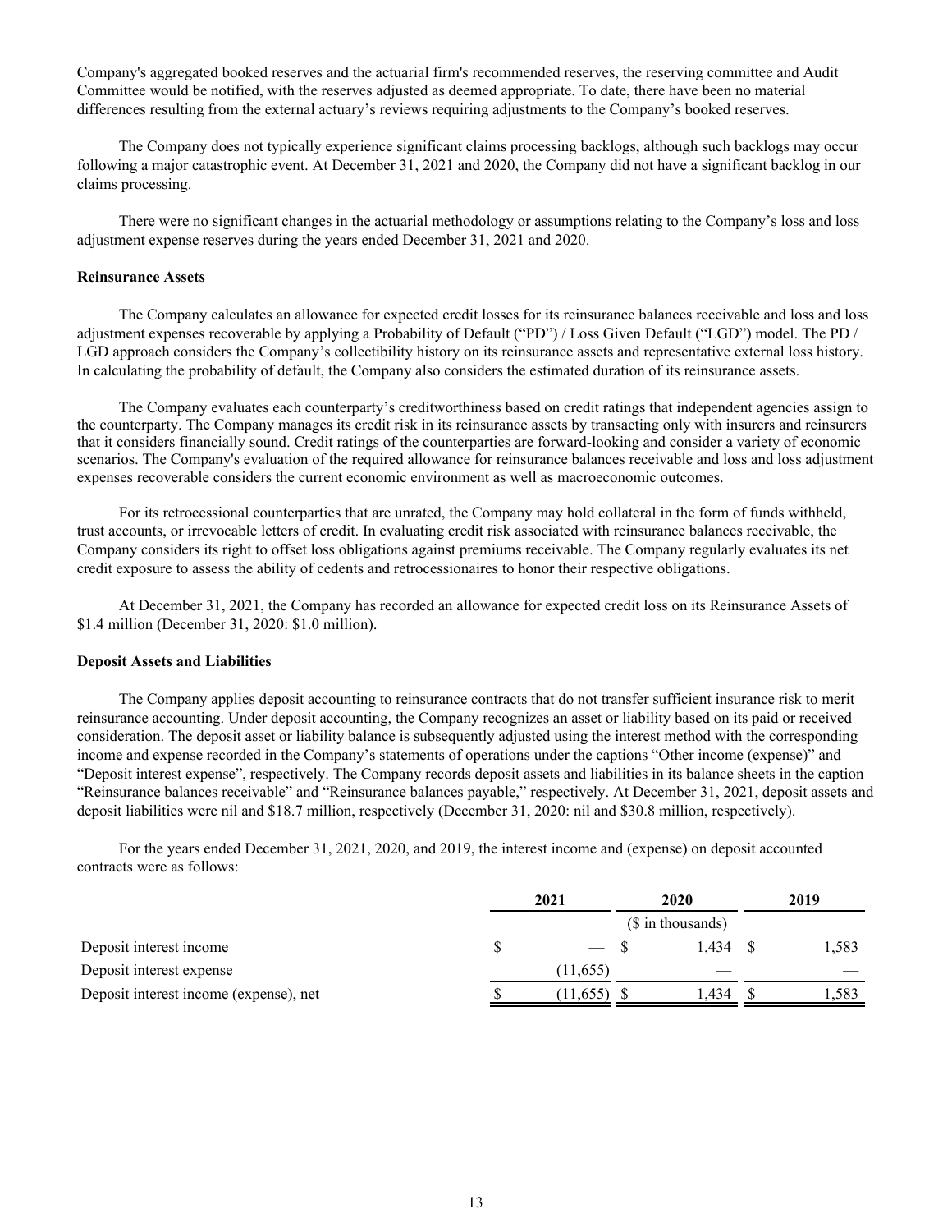Company's aggregated booked reserves and the actuarial firm's recommended reserves, the reserving committee and Audit Committee would be notified, with the reserves adjusted as deemed appropriate. To date, there have been no material differences resulting from the external actuary's reviews requiring adjustments to the Company's booked reserves.

The Company does not typically experience significant claims processing backlogs, although such backlogs may occur following a major catastrophic event. At December 31, 2021 and 2020, the Company did not have a significant backlog in our claims processing.

There were no significant changes in the actuarial methodology or assumptions relating to the Company's loss and loss adjustment expense reserves during the years ended December 31, 2021 and 2020.

**Reinsurance Assets**

The Company calculates an allowance for expected credit losses for its reinsurance balances receivable and loss and loss adjustment expenses recoverable by applying a Probability of Default ("PD") / Loss Given Default ("LGD") model. The PD / LGD approach considers the Company's collectibility history on its reinsurance assets and representative external loss history. In calculating the probability of default, the Company also considers the estimated duration of its reinsurance assets.

The Company evaluates each counterparty's creditworthiness based on credit ratings that independent agencies assign to the counterparty. The Company manages its credit risk in its reinsurance assets by transacting only with insurers and reinsurers that it considers financially sound. Credit ratings of the counterparties are forward-looking and consider a variety of economic scenarios. The Company's evaluation of the required allowance for reinsurance balances receivable and loss and loss adjustment expenses recoverable considers the current economic environment as well as macroeconomic outcomes.

For its retrocessional counterparties that are unrated, the Company may hold collateral in the form of funds withheld, trust accounts, or irrevocable letters of credit. In evaluating credit risk associated with reinsurance balances receivable, the Company considers its right to offset loss obligations against premiums receivable. The Company regularly evaluates its net credit exposure to assess the ability of cedents and retrocessionaires to honor their respective obligations.

At December 31, 2021, the Company has recorded an allowance for expected credit loss on its Reinsurance Assets of $1.4 million (December 31, 2020: $1.0 million).

**Deposit Assets and Liabilities**

The Company applies deposit accounting to reinsurance contracts that do not transfer sufficient insurance risk to merit reinsurance accounting. Under deposit accounting, the Company recognizes an asset or liability based on its paid or received consideration. The deposit asset or liability balance is subsequently adjusted using the interest method with the corresponding income and expense recorded in the Company's statements of operations under the captions "Other income (expense)" and "Deposit interest expense", respectively. The Company records deposit assets and liabilities in its balance sheets in the caption "Reinsurance balances receivable" and "Reinsurance balances payable," respectively. At December 31, 2021, deposit assets and deposit liabilities were nil and $18.7 million, respectively (December 31, 2020: nil and $30.8 million, respectively).

For the years ended December 31, 2021, 2020, and 2019, the interest income and (expense) on deposit accounted contracts were as follows:

| | 2021 | 2020 | 2019 |
|---|---|---|---|
| | | ($ in thousands) | |
| Deposit interest income | $ — | $ 1,434 | $ 1,583 |
| Deposit interest expense | (11,655) | — | — |
| Deposit interest income (expense), net | $ (11,655) | $ 1,434 | $ 1,583 |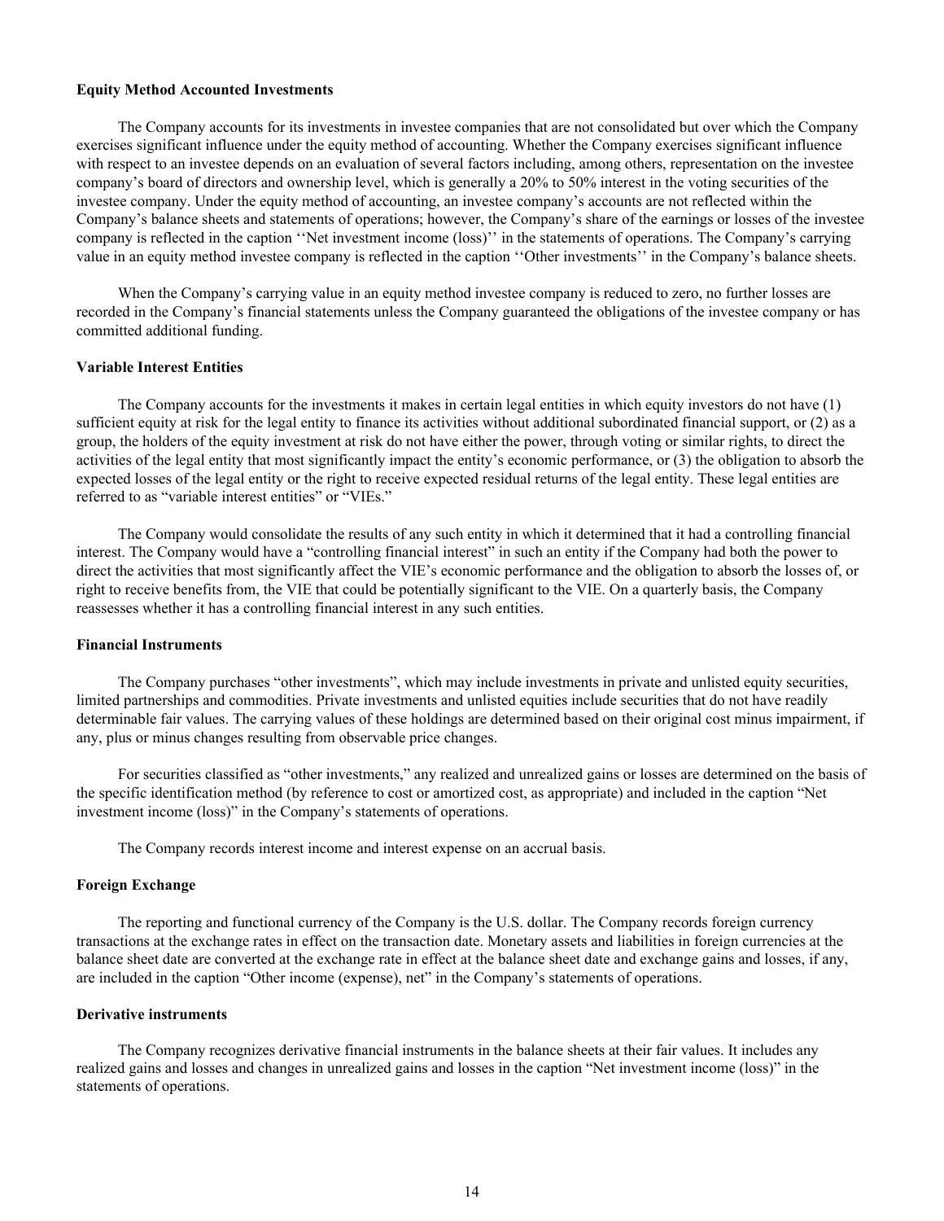**Equity Method Accounted Investments**

The Company accounts for its investments in investee companies that are not consolidated but over which the Company exercises significant influence under the equity method of accounting. Whether the Company exercises significant influence with respect to an investee depends on an evaluation of several factors including, among others, representation on the investee company's board of directors and ownership level, which is generally a 20% to 50% interest in the voting securities of the investee company. Under the equity method of accounting, an investee company's accounts are not reflected within the Company's balance sheets and statements of operations; however, the Company's share of the earnings or losses of the investee company is reflected in the caption ''Net investment income (loss)'' in the statements of operations. The Company's carrying value in an equity method investee company is reflected in the caption ''Other investments'' in the Company's balance sheets.

When the Company's carrying value in an equity method investee company is reduced to zero, no further losses are recorded in the Company's financial statements unless the Company guaranteed the obligations of the investee company or has committed additional funding.

**Variable Interest Entities**

The Company accounts for the investments it makes in certain legal entities in which equity investors do not have (1) sufficient equity at risk for the legal entity to finance its activities without additional subordinated financial support, or (2) as a group, the holders of the equity investment at risk do not have either the power, through voting or similar rights, to direct the activities of the legal entity that most significantly impact the entity's economic performance, or (3) the obligation to absorb the expected losses of the legal entity or the right to receive expected residual returns of the legal entity. These legal entities are referred to as "variable interest entities" or "VIEs."

The Company would consolidate the results of any such entity in which it determined that it had a controlling financial interest. The Company would have a "controlling financial interest" in such an entity if the Company had both the power to direct the activities that most significantly affect the VIE's economic performance and the obligation to absorb the losses of, or right to receive benefits from, the VIE that could be potentially significant to the VIE. On a quarterly basis, the Company reassesses whether it has a controlling financial interest in any such entities.

**Financial Instruments**

The Company purchases "other investments", which may include investments in private and unlisted equity securities, limited partnerships and commodities. Private investments and unlisted equities include securities that do not have readily determinable fair values. The carrying values of these holdings are determined based on their original cost minus impairment, if any, plus or minus changes resulting from observable price changes.

For securities classified as "other investments," any realized and unrealized gains or losses are determined on the basis of the specific identification method (by reference to cost or amortized cost, as appropriate) and included in the caption "Net investment income (loss)" in the Company's statements of operations.

The Company records interest income and interest expense on an accrual basis.

**Foreign Exchange**

The reporting and functional currency of the Company is the U.S. dollar. The Company records foreign currency transactions at the exchange rates in effect on the transaction date. Monetary assets and liabilities in foreign currencies at the balance sheet date are converted at the exchange rate in effect at the balance sheet date and exchange gains and losses, if any, are included in the caption "Other income (expense), net" in the Company's statements of operations.

**Derivative instruments**

The Company recognizes derivative financial instruments in the balance sheets at their fair values. It includes any realized gains and losses and changes in unrealized gains and losses in the caption "Net investment income (loss)" in the statements of operations.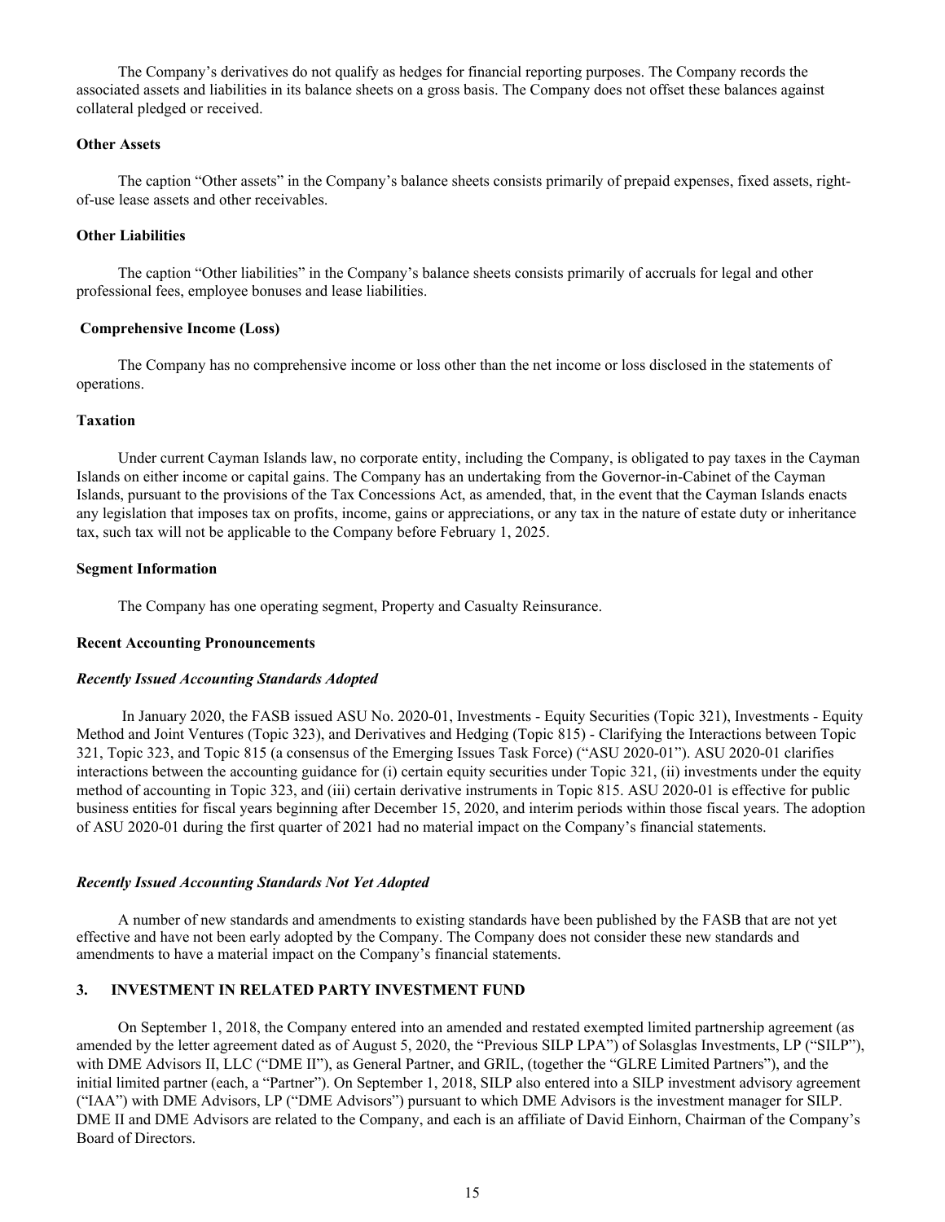The Company's derivatives do not qualify as hedges for financial reporting purposes. The Company records the associated assets and liabilities in its balance sheets on a gross basis. The Company does not offset these balances against collateral pledged or received.

**Other Assets**

The caption "Other assets" in the Company's balance sheets consists primarily of prepaid expenses, fixed assets, right-of-use lease assets and other receivables.

**Other Liabilities**

The caption "Other liabilities" in the Company's balance sheets consists primarily of accruals for legal and other professional fees, employee bonuses and lease liabilities.

**Comprehensive Income (Loss)**

The Company has no comprehensive income or loss other than the net income or loss disclosed in the statements of operations.

**Taxation**

Under current Cayman Islands law, no corporate entity, including the Company, is obligated to pay taxes in the Cayman Islands on either income or capital gains. The Company has an undertaking from the Governor-in-Cabinet of the Cayman Islands, pursuant to the provisions of the Tax Concessions Act, as amended, that, in the event that the Cayman Islands enacts any legislation that imposes tax on profits, income, gains or appreciations, or any tax in the nature of estate duty or inheritance tax, such tax will not be applicable to the Company before February 1, 2025.

**Segment Information**

The Company has one operating segment, Property and Casualty Reinsurance.

**Recent Accounting Pronouncements**

***Recently Issued Accounting Standards Adopted***

In January 2020, the FASB issued ASU No. 2020-01, Investments - Equity Securities (Topic 321), Investments - Equity Method and Joint Ventures (Topic 323), and Derivatives and Hedging (Topic 815) - Clarifying the Interactions between Topic 321, Topic 323, and Topic 815 (a consensus of the Emerging Issues Task Force) ("ASU 2020-01"). ASU 2020-01 clarifies interactions between the accounting guidance for (i) certain equity securities under Topic 321, (ii) investments under the equity method of accounting in Topic 323, and (iii) certain derivative instruments in Topic 815. ASU 2020-01 is effective for public business entities for fiscal years beginning after December 15, 2020, and interim periods within those fiscal years. The adoption of ASU 2020-01 during the first quarter of 2021 had no material impact on the Company's financial statements.

***Recently Issued Accounting Standards Not Yet Adopted***

A number of new standards and amendments to existing standards have been published by the FASB that are not yet effective and have not been early adopted by the Company. The Company does not consider these new standards and amendments to have a material impact on the Company's financial statements.

## 3. INVESTMENT IN RELATED PARTY INVESTMENT FUND

On September 1, 2018, the Company entered into an amended and restated exempted limited partnership agreement (as amended by the letter agreement dated as of August 5, 2020, the "Previous SILP LPA") of Solasglas Investments, LP ("SILP"), with DME Advisors II, LLC ("DME II"), as General Partner, and GRIL, (together the "GLRE Limited Partners"), and the initial limited partner (each, a "Partner"). On September 1, 2018, SILP also entered into a SILP investment advisory agreement ("IAA") with DME Advisors, LP ("DME Advisors") pursuant to which DME Advisors is the investment manager for SILP. DME II and DME Advisors are related to the Company, and each is an affiliate of David Einhorn, Chairman of the Company's Board of Directors.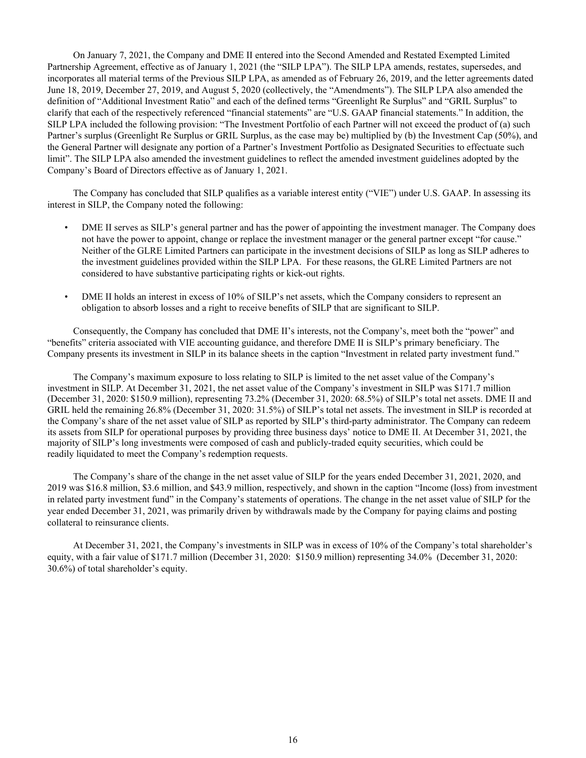On January 7, 2021, the Company and DME II entered into the Second Amended and Restated Exempted Limited Partnership Agreement, effective as of January 1, 2021 (the "SILP LPA"). The SILP LPA amends, restates, supersedes, and incorporates all material terms of the Previous SILP LPA, as amended as of February 26, 2019, and the letter agreements dated June 18, 2019, December 27, 2019, and August 5, 2020 (collectively, the "Amendments"). The SILP LPA also amended the definition of "Additional Investment Ratio" and each of the defined terms "Greenlight Re Surplus" and "GRIL Surplus" to clarify that each of the respectively referenced "financial statements" are "U.S. GAAP financial statements." In addition, the SILP LPA included the following provision: "The Investment Portfolio of each Partner will not exceed the product of (a) such Partner's surplus (Greenlight Re Surplus or GRIL Surplus, as the case may be) multiplied by (b) the Investment Cap (50%), and the General Partner will designate any portion of a Partner's Investment Portfolio as Designated Securities to effectuate such limit". The SILP LPA also amended the investment guidelines to reflect the amended investment guidelines adopted by the Company's Board of Directors effective as of January 1, 2021.

The Company has concluded that SILP qualifies as a variable interest entity ("VIE") under U.S. GAAP. In assessing its interest in SILP, the Company noted the following:

- DME II serves as SILP's general partner and has the power of appointing the investment manager. The Company does not have the power to appoint, change or replace the investment manager or the general partner except "for cause." Neither of the GLRE Limited Partners can participate in the investment decisions of SILP as long as SILP adheres to the investment guidelines provided within the SILP LPA. For these reasons, the GLRE Limited Partners are not considered to have substantive participating rights or kick-out rights.

- DME II holds an interest in excess of 10% of SILP's net assets, which the Company considers to represent an obligation to absorb losses and a right to receive benefits of SILP that are significant to SILP.

Consequently, the Company has concluded that DME II's interests, not the Company's, meet both the "power" and "benefits" criteria associated with VIE accounting guidance, and therefore DME II is SILP's primary beneficiary. The Company presents its investment in SILP in its balance sheets in the caption "Investment in related party investment fund."

The Company's maximum exposure to loss relating to SILP is limited to the net asset value of the Company's investment in SILP. At December 31, 2021, the net asset value of the Company's investment in SILP was $171.7 million (December 31, 2020: $150.9 million), representing 73.2% (December 31, 2020: 68.5%) of SILP's total net assets. DME II and GRIL held the remaining 26.8% (December 31, 2020: 31.5%) of SILP's total net assets. The investment in SILP is recorded at the Company's share of the net asset value of SILP as reported by SILP's third-party administrator. The Company can redeem its assets from SILP for operational purposes by providing three business days' notice to DME II. At December 31, 2021, the majority of SILP's long investments were composed of cash and publicly-traded equity securities, which could be readily liquidated to meet the Company's redemption requests.

The Company's share of the change in the net asset value of SILP for the years ended December 31, 2021, 2020, and 2019 was $16.8 million, $3.6 million, and $43.9 million, respectively, and shown in the caption "Income (loss) from investment in related party investment fund" in the Company's statements of operations. The change in the net asset value of SILP for the year ended December 31, 2021, was primarily driven by withdrawals made by the Company for paying claims and posting collateral to reinsurance clients.

At December 31, 2021, the Company's investments in SILP was in excess of 10% of the Company's total shareholder's equity, with a fair value of $171.7 million (December 31, 2020: $150.9 million) representing 34.0% (December 31, 2020: 30.6%) of total shareholder's equity.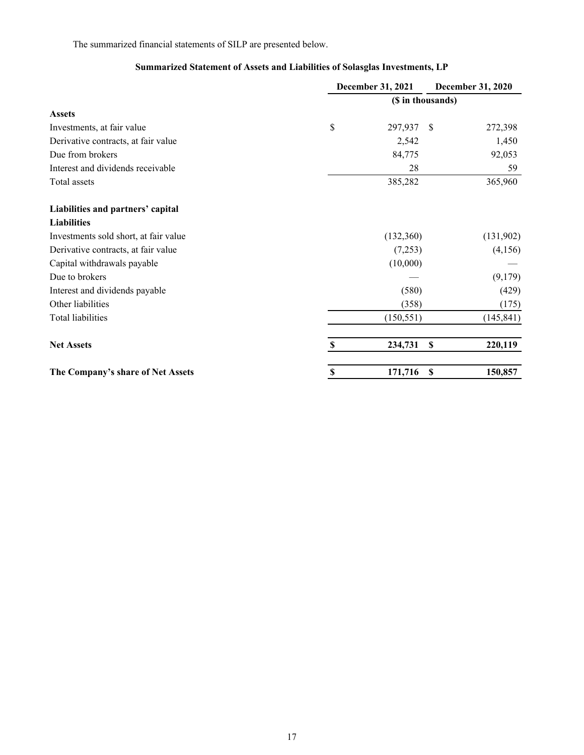The summarized financial statements of SILP are presented below.

**Summarized Statement of Assets and Liabilities of Solasglas Investments, LP**

| | December 31, 2021 | December 31, 2020 |
|---|---|---|
| | ($ in thousands) | |
| **Assets** | | |
| Investments, at fair value | $ 297,937 | $ 272,398 |
| Derivative contracts, at fair value | 2,542 | 1,450 |
| Due from brokers | 84,775 | 92,053 |
| Interest and dividends receivable | 28 | 59 |
| Total assets | 385,282 | 365,960 |
| **Liabilities and partners' capital** | | |
| **Liabilities** | | |
| Investments sold short, at fair value | (132,360) | (131,902) |
| Derivative contracts, at fair value | (7,253) | (4,156) |
| Capital withdrawals payable | (10,000) | — |
| Due to brokers | — | (9,179) |
| Interest and dividends payable | (580) | (429) |
| Other liabilities | (358) | (175) |
| Total liabilities | (150,551) | (145,841) |
| **Net Assets** | **$ 234,731** | **$ 220,119** |
| **The Company's share of Net Assets** | **$ 171,716** | **$ 150,857** |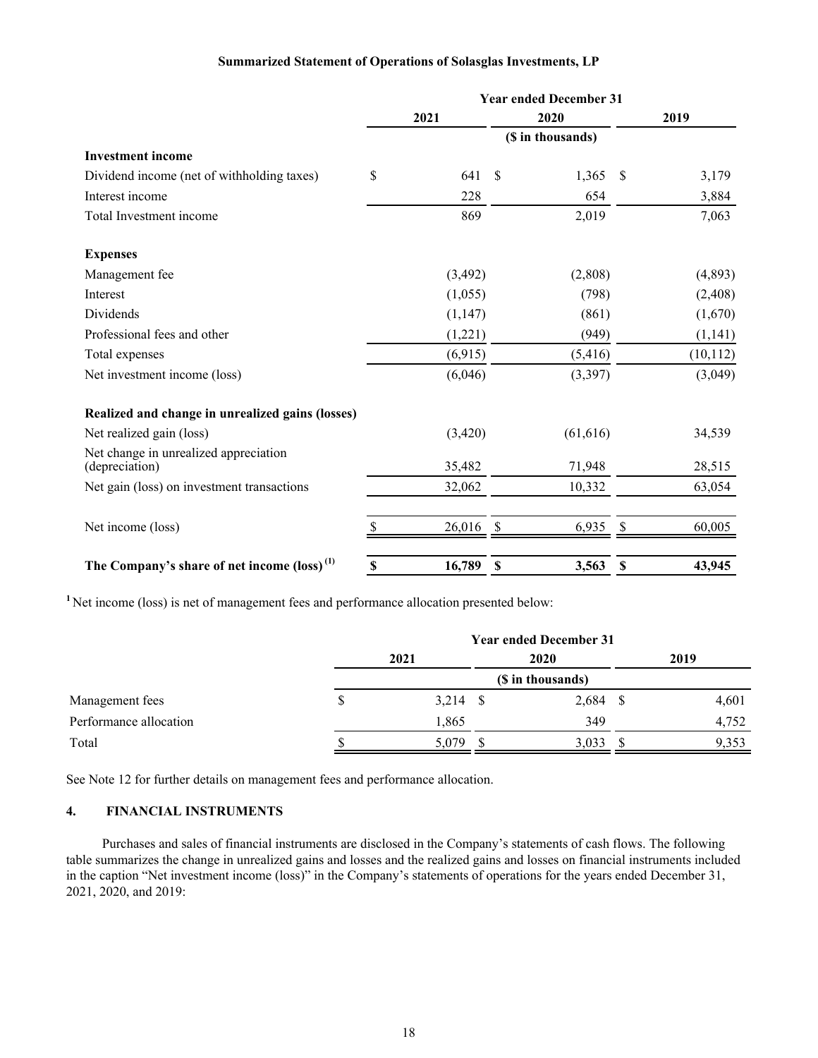**Summarized Statement of Operations of Solasglas Investments, LP**

| | Year ended December 31 | | |
|---|---|---|---|
| | 2021 | 2020 | 2019 |
| | ($ in thousands) | | |
| **Investment income** | | | |
| Dividend income (net of withholding taxes) | $ 641 | $ 1,365 | $ 3,179 |
| Interest income | 228 | 654 | 3,884 |
| Total Investment income | 869 | 2,019 | 7,063 |
| **Expenses** | | | |
| Management fee | (3,492) | (2,808) | (4,893) |
| Interest | (1,055) | (798) | (2,408) |
| Dividends | (1,147) | (861) | (1,670) |
| Professional fees and other | (1,221) | (949) | (1,141) |
| Total expenses | (6,915) | (5,416) | (10,112) |
| Net investment income (loss) | (6,046) | (3,397) | (3,049) |
| **Realized and change in unrealized gains (losses)** | | | |
| Net realized gain (loss) | (3,420) | (61,616) | 34,539 |
| Net change in unrealized appreciation (depreciation) | 35,482 | 71,948 | 28,515 |
| Net gain (loss) on investment transactions | 32,062 | 10,332 | 63,054 |
| Net income (loss) | $ 26,016 | $ 6,935 | $ 60,005 |
| **The Company's share of net income (loss) [(1)]** | **$ 16,789** | **$ 3,563** | **$ 43,945** |

[1] Net income (loss) is net of management fees and performance allocation presented below:

| | Year ended December 31 | | |
|---|---|---|---|
| | 2021 | 2020 | 2019 |
| | ($ in thousands) | | |
| Management fees | $ 3,214 | $ 2,684 | $ 4,601 |
| Performance allocation | 1,865 | 349 | 4,752 |
| Total | $ 5,079 | $ 3,033 | $ 9,353 |

See Note 12 for further details on management fees and performance allocation.

## 4. FINANCIAL INSTRUMENTS

Purchases and sales of financial instruments are disclosed in the Company's statements of cash flows. The following table summarizes the change in unrealized gains and losses and the realized gains and losses on financial instruments included in the caption "Net investment income (loss)" in the Company's statements of operations for the years ended December 31, 2021, 2020, and 2019: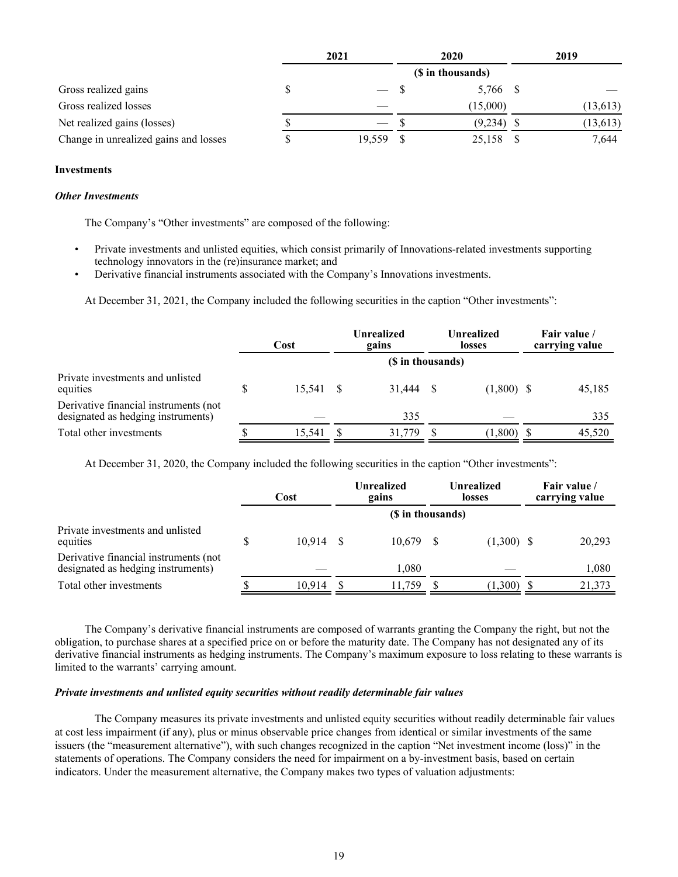| | 2021 | 2020 | 2019 |
|---|---|---|---|
| | | ($ in thousands) | |
| Gross realized gains | $ — | $ 5,766 | $ — |
| Gross realized losses | — | (15,000) | (13,613) |
| Net realized gains (losses) | $ — | $ (9,234) | $ (13,613) |
| Change in unrealized gains and losses | $ 19,559 | $ 25,158 | $ 7,644 |

**Investments**

***Other Investments***

The Company's "Other investments" are composed of the following:

- Private investments and unlisted equities, which consist primarily of Innovations-related investments supporting technology innovators in the (re)insurance market; and
- Derivative financial instruments associated with the Company's Innovations investments.

At December 31, 2021, the Company included the following securities in the caption "Other investments":

| | Cost | Unrealized gains | Unrealized losses | Fair value / carrying value |
|---|---|---|---|---|
| | | ($ in thousands) | | |
| Private investments and unlisted equities | $ 15,541 | $ 31,444 | $ (1,800) | $ 45,185 |
| Derivative financial instruments (not designated as hedging instruments) | — | 335 | — | 335 |
| Total other investments | $ 15,541 | $ 31,779 | $ (1,800) | $ 45,520 |

At December 31, 2020, the Company included the following securities in the caption "Other investments":

| | Cost | Unrealized gains | Unrealized losses | Fair value / carrying value |
|---|---|---|---|---|
| | | ($ in thousands) | | |
| Private investments and unlisted equities | $ 10,914 | $ 10,679 | $ (1,300) | $ 20,293 |
| Derivative financial instruments (not designated as hedging instruments) | — | 1,080 | — | 1,080 |
| Total other investments | $ 10,914 | $ 11,759 | $ (1,300) | $ 21,373 |

The Company's derivative financial instruments are composed of warrants granting the Company the right, but not the obligation, to purchase shares at a specified price on or before the maturity date. The Company has not designated any of its derivative financial instruments as hedging instruments. The Company's maximum exposure to loss relating to these warrants is limited to the warrants' carrying amount.

***Private investments and unlisted equity securities without readily determinable fair values***

The Company measures its private investments and unlisted equity securities without readily determinable fair values at cost less impairment (if any), plus or minus observable price changes from identical or similar investments of the same issuers (the "measurement alternative"), with such changes recognized in the caption "Net investment income (loss)" in the statements of operations. The Company considers the need for impairment on a by-investment basis, based on certain indicators. Under the measurement alternative, the Company makes two types of valuation adjustments: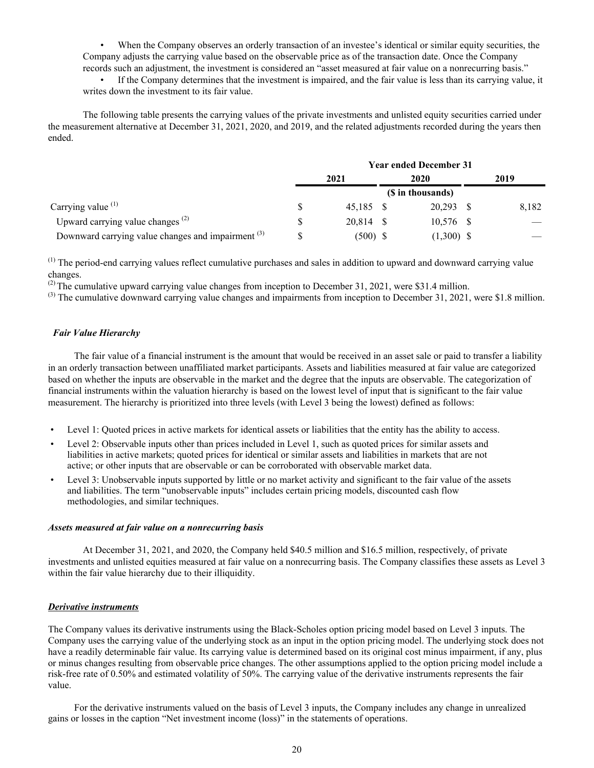- When the Company observes an orderly transaction of an investee's identical or similar equity securities, the Company adjusts the carrying value based on the observable price as of the transaction date. Once the Company records such an adjustment, the investment is considered an "asset measured at fair value on a nonrecurring basis."
- If the Company determines that the investment is impaired, and the fair value is less than its carrying value, it writes down the investment to its fair value.

The following table presents the carrying values of the private investments and unlisted equity securities carried under the measurement alternative at December 31, 2021, 2020, and 2019, and the related adjustments recorded during the years then ended.

| | Year ended December 31 | | |
|---|---|---|---|
| | 2021 | 2020 | 2019 |
| | ($ in thousands) | | |
| Carrying value [(1)] | $ 45,185 | $ 20,293 | $ 8,182 |
| Upward carrying value changes [(2)] | $ 20,814 | $ 10,576 | $ — |
| Downward carrying value changes and impairment [(3)] | $ (500) | $ (1,300) | $ — |

[(1)] The period-end carrying values reflect cumulative purchases and sales in addition to upward and downward carrying value changes.
[(2)] The cumulative upward carrying value changes from inception to December 31, 2021, were $31.4 million.
[(3)] The cumulative downward carrying value changes and impairments from inception to December 31, 2021, were $1.8 million.

### *Fair Value Hierarchy*

The fair value of a financial instrument is the amount that would be received in an asset sale or paid to transfer a liability in an orderly transaction between unaffiliated market participants. Assets and liabilities measured at fair value are categorized based on whether the inputs are observable in the market and the degree that the inputs are observable. The categorization of financial instruments within the valuation hierarchy is based on the lowest level of input that is significant to the fair value measurement. The hierarchy is prioritized into three levels (with Level 3 being the lowest) defined as follows:

- Level 1: Quoted prices in active markets for identical assets or liabilities that the entity has the ability to access.
- Level 2: Observable inputs other than prices included in Level 1, such as quoted prices for similar assets and liabilities in active markets; quoted prices for identical or similar assets and liabilities in markets that are not active; or other inputs that are observable or can be corroborated with observable market data.
- Level 3: Unobservable inputs supported by little or no market activity and significant to the fair value of the assets and liabilities. The term "unobservable inputs" includes certain pricing models, discounted cash flow methodologies, and similar techniques.

#### *Assets measured at fair value on a nonrecurring basis*

At December 31, 2021, and 2020, the Company held $40.5 million and $16.5 million, respectively, of private investments and unlisted equities measured at fair value on a nonrecurring basis. The Company classifies these assets as Level 3 within the fair value hierarchy due to their illiquidity.

#### ***Derivative instruments***

The Company values its derivative instruments using the Black-Scholes option pricing model based on Level 3 inputs. The Company uses the carrying value of the underlying stock as an input in the option pricing model. The underlying stock does not have a readily determinable fair value. Its carrying value is determined based on its original cost minus impairment, if any, plus or minus changes resulting from observable price changes. The other assumptions applied to the option pricing model include a risk-free rate of 0.50% and estimated volatility of 50%. The carrying value of the derivative instruments represents the fair value.

For the derivative instruments valued on the basis of Level 3 inputs, the Company includes any change in unrealized gains or losses in the caption "Net investment income (loss)" in the statements of operations.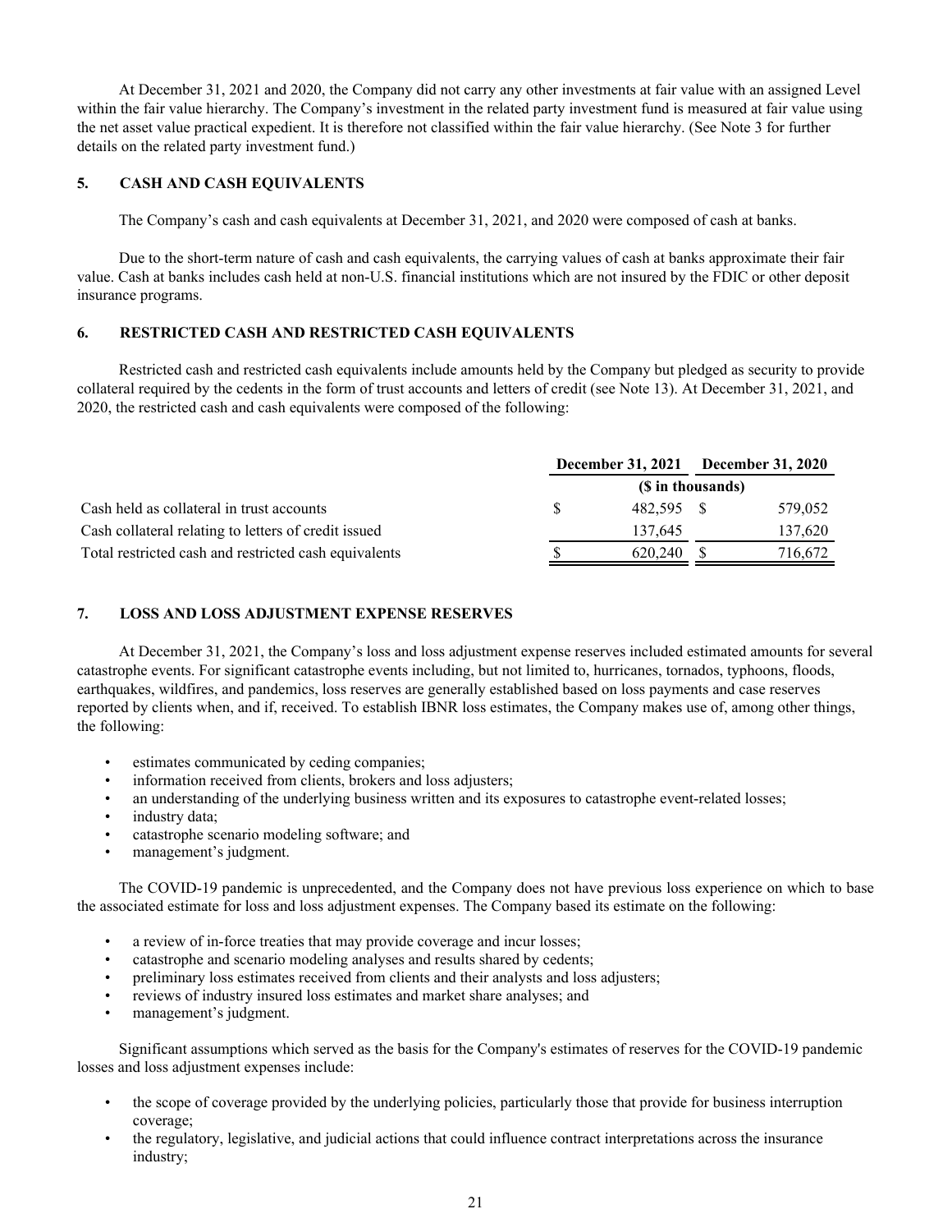At December 31, 2021 and 2020, the Company did not carry any other investments at fair value with an assigned Level within the fair value hierarchy. The Company's investment in the related party investment fund is measured at fair value using the net asset value practical expedient. It is therefore not classified within the fair value hierarchy. (See Note 3 for further details on the related party investment fund.)

## 5. CASH AND CASH EQUIVALENTS

The Company's cash and cash equivalents at December 31, 2021, and 2020 were composed of cash at banks.

Due to the short-term nature of cash and cash equivalents, the carrying values of cash at banks approximate their fair value. Cash at banks includes cash held at non-U.S. financial institutions which are not insured by the FDIC or other deposit insurance programs.

## 6. RESTRICTED CASH AND RESTRICTED CASH EQUIVALENTS

Restricted cash and restricted cash equivalents include amounts held by the Company but pledged as security to provide collateral required by the cedents in the form of trust accounts and letters of credit (see Note 13). At December 31, 2021, and 2020, the restricted cash and cash equivalents were composed of the following:

| | December 31, 2021 | December 31, 2020 |
|---|---|---|
| | ($ in thousands) | |
| Cash held as collateral in trust accounts | $ 482,595 | $ 579,052 |
| Cash collateral relating to letters of credit issued | 137,645 | 137,620 |
| Total restricted cash and restricted cash equivalents | $ 620,240 | $ 716,672 |

## 7. LOSS AND LOSS ADJUSTMENT EXPENSE RESERVES

At December 31, 2021, the Company's loss and loss adjustment expense reserves included estimated amounts for several catastrophe events. For significant catastrophe events including, but not limited to, hurricanes, tornados, typhoons, floods, earthquakes, wildfires, and pandemics, loss reserves are generally established based on loss payments and case reserves reported by clients when, and if, received. To establish IBNR loss estimates, the Company makes use of, among other things, the following:

- estimates communicated by ceding companies;
- information received from clients, brokers and loss adjusters;
- an understanding of the underlying business written and its exposures to catastrophe event-related losses;
- industry data;
- catastrophe scenario modeling software; and
- management's judgment.

The COVID-19 pandemic is unprecedented, and the Company does not have previous loss experience on which to base the associated estimate for loss and loss adjustment expenses. The Company based its estimate on the following:

- a review of in-force treaties that may provide coverage and incur losses;
- catastrophe and scenario modeling analyses and results shared by cedents;
- preliminary loss estimates received from clients and their analysts and loss adjusters;
- reviews of industry insured loss estimates and market share analyses; and
- management's judgment.

Significant assumptions which served as the basis for the Company's estimates of reserves for the COVID-19 pandemic losses and loss adjustment expenses include:

- the scope of coverage provided by the underlying policies, particularly those that provide for business interruption coverage;
- the regulatory, legislative, and judicial actions that could influence contract interpretations across the insurance industry;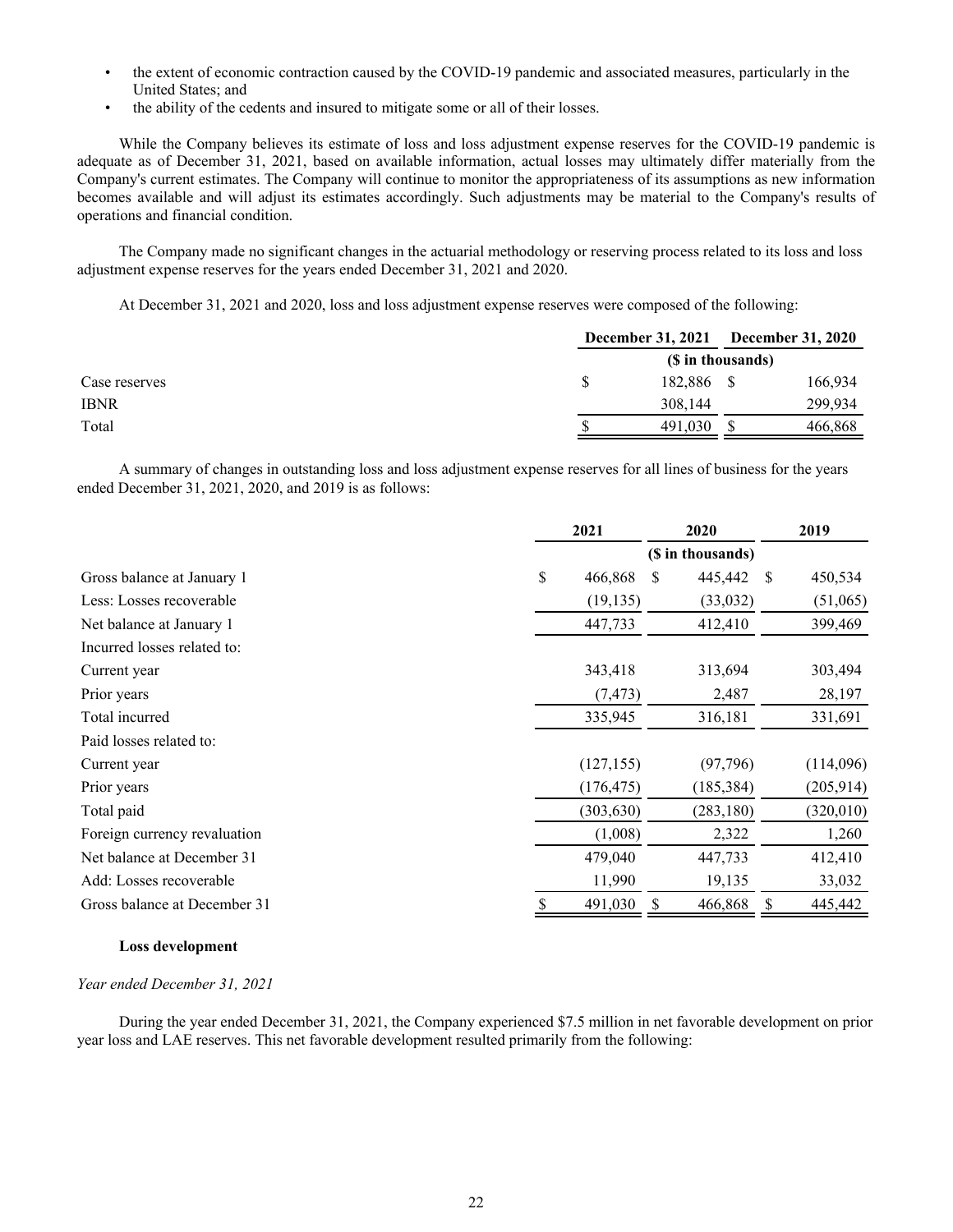- the extent of economic contraction caused by the COVID-19 pandemic and associated measures, particularly in the United States; and
- the ability of the cedents and insured to mitigate some or all of their losses.

While the Company believes its estimate of loss and loss adjustment expense reserves for the COVID-19 pandemic is adequate as of December 31, 2021, based on available information, actual losses may ultimately differ materially from the Company's current estimates. The Company will continue to monitor the appropriateness of its assumptions as new information becomes available and will adjust its estimates accordingly. Such adjustments may be material to the Company's results of operations and financial condition.

The Company made no significant changes in the actuarial methodology or reserving process related to its loss and loss adjustment expense reserves for the years ended December 31, 2021 and 2020.

At December 31, 2021 and 2020, loss and loss adjustment expense reserves were composed of the following:

| | December 31, 2021 | December 31, 2020 |
|---|---|---|
| | ($ in thousands) | |
| Case reserves | $ 182,886 | $ 166,934 |
| IBNR | 308,144 | 299,934 |
| Total | $ 491,030 | $ 466,868 |

A summary of changes in outstanding loss and loss adjustment expense reserves for all lines of business for the years ended December 31, 2021, 2020, and 2019 is as follows:

| | 2021 | 2020 | 2019 |
|---|---|---|---|
| | | ($ in thousands) | |
| Gross balance at January 1 | $ 466,868 | $ 445,442 | $ 450,534 |
| Less: Losses recoverable | (19,135) | (33,032) | (51,065) |
| Net balance at January 1 | 447,733 | 412,410 | 399,469 |
| Incurred losses related to: | | | |
| Current year | 343,418 | 313,694 | 303,494 |
| Prior years | (7,473) | 2,487 | 28,197 |
| Total incurred | 335,945 | 316,181 | 331,691 |
| Paid losses related to: | | | |
| Current year | (127,155) | (97,796) | (114,096) |
| Prior years | (176,475) | (185,384) | (205,914) |
| Total paid | (303,630) | (283,180) | (320,010) |
| Foreign currency revaluation | (1,008) | 2,322 | 1,260 |
| Net balance at December 31 | 479,040 | 447,733 | 412,410 |
| Add: Losses recoverable | 11,990 | 19,135 | 33,032 |
| Gross balance at December 31 | $ 491,030 | $ 466,868 | $ 445,442 |

**Loss development**

*Year ended December 31, 2021*

During the year ended December 31, 2021, the Company experienced $7.5 million in net favorable development on prior year loss and LAE reserves. This net favorable development resulted primarily from the following: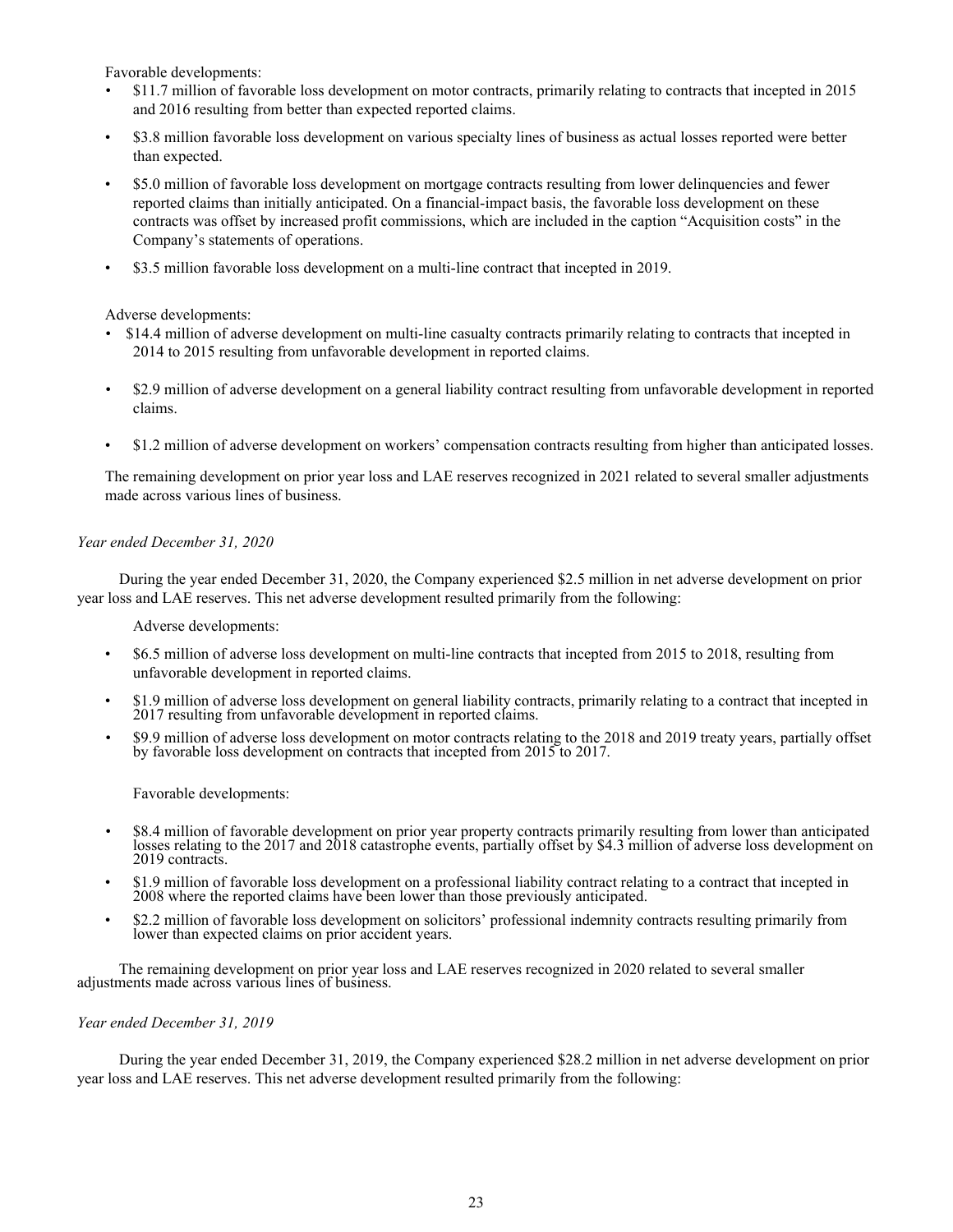Favorable developments:

- $11.7 million of favorable loss development on motor contracts, primarily relating to contracts that incepted in 2015 and 2016 resulting from better than expected reported claims.
- $3.8 million favorable loss development on various specialty lines of business as actual losses reported were better than expected.
- $5.0 million of favorable loss development on mortgage contracts resulting from lower delinquencies and fewer reported claims than initially anticipated. On a financial-impact basis, the favorable loss development on these contracts was offset by increased profit commissions, which are included in the caption "Acquisition costs" in the Company's statements of operations.
- $3.5 million favorable loss development on a multi-line contract that incepted in 2019.

Adverse developments:

- $14.4 million of adverse development on multi-line casualty contracts primarily relating to contracts that incepted in 2014 to 2015 resulting from unfavorable development in reported claims.
- $2.9 million of adverse development on a general liability contract resulting from unfavorable development in reported claims.
- $1.2 million of adverse development on workers' compensation contracts resulting from higher than anticipated losses.

The remaining development on prior year loss and LAE reserves recognized in 2021 related to several smaller adjustments made across various lines of business.

*Year ended December 31, 2020*

During the year ended December 31, 2020, the Company experienced $2.5 million in net adverse development on prior year loss and LAE reserves. This net adverse development resulted primarily from the following:

Adverse developments:

- $6.5 million of adverse loss development on multi-line contracts that incepted from 2015 to 2018, resulting from unfavorable development in reported claims.
- $1.9 million of adverse loss development on general liability contracts, primarily relating to a contract that incepted in 2017 resulting from unfavorable development in reported claims.
- $9.9 million of adverse loss development on motor contracts relating to the 2018 and 2019 treaty years, partially offset by favorable loss development on contracts that incepted from 2015 to 2017.

Favorable developments:

- $8.4 million of favorable development on prior year property contracts primarily resulting from lower than anticipated losses relating to the 2017 and 2018 catastrophe events, partially offset by $4.3 million of adverse loss development on 2019 contracts.
- $1.9 million of favorable loss development on a professional liability contract relating to a contract that incepted in 2008 where the reported claims have been lower than those previously anticipated.
- $2.2 million of favorable loss development on solicitors' professional indemnity contracts resulting primarily from lower than expected claims on prior accident years.

The remaining development on prior year loss and LAE reserves recognized in 2020 related to several smaller adjustments made across various lines of business.

*Year ended December 31, 2019*

During the year ended December 31, 2019, the Company experienced $28.2 million in net adverse development on prior year loss and LAE reserves. This net adverse development resulted primarily from the following: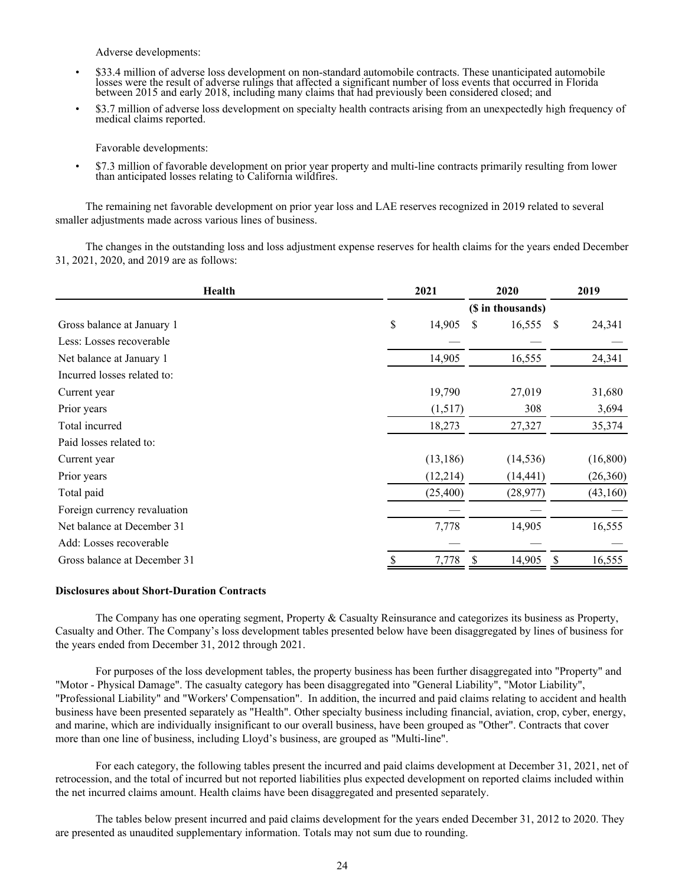Adverse developments:

- $33.4 million of adverse loss development on non-standard automobile contracts. These unanticipated automobile losses were the result of adverse rulings that affected a significant number of loss events that occurred in Florida between 2015 and early 2018, including many claims that had previously been considered closed; and
- $3.7 million of adverse loss development on specialty health contracts arising from an unexpectedly high frequency of medical claims reported.

Favorable developments:

- $7.3 million of favorable development on prior year property and multi-line contracts primarily resulting from lower than anticipated losses relating to California wildfires.

The remaining net favorable development on prior year loss and LAE reserves recognized in 2019 related to several smaller adjustments made across various lines of business.

The changes in the outstanding loss and loss adjustment expense reserves for health claims for the years ended December 31, 2021, 2020, and 2019 are as follows:

| Health | 2021 | 2020 | 2019 |
|---|---|---|---|
| | | ($ in thousands) | |
| Gross balance at January 1 | $ 14,905 | $ 16,555 | $ 24,341 |
| Less: Losses recoverable | — | — | — |
| Net balance at January 1 | 14,905 | 16,555 | 24,341 |
| Incurred losses related to: | | | |
| Current year | 19,790 | 27,019 | 31,680 |
| Prior years | (1,517) | 308 | 3,694 |
| Total incurred | 18,273 | 27,327 | 35,374 |
| Paid losses related to: | | | |
| Current year | (13,186) | (14,536) | (16,800) |
| Prior years | (12,214) | (14,441) | (26,360) |
| Total paid | (25,400) | (28,977) | (43,160) |
| Foreign currency revaluation | — | — | — |
| Net balance at December 31 | 7,778 | 14,905 | 16,555 |
| Add: Losses recoverable | — | — | — |
| Gross balance at December 31 | $ 7,778 | $ 14,905 | $ 16,555 |

**Disclosures about Short-Duration Contracts**

The Company has one operating segment, Property & Casualty Reinsurance and categorizes its business as Property, Casualty and Other. The Company's loss development tables presented below have been disaggregated by lines of business for the years ended from December 31, 2012 through 2021.

For purposes of the loss development tables, the property business has been further disaggregated into "Property" and "Motor - Physical Damage". The casualty category has been disaggregated into "General Liability", "Motor Liability", "Professional Liability" and "Workers' Compensation". In addition, the incurred and paid claims relating to accident and health business have been presented separately as "Health". Other specialty business including financial, aviation, crop, cyber, energy, and marine, which are individually insignificant to our overall business, have been grouped as "Other". Contracts that cover more than one line of business, including Lloyd's business, are grouped as "Multi-line".

For each category, the following tables present the incurred and paid claims development at December 31, 2021, net of retrocession, and the total of incurred but not reported liabilities plus expected development on reported claims included within the net incurred claims amount. Health claims have been disaggregated and presented separately.

The tables below present incurred and paid claims development for the years ended December 31, 2012 to 2020. They are presented as unaudited supplementary information. Totals may not sum due to rounding.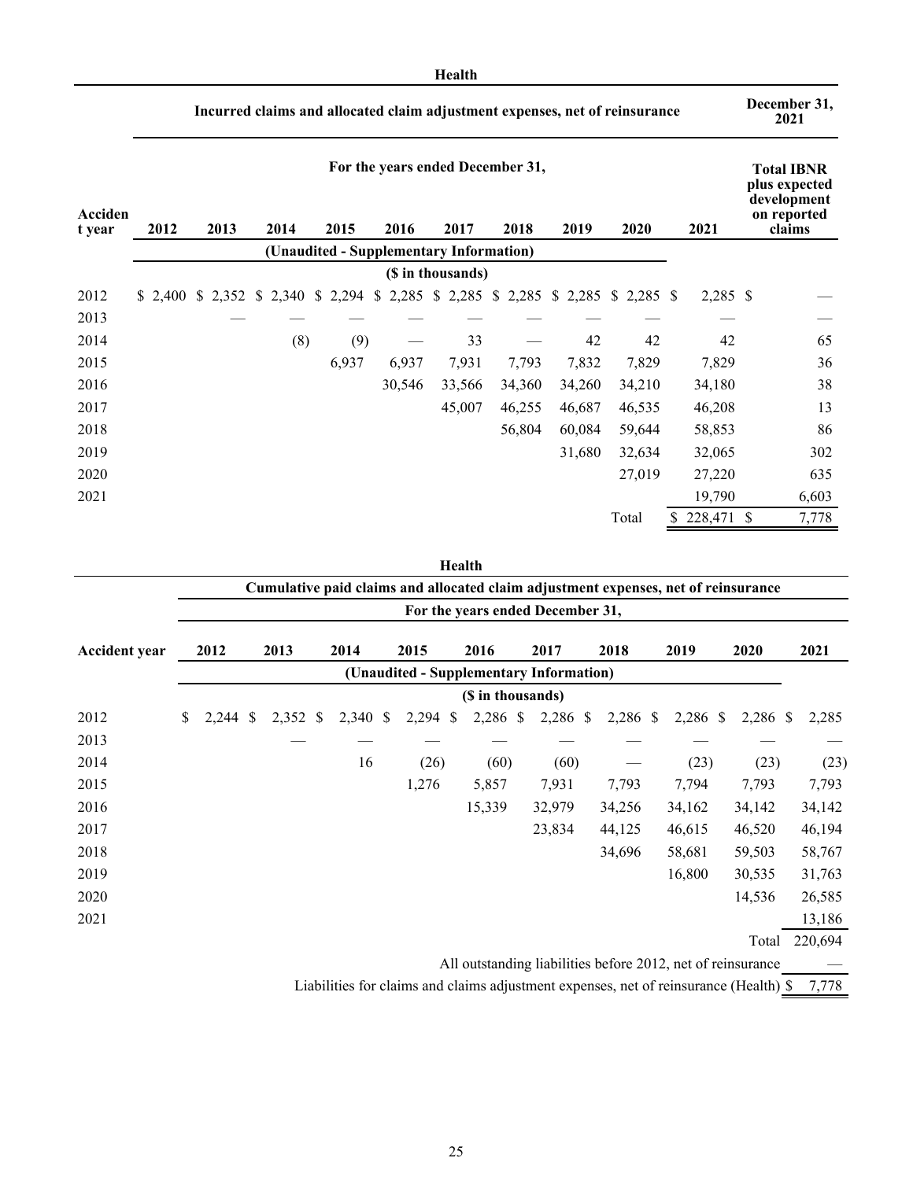## Health

| Accident year | Incurred claims and allocated claim adjustment expenses, net of reinsurance | | | | | | | | | | December 31, 2021 |
|---|---|---|---|---|---|---|---|---|---|---|---|
| | For the years ended December 31, | | | | | | | | | | Total IBNR plus expected development on reported claims |
| | 2012 | 2013 | 2014 | 2015 | 2016 | 2017 | 2018 | 2019 | 2020 | 2021 | |
| | (Unaudited - Supplementary Information) | | | | | | | | | | |
| | ($ in thousands) | | | | | | | | | | |
| 2012 | $ 2,400 | $ 2,352 | $ 2,340 | $ 2,294 | $ 2,285 | $ 2,285 | $ 2,285 | $ 2,285 | $ 2,285 | $ 2,285 | $ — |
| 2013 | | — | — | — | — | — | — | — | — | — | — |
| 2014 | | | (8) | (9) | — | 33 | — | 42 | 42 | 42 | 65 |
| 2015 | | | | 6,937 | 6,937 | 7,931 | 7,793 | 7,832 | 7,829 | 7,829 | 36 |
| 2016 | | | | | 30,546 | 33,566 | 34,360 | 34,260 | 34,210 | 34,180 | 38 |
| 2017 | | | | | | 45,007 | 46,255 | 46,687 | 46,535 | 46,208 | 13 |
| 2018 | | | | | | | 56,804 | 60,084 | 59,644 | 58,853 | 86 |
| 2019 | | | | | | | | 31,680 | 32,634 | 32,065 | 302 |
| 2020 | | | | | | | | | 27,019 | 27,220 | 635 |
| 2021 | | | | | | | | | | 19,790 | 6,603 |
| | | | | | | | | | Total | $ 228,471 | $ 7,778 |

## Health

| Accident year | Cumulative paid claims and allocated claim adjustment expenses, net of reinsurance | | | | | | | | | |
|---|---|---|---|---|---|---|---|---|---|---|
| | For the years ended December 31, | | | | | | | | | |
| | 2012 | 2013 | 2014 | 2015 | 2016 | 2017 | 2018 | 2019 | 2020 | 2021 |
| | (Unaudited - Supplementary Information) | | | | | | | | | |
| | ($ in thousands) | | | | | | | | | |
| 2012 | $ 2,244 | $ 2,352 | $ 2,340 | $ 2,294 | $ 2,286 | $ 2,286 | $ 2,286 | $ 2,286 | $ 2,286 | $ 2,285 |
| 2013 | | — | — | — | — | — | — | — | — | — |
| 2014 | | | 16 | (26) | (60) | (60) | — | (23) | (23) | (23) |
| 2015 | | | | 1,276 | 5,857 | 7,931 | 7,793 | 7,794 | 7,793 | 7,793 |
| 2016 | | | | | 15,339 | 32,979 | 34,256 | 34,162 | 34,142 | 34,142 |
| 2017 | | | | | | 23,834 | 44,125 | 46,615 | 46,520 | 46,194 |
| 2018 | | | | | | | 34,696 | 58,681 | 59,503 | 58,767 |
| 2019 | | | | | | | | 16,800 | 30,535 | 31,763 |
| 2020 | | | | | | | | | 14,536 | 26,585 |
| 2021 | | | | | | | | | | 13,186 |
| | | | | | | | | | Total | 220,694 |
| All outstanding liabilities before 2012, net of reinsurance | | | | | | | | | | — |
| Liabilities for claims and claims adjustment expenses, net of reinsurance (Health) | | | | | | | | | | $ 7,778 |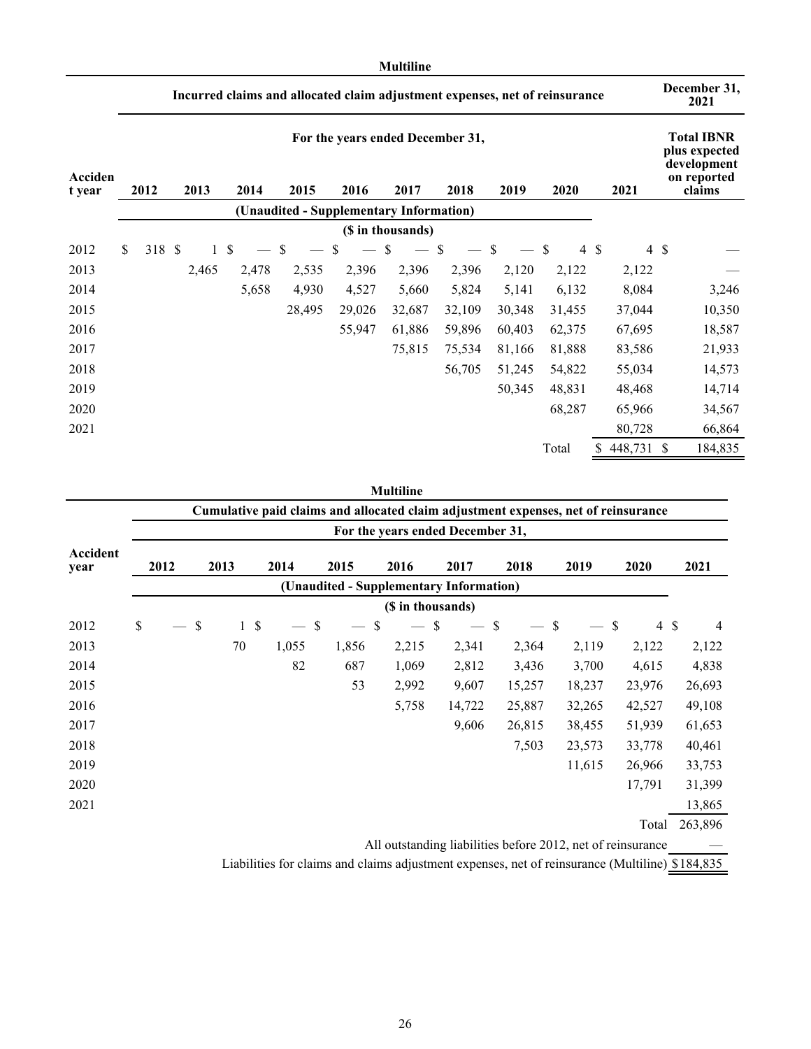**Multiline**

| Accident year | Incurred claims and allocated claim adjustment expenses, net of reinsurance | | | | | | | | | | December 31, 2021 |
|---|---|---|---|---|---|---|---|---|---|---|---|
| | For the years ended December 31, | | | | | | | | | | Total IBNR plus expected development on reported claims |
| | 2012 | 2013 | 2014 | 2015 | 2016 | 2017 | 2018 | 2019 | 2020 | 2021 | |
| | (Unaudited - Supplementary Information) | | | | | | | | | | |
| | ($ in thousands) | | | | | | | | | | |
| 2012 | $ 318 | $ 1 | $ — | $ — | $ — | $ — | $ — | $ — | $ 4 | $ 4 | $ — |
| 2013 | | 2,465 | 2,478 | 2,535 | 2,396 | 2,396 | 2,396 | 2,120 | 2,122 | 2,122 | — |
| 2014 | | | 5,658 | 4,930 | 4,527 | 5,660 | 5,824 | 5,141 | 6,132 | 8,084 | 3,246 |
| 2015 | | | | 28,495 | 29,026 | 32,687 | 32,109 | 30,348 | 31,455 | 37,044 | 10,350 |
| 2016 | | | | | 55,947 | 61,886 | 59,896 | 60,403 | 62,375 | 67,695 | 18,587 |
| 2017 | | | | | | 75,815 | 75,534 | 81,166 | 81,888 | 83,586 | 21,933 |
| 2018 | | | | | | | 56,705 | 51,245 | 54,822 | 55,034 | 14,573 |
| 2019 | | | | | | | | 50,345 | 48,831 | 48,468 | 14,714 |
| 2020 | | | | | | | | | 68,287 | 65,966 | 34,567 |
| 2021 | | | | | | | | | | 80,728 | 66,864 |
| | | | | | | | | | Total | $ 448,731 | $ 184,835 |

**Multiline**

| Accident year | Cumulative paid claims and allocated claim adjustment expenses, net of reinsurance | | | | | | | | | |
|---|---|---|---|---|---|---|---|---|---|---|
| | For the years ended December 31, | | | | | | | | | |
| | 2012 | 2013 | 2014 | 2015 | 2016 | 2017 | 2018 | 2019 | 2020 | 2021 |
| | (Unaudited - Supplementary Information) | | | | | | | | | |
| | ($ in thousands) | | | | | | | | | |
| 2012 | $ — | $ 1 | $ — | $ — | $ — | $ — | $ — | $ — | $ 4 | $ 4 |
| 2013 | | 70 | 1,055 | 1,856 | 2,215 | 2,341 | 2,364 | 2,119 | 2,122 | 2,122 |
| 2014 | | | 82 | 687 | 1,069 | 2,812 | 3,436 | 3,700 | 4,615 | 4,838 |
| 2015 | | | | 53 | 2,992 | 9,607 | 15,257 | 18,237 | 23,976 | 26,693 |
| 2016 | | | | | 5,758 | 14,722 | 25,887 | 32,265 | 42,527 | 49,108 |
| 2017 | | | | | | 9,606 | 26,815 | 38,455 | 51,939 | 61,653 |
| 2018 | | | | | | | 7,503 | 23,573 | 33,778 | 40,461 |
| 2019 | | | | | | | | 11,615 | 26,966 | 33,753 |
| 2020 | | | | | | | | | 17,791 | 31,399 |
| 2021 | | | | | | | | | | 13,865 |
| | | | | | | | | | Total | 263,896 |
| | All outstanding liabilities before 2012, net of reinsurance | | | | | | | | | — |
| | Liabilities for claims and claims adjustment expenses, net of reinsurance (Multiline) | | | | | | | | | $184,835 |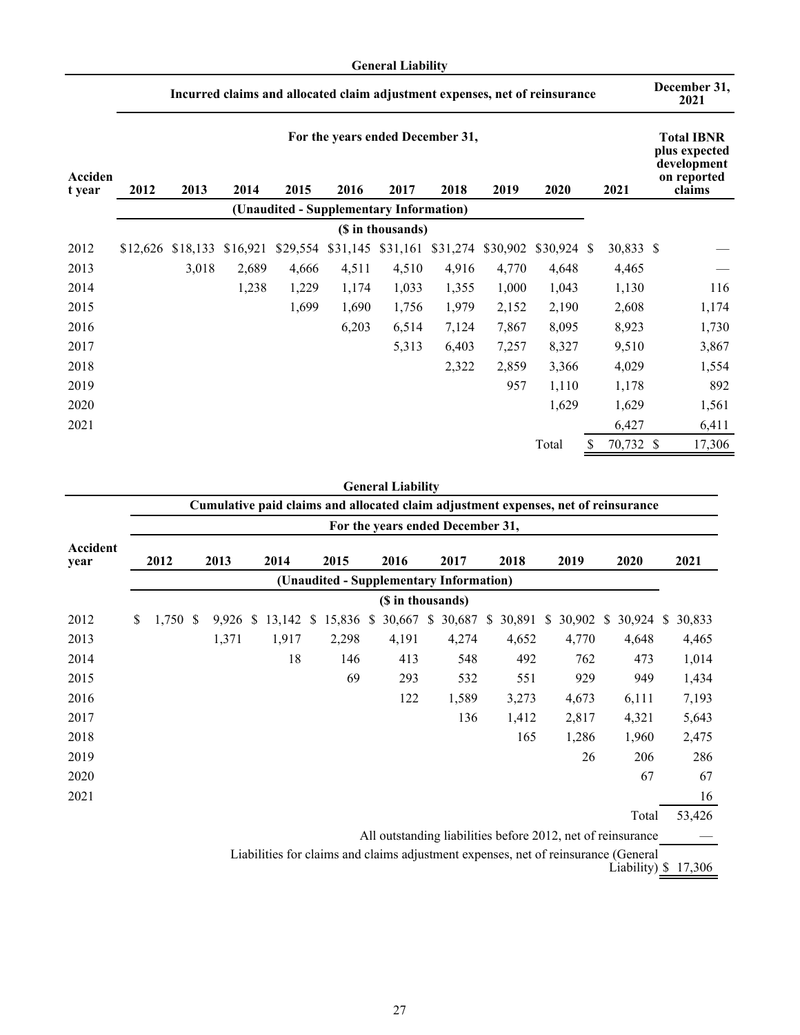## General Liability

| Accident year | Incurred claims and allocated claim adjustment expenses, net of reinsurance | | | | | | | | | | December 31, 2021 |
|---|---|---|---|---|---|---|---|---|---|---|---|
| | For the years ended December 31, | | | | | | | | | | Total IBNR plus expected development on reported claims |
| | 2012 | 2013 | 2014 | 2015 | 2016 | 2017 | 2018 | 2019 | 2020 | 2021 | |
| | (Unaudited - Supplementary Information) | | | | | | | | | | |
| | ($ in thousands) | | | | | | | | | | |
| 2012 | $12,626 | $18,133 | $16,921 | $29,554 | $31,145 | $31,161 | $31,274 | $30,902 | $30,924 | $ 30,833 | $ — |
| 2013 | | 3,018 | 2,689 | 4,666 | 4,511 | 4,510 | 4,916 | 4,770 | 4,648 | 4,465 | — |
| 2014 | | | 1,238 | 1,229 | 1,174 | 1,033 | 1,355 | 1,000 | 1,043 | 1,130 | 116 |
| 2015 | | | | 1,699 | 1,690 | 1,756 | 1,979 | 2,152 | 2,190 | 2,608 | 1,174 |
| 2016 | | | | | 6,203 | 6,514 | 7,124 | 7,867 | 8,095 | 8,923 | 1,730 |
| 2017 | | | | | | 5,313 | 6,403 | 7,257 | 8,327 | 9,510 | 3,867 |
| 2018 | | | | | | | 2,322 | 2,859 | 3,366 | 4,029 | 1,554 |
| 2019 | | | | | | | | 957 | 1,110 | 1,178 | 892 |
| 2020 | | | | | | | | | 1,629 | 1,629 | 1,561 |
| 2021 | | | | | | | | | | 6,427 | 6,411 |
| | | | | | | | | | Total | $ 70,732 | $ 17,306 |

## General Liability

| Accident year | Cumulative paid claims and allocated claim adjustment expenses, net of reinsurance | | | | | | | | | |
|---|---|---|---|---|---|---|---|---|---|---|
| | For the years ended December 31, | | | | | | | | | |
| | 2012 | 2013 | 2014 | 2015 | 2016 | 2017 | 2018 | 2019 | 2020 | 2021 |
| | (Unaudited - Supplementary Information) | | | | | | | | | |
| | ($ in thousands) | | | | | | | | | |
| 2012 | $ 1,750 | $ 9,926 | $ 13,142 | $ 15,836 | $ 30,667 | $ 30,687 | $ 30,891 | $ 30,902 | $ 30,924 | $ 30,833 |
| 2013 | | 1,371 | 1,917 | 2,298 | 4,191 | 4,274 | 4,652 | 4,770 | 4,648 | 4,465 |
| 2014 | | | 18 | 146 | 413 | 548 | 492 | 762 | 473 | 1,014 |
| 2015 | | | | 69 | 293 | 532 | 551 | 929 | 949 | 1,434 |
| 2016 | | | | | 122 | 1,589 | 3,273 | 4,673 | 6,111 | 7,193 |
| 2017 | | | | | | 136 | 1,412 | 2,817 | 4,321 | 5,643 |
| 2018 | | | | | | | 165 | 1,286 | 1,960 | 2,475 |
| 2019 | | | | | | | | 26 | 206 | 286 |
| 2020 | | | | | | | | | 67 | 67 |
| 2021 | | | | | | | | | | 16 |
| | | | | | | | | | Total | 53,426 |
| All outstanding liabilities before 2012, net of reinsurance | | | | | | | | | | — |
| Liabilities for claims and claims adjustment expenses, net of reinsurance (General Liability) | | | | | | | | | | $ 17,306 |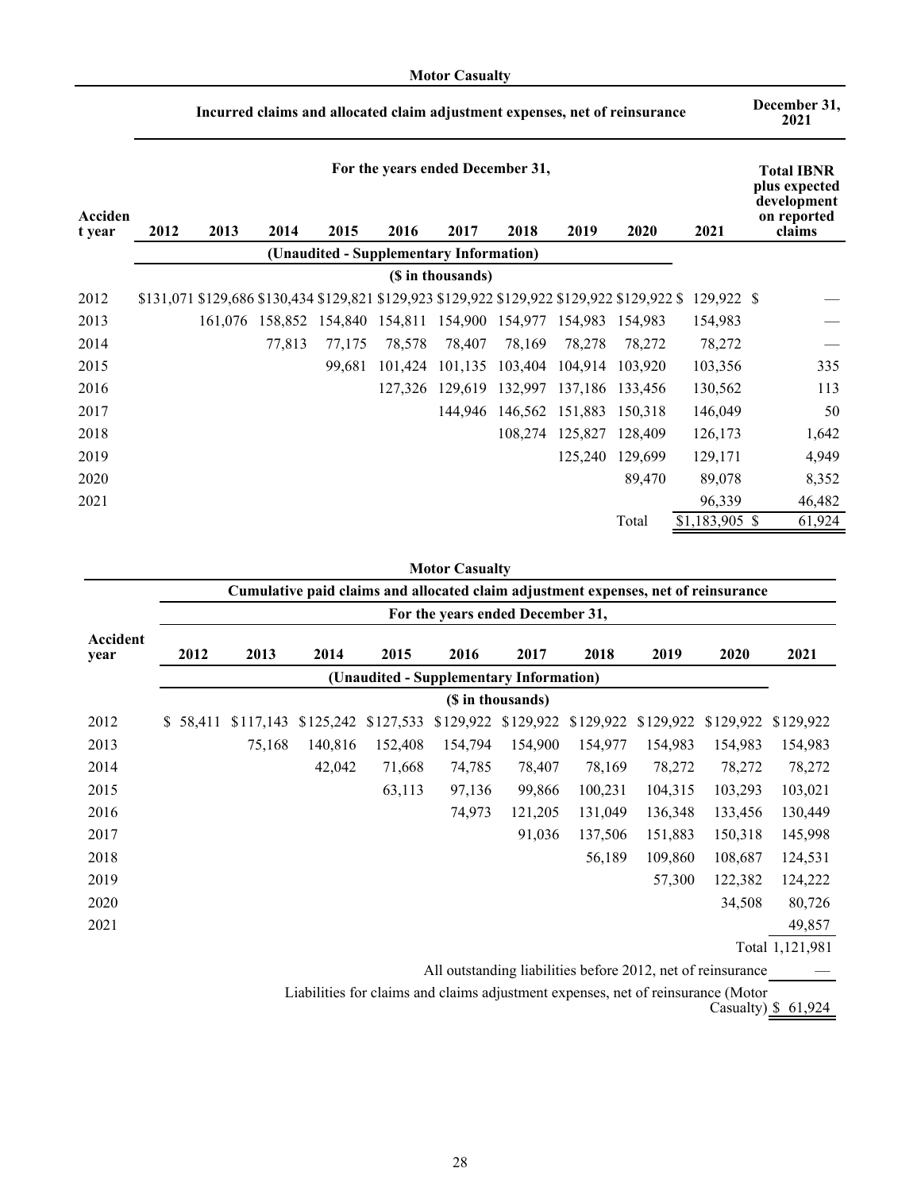**Motor Casualty**

| Accident year | Incurred claims and allocated claim adjustment expenses, net of reinsurance | | | | | | | | | | December 31, 2021 |
|---|---|---|---|---|---|---|---|---|---|---|---|
| | For the years ended December 31, | | | | | | | | | | Total IBNR plus expected development on reported claims |
| | 2012 | 2013 | 2014 | 2015 | 2016 | 2017 | 2018 | 2019 | 2020 | 2021 | |
| | (Unaudited - Supplementary Information) | | | | | | | | | | |
| | ($ in thousands) | | | | | | | | | | |
| 2012 | $131,071 | $129,686 | $130,434 | $129,821 | $129,923 | $129,922 | $129,922 | $129,922 | $129,922 | $ 129,922 | $ — |
| 2013 | | 161,076 | 158,852 | 154,840 | 154,811 | 154,900 | 154,977 | 154,983 | 154,983 | 154,983 | — |
| 2014 | | | 77,813 | 77,175 | 78,578 | 78,407 | 78,169 | 78,278 | 78,272 | 78,272 | — |
| 2015 | | | | 99,681 | 101,424 | 101,135 | 103,404 | 104,914 | 103,920 | 103,356 | 335 |
| 2016 | | | | | 127,326 | 129,619 | 132,997 | 137,186 | 133,456 | 130,562 | 113 |
| 2017 | | | | | | 144,946 | 146,562 | 151,883 | 150,318 | 146,049 | 50 |
| 2018 | | | | | | | 108,274 | 125,827 | 128,409 | 126,173 | 1,642 |
| 2019 | | | | | | | | 125,240 | 129,699 | 129,171 | 4,949 |
| 2020 | | | | | | | | | 89,470 | 89,078 | 8,352 |
| 2021 | | | | | | | | | | 96,339 | 46,482 |
| | | | | | | | | | Total | $1,183,905 | $ 61,924 |

**Motor Casualty**

| Accident year | Cumulative paid claims and allocated claim adjustment expenses, net of reinsurance | | | | | | | | | |
|---|---|---|---|---|---|---|---|---|---|---|
| | For the years ended December 31, | | | | | | | | | |
| | 2012 | 2013 | 2014 | 2015 | 2016 | 2017 | 2018 | 2019 | 2020 | 2021 |
| | (Unaudited - Supplementary Information) | | | | | | | | | |
| | ($ in thousands) | | | | | | | | | |
| 2012 | $ 58,411 | $117,143 | $125,242 | $127,533 | $129,922 | $129,922 | $129,922 | $129,922 | $129,922 | $129,922 |
| 2013 | | 75,168 | 140,816 | 152,408 | 154,794 | 154,900 | 154,977 | 154,983 | 154,983 | 154,983 |
| 2014 | | | 42,042 | 71,668 | 74,785 | 78,407 | 78,169 | 78,272 | 78,272 | 78,272 |
| 2015 | | | | 63,113 | 97,136 | 99,866 | 100,231 | 104,315 | 103,293 | 103,021 |
| 2016 | | | | | 74,973 | 121,205 | 131,049 | 136,348 | 133,456 | 130,449 |
| 2017 | | | | | | 91,036 | 137,506 | 151,883 | 150,318 | 145,998 |
| 2018 | | | | | | | 56,189 | 109,860 | 108,687 | 124,531 |
| 2019 | | | | | | | | 57,300 | 122,382 | 124,222 |
| 2020 | | | | | | | | | 34,508 | 80,726 |
| 2021 | | | | | | | | | | 49,857 |
| | | | | | | | | | Total | 1,121,981 |
| | All outstanding liabilities before 2012, net of reinsurance | | | | | | | | | — |
| | Liabilities for claims and claims adjustment expenses, net of reinsurance (Motor Casualty) | | | | | | | | | $ 61,924 |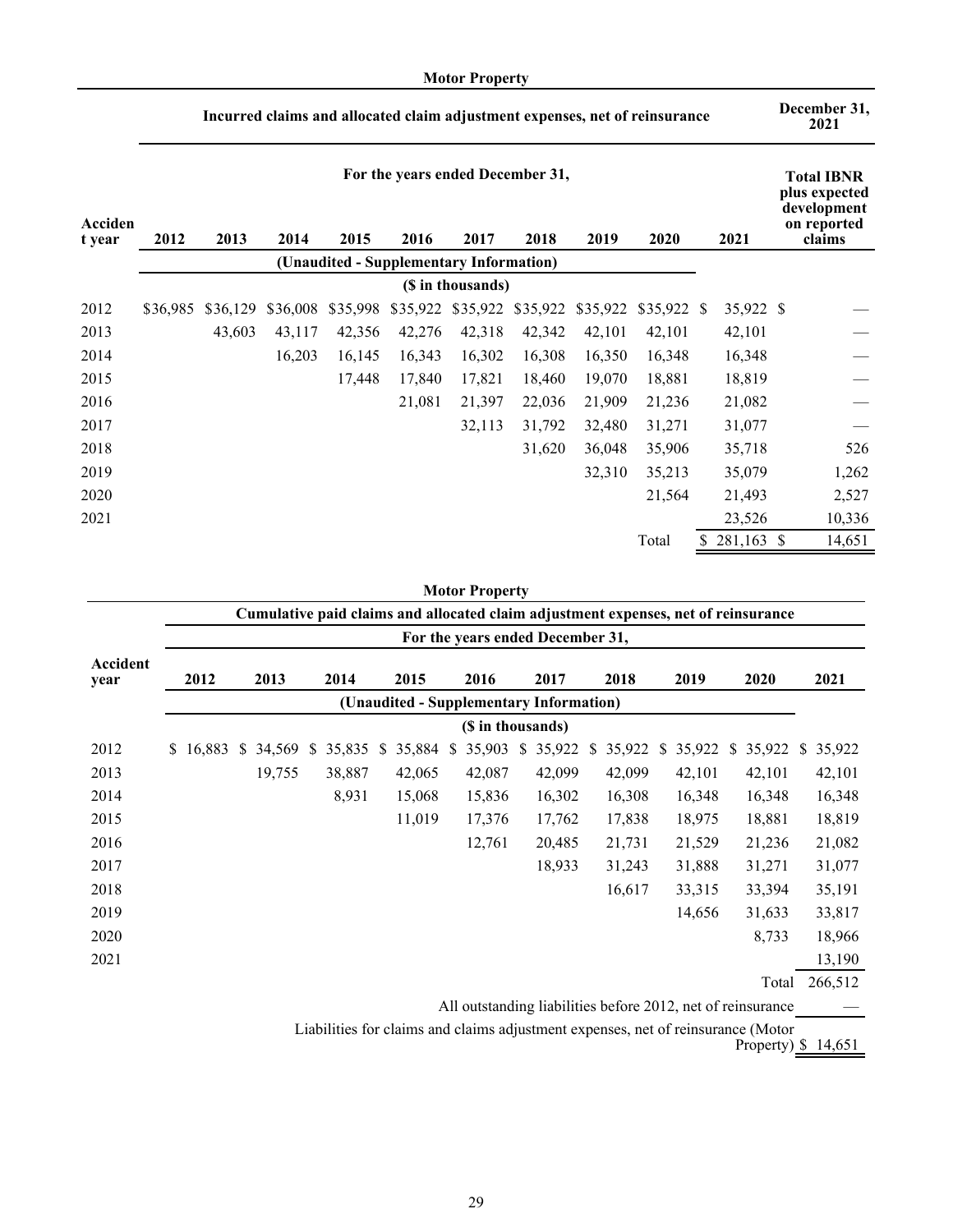**Motor Property**

| Accident year | Incurred claims and allocated claim adjustment expenses, net of reinsurance | | | | | | | | | | December 31, 2021 |
|---|---|---|---|---|---|---|---|---|---|---|---|
| | For the years ended December 31, | | | | | | | | | | Total IBNR plus expected development on reported claims |
| | 2012 | 2013 | 2014 | 2015 | 2016 | 2017 | 2018 | 2019 | 2020 | 2021 | |
| | (Unaudited - Supplementary Information) | | | | | | | | | | |
| | ($ in thousands) | | | | | | | | | | |
| 2012 | $36,985 | $36,129 | $36,008 | $35,998 | $35,922 | $35,922 | $35,922 | $35,922 | $35,922 | $ 35,922 | $ — |
| 2013 | | 43,603 | 43,117 | 42,356 | 42,276 | 42,318 | 42,342 | 42,101 | 42,101 | 42,101 | — |
| 2014 | | | 16,203 | 16,145 | 16,343 | 16,302 | 16,308 | 16,350 | 16,348 | 16,348 | — |
| 2015 | | | | 17,448 | 17,840 | 17,821 | 18,460 | 19,070 | 18,881 | 18,819 | — |
| 2016 | | | | | 21,081 | 21,397 | 22,036 | 21,909 | 21,236 | 21,082 | — |
| 2017 | | | | | | 32,113 | 31,792 | 32,480 | 31,271 | 31,077 | — |
| 2018 | | | | | | | 31,620 | 36,048 | 35,906 | 35,718 | 526 |
| 2019 | | | | | | | | 32,310 | 35,213 | 35,079 | 1,262 |
| 2020 | | | | | | | | | 21,564 | 21,493 | 2,527 |
| 2021 | | | | | | | | | | 23,526 | 10,336 |
| | | | | | | | | | Total | $ 281,163 | $ 14,651 |

**Motor Property**

| Accident year | Cumulative paid claims and allocated claim adjustment expenses, net of reinsurance | | | | | | | | | |
|---|---|---|---|---|---|---|---|---|---|---|
| | For the years ended December 31, | | | | | | | | | |
| | 2012 | 2013 | 2014 | 2015 | 2016 | 2017 | 2018 | 2019 | 2020 | 2021 |
| | (Unaudited - Supplementary Information) | | | | | | | | | |
| | ($ in thousands) | | | | | | | | | |
| 2012 | $ 16,883 | $ 34,569 | $ 35,835 | $ 35,884 | $ 35,903 | $ 35,922 | $ 35,922 | $ 35,922 | $ 35,922 | $ 35,922 |
| 2013 | | 19,755 | 38,887 | 42,065 | 42,087 | 42,099 | 42,099 | 42,101 | 42,101 | 42,101 |
| 2014 | | | 8,931 | 15,068 | 15,836 | 16,302 | 16,308 | 16,348 | 16,348 | 16,348 |
| 2015 | | | | 11,019 | 17,376 | 17,762 | 17,838 | 18,975 | 18,881 | 18,819 |
| 2016 | | | | | 12,761 | 20,485 | 21,731 | 21,529 | 21,236 | 21,082 |
| 2017 | | | | | | 18,933 | 31,243 | 31,888 | 31,271 | 31,077 |
| 2018 | | | | | | | 16,617 | 33,315 | 33,394 | 35,191 |
| 2019 | | | | | | | | 14,656 | 31,633 | 33,817 |
| 2020 | | | | | | | | | 8,733 | 18,966 |
| 2021 | | | | | | | | | | 13,190 |
| | | | | | | | | | Total | 266,512 |
| | All outstanding liabilities before 2012, net of reinsurance | | | | | | | | | — |
| | Liabilities for claims and claims adjustment expenses, net of reinsurance (Motor Property) | | | | | | | | | $ 14,651 |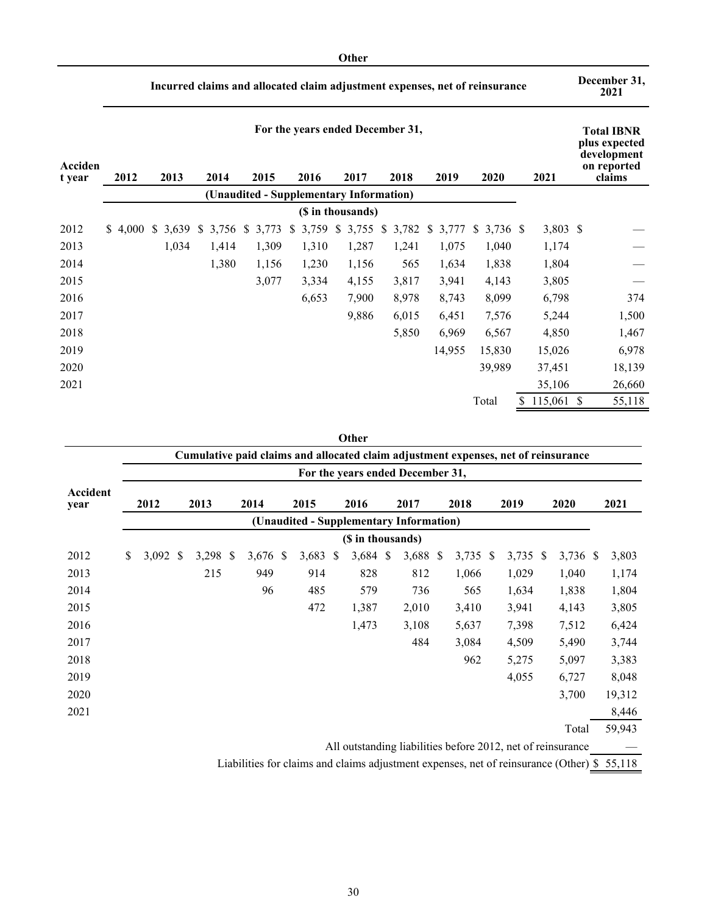**Other**

| Accident year | Incurred claims and allocated claim adjustment expenses, net of reinsurance | | | | | | | | | | December 31, 2021 |
|---|---|---|---|---|---|---|---|---|---|---|---|
| | For the years ended December 31, | | | | | | | | | | Total IBNR plus expected development on reported claims |
| | 2012 | 2013 | 2014 | 2015 | 2016 | 2017 | 2018 | 2019 | 2020 | 2021 | |
| | (Unaudited - Supplementary Information) | | | | | | | | | | |
| | ($ in thousands) | | | | | | | | | | |
| 2012 | $ 4,000 | $ 3,639 | $ 3,756 | $ 3,773 | $ 3,759 | $ 3,755 | $ 3,782 | $ 3,777 | $ 3,736 | $ 3,803 | $ — |
| 2013 | | 1,034 | 1,414 | 1,309 | 1,310 | 1,287 | 1,241 | 1,075 | 1,040 | 1,174 | — |
| 2014 | | | 1,380 | 1,156 | 1,230 | 1,156 | 565 | 1,634 | 1,838 | 1,804 | — |
| 2015 | | | | 3,077 | 3,334 | 4,155 | 3,817 | 3,941 | 4,143 | 3,805 | — |
| 2016 | | | | | 6,653 | 7,900 | 8,978 | 8,743 | 8,099 | 6,798 | 374 |
| 2017 | | | | | | 9,886 | 6,015 | 6,451 | 7,576 | 5,244 | 1,500 |
| 2018 | | | | | | | 5,850 | 6,969 | 6,567 | 4,850 | 1,467 |
| 2019 | | | | | | | | 14,955 | 15,830 | 15,026 | 6,978 |
| 2020 | | | | | | | | | 39,989 | 37,451 | 18,139 |
| 2021 | | | | | | | | | | 35,106 | 26,660 |
| | | | | | | | | | Total | $ 115,061 | $ 55,118 |

**Other**

| Accident year | Cumulative paid claims and allocated claim adjustment expenses, net of reinsurance | | | | | | | | | |
|---|---|---|---|---|---|---|---|---|---|---|
| | For the years ended December 31, | | | | | | | | | |
| | 2012 | 2013 | 2014 | 2015 | 2016 | 2017 | 2018 | 2019 | 2020 | 2021 |
| | (Unaudited - Supplementary Information) | | | | | | | | | |
| | ($ in thousands) | | | | | | | | | |
| 2012 | $ 3,092 | $ 3,298 | $ 3,676 | $ 3,683 | $ 3,684 | $ 3,688 | $ 3,735 | $ 3,735 | $ 3,736 | $ 3,803 |
| 2013 | | 215 | 949 | 914 | 828 | 812 | 1,066 | 1,029 | 1,040 | 1,174 |
| 2014 | | | 96 | 485 | 579 | 736 | 565 | 1,634 | 1,838 | 1,804 |
| 2015 | | | | 472 | 1,387 | 2,010 | 3,410 | 3,941 | 4,143 | 3,805 |
| 2016 | | | | | 1,473 | 3,108 | 5,637 | 7,398 | 7,512 | 6,424 |
| 2017 | | | | | | 484 | 3,084 | 4,509 | 5,490 | 3,744 |
| 2018 | | | | | | | 962 | 5,275 | 5,097 | 3,383 |
| 2019 | | | | | | | | 4,055 | 6,727 | 8,048 |
| 2020 | | | | | | | | | 3,700 | 19,312 |
| 2021 | | | | | | | | | | 8,446 |
| | | | | | | | | | Total | 59,943 |
| All outstanding liabilities before 2012, net of reinsurance | | | | | | | | | | — |
| Liabilities for claims and claims adjustment expenses, net of reinsurance (Other) | | | | | | | | | | $ 55,118 |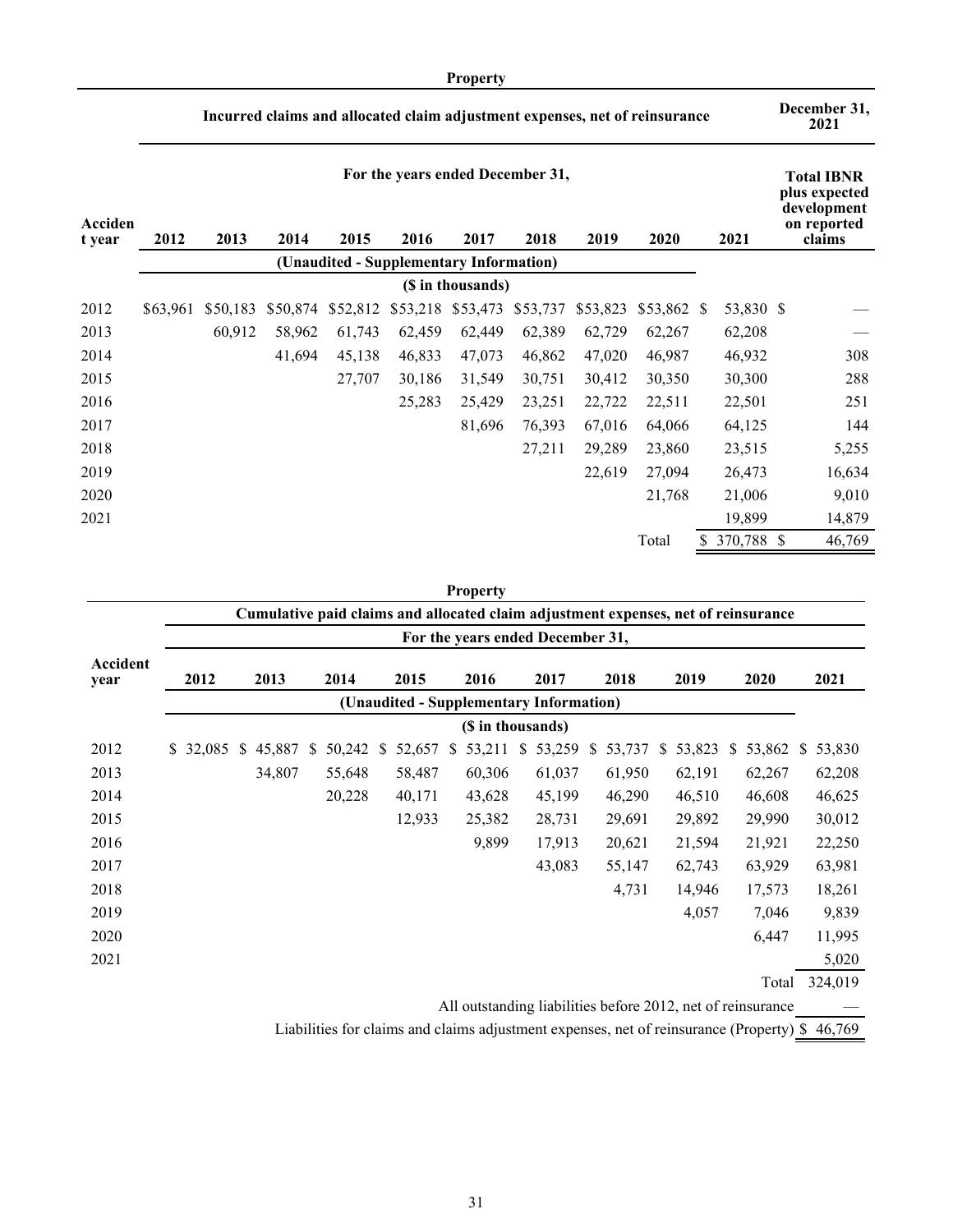**Property**

| Accident year | Incurred claims and allocated claim adjustment expenses, net of reinsurance | | | | | | | | | | December 31, 2021 |
|---|---|---|---|---|---|---|---|---|---|---|---|
| | For the years ended December 31, | | | | | | | | | | Total IBNR plus expected development on reported claims |
| | 2012 | 2013 | 2014 | 2015 | 2016 | 2017 | 2018 | 2019 | 2020 | 2021 | |
| | (Unaudited - Supplementary Information) | | | | | | | | | | |
| | ($ in thousands) | | | | | | | | | | |
| 2012 | $63,961 | $50,183 | $50,874 | $52,812 | $53,218 | $53,473 | $53,737 | $53,823 | $53,862 | $ 53,830 | $ — |
| 2013 | | 60,912 | 58,962 | 61,743 | 62,459 | 62,449 | 62,389 | 62,729 | 62,267 | 62,208 | — |
| 2014 | | | 41,694 | 45,138 | 46,833 | 47,073 | 46,862 | 47,020 | 46,987 | 46,932 | 308 |
| 2015 | | | | 27,707 | 30,186 | 31,549 | 30,751 | 30,412 | 30,350 | 30,300 | 288 |
| 2016 | | | | | 25,283 | 25,429 | 23,251 | 22,722 | 22,511 | 22,501 | 251 |
| 2017 | | | | | | 81,696 | 76,393 | 67,016 | 64,066 | 64,125 | 144 |
| 2018 | | | | | | | 27,211 | 29,289 | 23,860 | 23,515 | 5,255 |
| 2019 | | | | | | | | 22,619 | 27,094 | 26,473 | 16,634 |
| 2020 | | | | | | | | | 21,768 | 21,006 | 9,010 |
| 2021 | | | | | | | | | | 19,899 | 14,879 |
| | | | | | | | | | Total | $ 370,788 | $ 46,769 |

**Property**

| Accident year | Cumulative paid claims and allocated claim adjustment expenses, net of reinsurance | | | | | | | | | |
|---|---|---|---|---|---|---|---|---|---|---|
| | For the years ended December 31, | | | | | | | | | |
| | 2012 | 2013 | 2014 | 2015 | 2016 | 2017 | 2018 | 2019 | 2020 | 2021 |
| | (Unaudited - Supplementary Information) | | | | | | | | | |
| | ($ in thousands) | | | | | | | | | |
| 2012 | $ 32,085 | $ 45,887 | $ 50,242 | $ 52,657 | $ 53,211 | $ 53,259 | $ 53,737 | $ 53,823 | $ 53,862 | $ 53,830 |
| 2013 | | 34,807 | 55,648 | 58,487 | 60,306 | 61,037 | 61,950 | 62,191 | 62,267 | 62,208 |
| 2014 | | | 20,228 | 40,171 | 43,628 | 45,199 | 46,290 | 46,510 | 46,608 | 46,625 |
| 2015 | | | | 12,933 | 25,382 | 28,731 | 29,691 | 29,892 | 29,990 | 30,012 |
| 2016 | | | | | 9,899 | 17,913 | 20,621 | 21,594 | 21,921 | 22,250 |
| 2017 | | | | | | 43,083 | 55,147 | 62,743 | 63,929 | 63,981 |
| 2018 | | | | | | | 4,731 | 14,946 | 17,573 | 18,261 |
| 2019 | | | | | | | | 4,057 | 7,046 | 9,839 |
| 2020 | | | | | | | | | 6,447 | 11,995 |
| 2021 | | | | | | | | | | 5,020 |
| | | | | | | | | | Total | 324,019 |
| All outstanding liabilities before 2012, net of reinsurance | | | | | | | | | | — |
| Liabilities for claims and claims adjustment expenses, net of reinsurance (Property) | | | | | | | | | | $ 46,769 |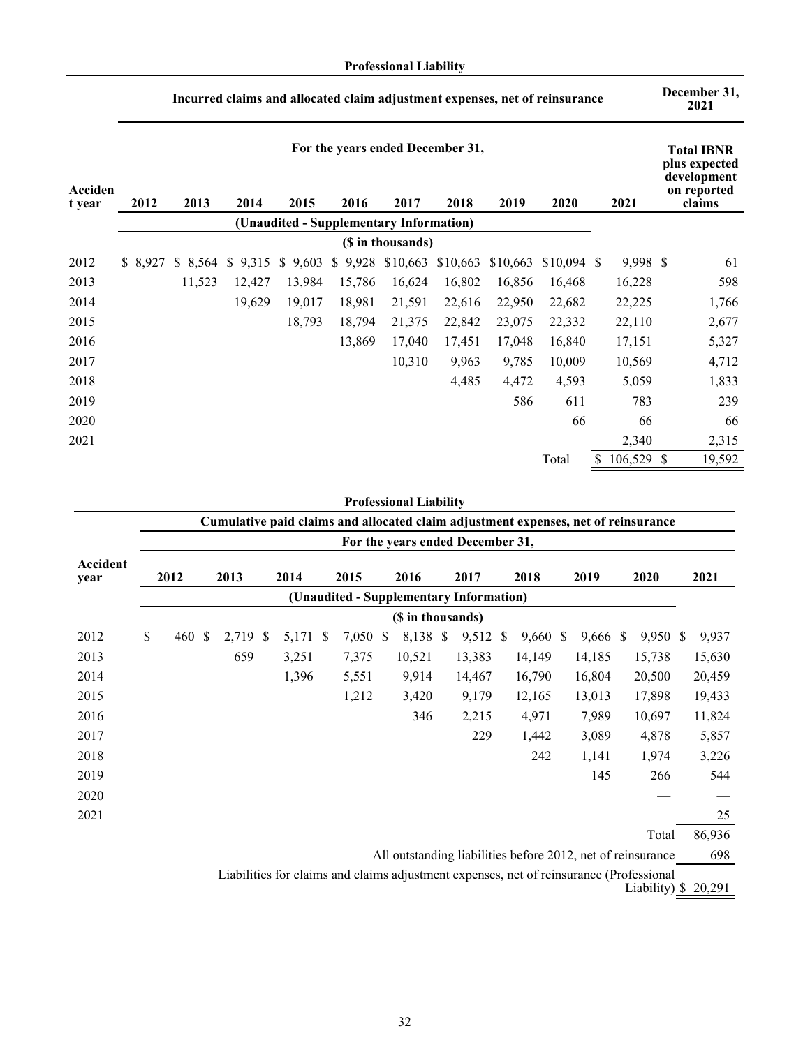## Professional Liability

| Accident year | Incurred claims and allocated claim adjustment expenses, net of reinsurance | | | | | | | | | | December 31, 2021 |
|---|---|---|---|---|---|---|---|---|---|---|---|
| | For the years ended December 31, | | | | | | | | | | Total IBNR plus expected development on reported claims |
| | 2012 | 2013 | 2014 | 2015 | 2016 | 2017 | 2018 | 2019 | 2020 | 2021 | |
| | (Unaudited - Supplementary Information) | | | | | | | | | | |
| | ($ in thousands) | | | | | | | | | | |
| 2012 | $ 8,927 | $ 8,564 | $ 9,315 | $ 9,603 | $ 9,928 | $10,663 | $10,663 | $10,663 | $10,094 | $ 9,998 | $ 61 |
| 2013 | | 11,523 | 12,427 | 13,984 | 15,786 | 16,624 | 16,802 | 16,856 | 16,468 | 16,228 | 598 |
| 2014 | | | 19,629 | 19,017 | 18,981 | 21,591 | 22,616 | 22,950 | 22,682 | 22,225 | 1,766 |
| 2015 | | | | 18,793 | 18,794 | 21,375 | 22,842 | 23,075 | 22,332 | 22,110 | 2,677 |
| 2016 | | | | | 13,869 | 17,040 | 17,451 | 17,048 | 16,840 | 17,151 | 5,327 |
| 2017 | | | | | | 10,310 | 9,963 | 9,785 | 10,009 | 10,569 | 4,712 |
| 2018 | | | | | | | 4,485 | 4,472 | 4,593 | 5,059 | 1,833 |
| 2019 | | | | | | | | 586 | 611 | 783 | 239 |
| 2020 | | | | | | | | | 66 | 66 | 66 |
| 2021 | | | | | | | | | | 2,340 | 2,315 |
| | | | | | | | | | Total | $ 106,529 | $ 19,592 |

## Professional Liability

| Accident year | Cumulative paid claims and allocated claim adjustment expenses, net of reinsurance | | | | | | | | | |
|---|---|---|---|---|---|---|---|---|---|---|
| | For the years ended December 31, | | | | | | | | | |
| | 2012 | 2013 | 2014 | 2015 | 2016 | 2017 | 2018 | 2019 | 2020 | 2021 |
| | (Unaudited - Supplementary Information) | | | | | | | | | |
| | ($ in thousands) | | | | | | | | | |
| 2012 | $ 460 | $ 2,719 | $ 5,171 | $ 7,050 | $ 8,138 | $ 9,512 | $ 9,660 | $ 9,666 | $ 9,950 | $ 9,937 |
| 2013 | | 659 | 3,251 | 7,375 | 10,521 | 13,383 | 14,149 | 14,185 | 15,738 | 15,630 |
| 2014 | | | 1,396 | 5,551 | 9,914 | 14,467 | 16,790 | 16,804 | 20,500 | 20,459 |
| 2015 | | | | 1,212 | 3,420 | 9,179 | 12,165 | 13,013 | 17,898 | 19,433 |
| 2016 | | | | | 346 | 2,215 | 4,971 | 7,989 | 10,697 | 11,824 |
| 2017 | | | | | | 229 | 1,442 | 3,089 | 4,878 | 5,857 |
| 2018 | | | | | | | 242 | 1,141 | 1,974 | 3,226 |
| 2019 | | | | | | | | 145 | 266 | 544 |
| 2020 | | | | | | | | | — | — |
| 2021 | | | | | | | | | | 25 |
| | | | | | | | | | Total | 86,936 |
| All outstanding liabilities before 2012, net of reinsurance | | | | | | | | | | 698 |
| Liabilities for claims and claims adjustment expenses, net of reinsurance (Professional Liability) | | | | | | | | | | $ 20,291 |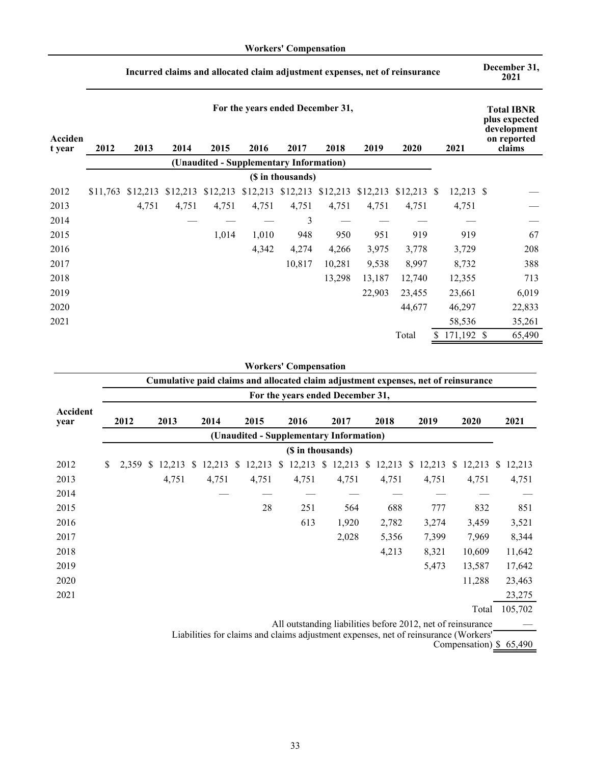**Workers' Compensation**

| Accident year | Incurred claims and allocated claim adjustment expenses, net of reinsurance | | | | | | | | | | December 31, 2021 |
|---|---|---|---|---|---|---|---|---|---|---|---|
| | For the years ended December 31, | | | | | | | | | | Total IBNR plus expected development on reported claims |
| | 2012 | 2013 | 2014 | 2015 | 2016 | 2017 | 2018 | 2019 | 2020 | 2021 | |
| | (Unaudited - Supplementary Information) | | | | | | | | | | |
| | ($ in thousands) | | | | | | | | | | |
| 2012 | $11,763 | $12,213 | $12,213 | $12,213 | $12,213 | $12,213 | $12,213 | $12,213 | $12,213 | $ 12,213 | $ — |
| 2013 | | 4,751 | 4,751 | 4,751 | 4,751 | 4,751 | 4,751 | 4,751 | 4,751 | 4,751 | — |
| 2014 | | | — | — | — | 3 | — | — | — | — | — |
| 2015 | | | | 1,014 | 1,010 | 948 | 950 | 951 | 919 | 919 | 67 |
| 2016 | | | | | 4,342 | 4,274 | 4,266 | 3,975 | 3,778 | 3,729 | 208 |
| 2017 | | | | | | 10,817 | 10,281 | 9,538 | 8,997 | 8,732 | 388 |
| 2018 | | | | | | | 13,298 | 13,187 | 12,740 | 12,355 | 713 |
| 2019 | | | | | | | | 22,903 | 23,455 | 23,661 | 6,019 |
| 2020 | | | | | | | | | 44,677 | 46,297 | 22,833 |
| 2021 | | | | | | | | | | 58,536 | 35,261 |
| | | | | | | | | | Total | $ 171,192 | $ 65,490 |

**Workers' Compensation**

| Accident year | Cumulative paid claims and allocated claim adjustment expenses, net of reinsurance | | | | | | | | | |
|---|---|---|---|---|---|---|---|---|---|---|
| | For the years ended December 31, | | | | | | | | | |
| | 2012 | 2013 | 2014 | 2015 | 2016 | 2017 | 2018 | 2019 | 2020 | 2021 |
| | (Unaudited - Supplementary Information) | | | | | | | | | |
| | ($ in thousands) | | | | | | | | | |
| 2012 | $ 2,359 | $ 12,213 | $ 12,213 | $ 12,213 | $ 12,213 | $ 12,213 | $ 12,213 | $ 12,213 | $ 12,213 | $ 12,213 |
| 2013 | | 4,751 | 4,751 | 4,751 | 4,751 | 4,751 | 4,751 | 4,751 | 4,751 | 4,751 |
| 2014 | | | — | — | — | — | — | — | — | — |
| 2015 | | | | 28 | 251 | 564 | 688 | 777 | 832 | 851 |
| 2016 | | | | | 613 | 1,920 | 2,782 | 3,274 | 3,459 | 3,521 |
| 2017 | | | | | | 2,028 | 5,356 | 7,399 | 7,969 | 8,344 |
| 2018 | | | | | | | 4,213 | 8,321 | 10,609 | 11,642 |
| 2019 | | | | | | | | 5,473 | 13,587 | 17,642 |
| 2020 | | | | | | | | | 11,288 | 23,463 |
| 2021 | | | | | | | | | | 23,275 |
| | | | | | | | | | Total | 105,702 |
| | All outstanding liabilities before 2012, net of reinsurance | | | | | | | | | — |
| | Liabilities for claims and claims adjustment expenses, net of reinsurance (Workers' Compensation) | | | | | | | | | $ 65,490 |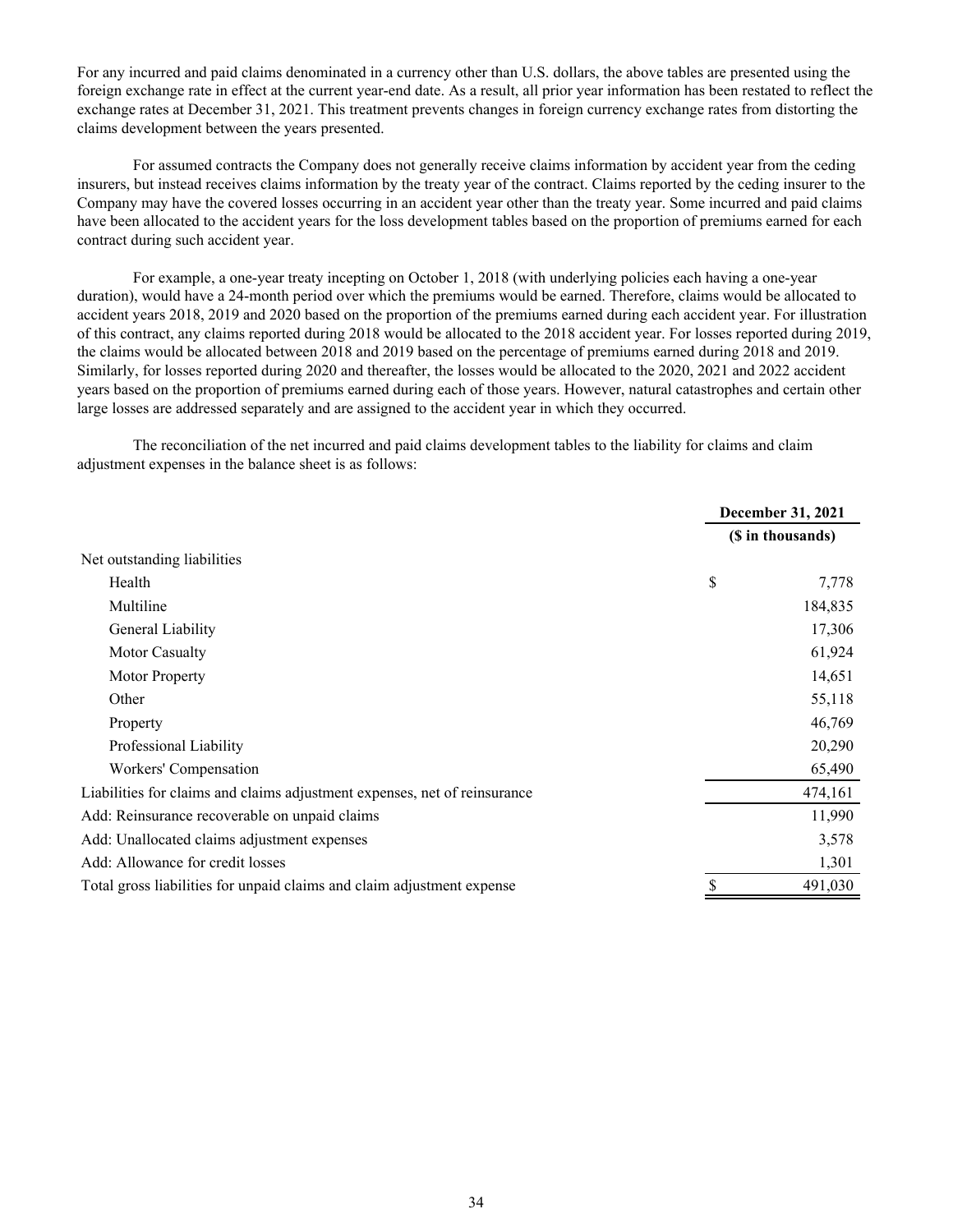For any incurred and paid claims denominated in a currency other than U.S. dollars, the above tables are presented using the foreign exchange rate in effect at the current year-end date. As a result, all prior year information has been restated to reflect the exchange rates at December 31, 2021. This treatment prevents changes in foreign currency exchange rates from distorting the claims development between the years presented.

For assumed contracts the Company does not generally receive claims information by accident year from the ceding insurers, but instead receives claims information by the treaty year of the contract. Claims reported by the ceding insurer to the Company may have the covered losses occurring in an accident year other than the treaty year. Some incurred and paid claims have been allocated to the accident years for the loss development tables based on the proportion of premiums earned for each contract during such accident year.

For example, a one-year treaty incepting on October 1, 2018 (with underlying policies each having a one-year duration), would have a 24-month period over which the premiums would be earned. Therefore, claims would be allocated to accident years 2018, 2019 and 2020 based on the proportion of the premiums earned during each accident year. For illustration of this contract, any claims reported during 2018 would be allocated to the 2018 accident year. For losses reported during 2019, the claims would be allocated between 2018 and 2019 based on the percentage of premiums earned during 2018 and 2019. Similarly, for losses reported during 2020 and thereafter, the losses would be allocated to the 2020, 2021 and 2022 accident years based on the proportion of premiums earned during each of those years. However, natural catastrophes and certain other large losses are addressed separately and are assigned to the accident year in which they occurred.

The reconciliation of the net incurred and paid claims development tables to the liability for claims and claim adjustment expenses in the balance sheet is as follows:

| | December 31, 2021 |
|---|---|
| | ($ in thousands) |
| Net outstanding liabilities | |
| Health | $ 7,778 |
| Multiline | 184,835 |
| General Liability | 17,306 |
| Motor Casualty | 61,924 |
| Motor Property | 14,651 |
| Other | 55,118 |
| Property | 46,769 |
| Professional Liability | 20,290 |
| Workers' Compensation | 65,490 |
| Liabilities for claims and claims adjustment expenses, net of reinsurance | 474,161 |
| Add: Reinsurance recoverable on unpaid claims | 11,990 |
| Add: Unallocated claims adjustment expenses | 3,578 |
| Add: Allowance for credit losses | 1,301 |
| Total gross liabilities for unpaid claims and claim adjustment expense | $ 491,030 |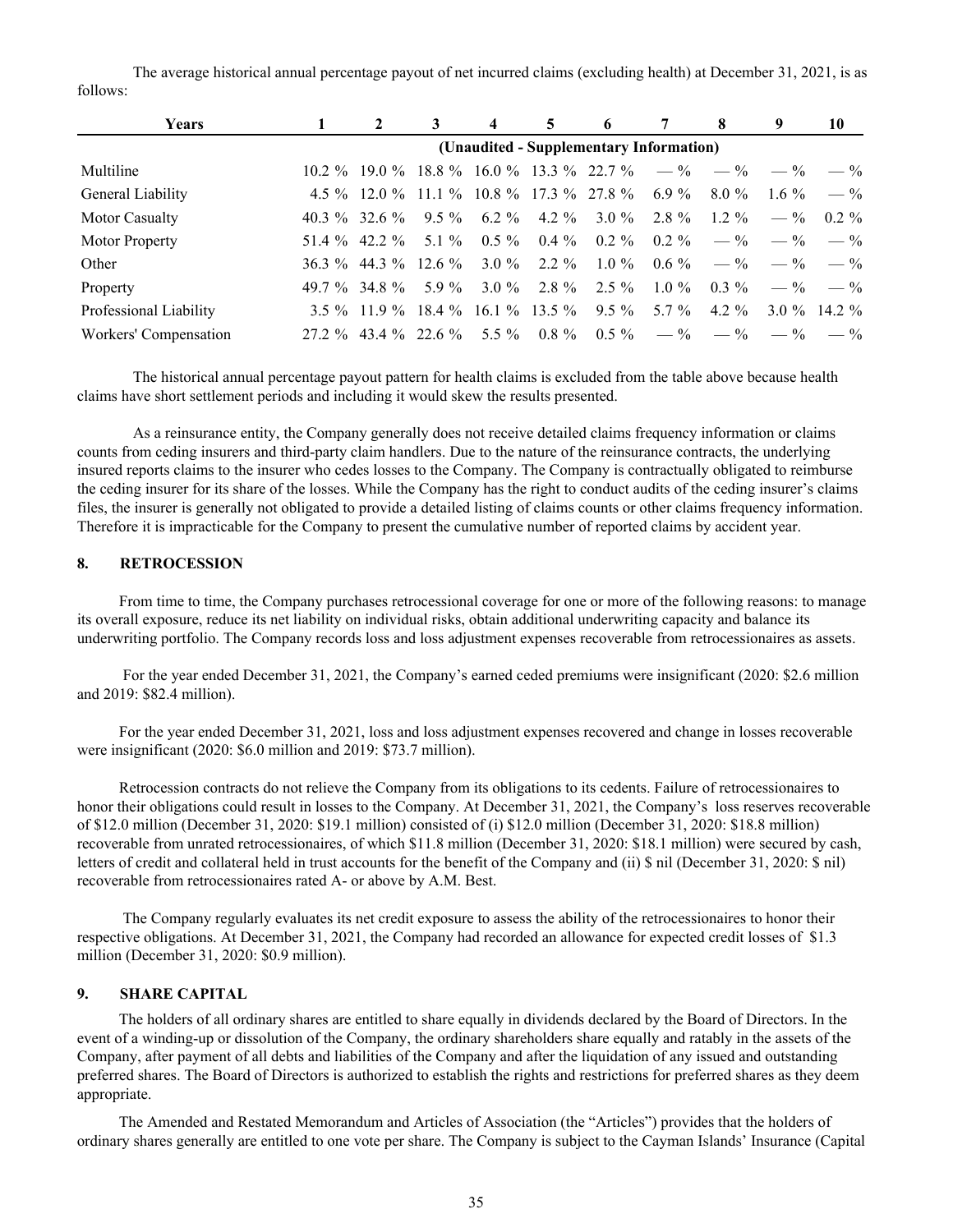The average historical annual percentage payout of net incurred claims (excluding health) at December 31, 2021, is as follows:

| Years | 1 | 2 | 3 | 4 | 5 | 6 | 7 | 8 | 9 | 10 |
|---|---|---|---|---|---|---|---|---|---|---|
| | (Unaudited - Supplementary Information) | | | | | | | | | |
| Multiline | 10.2 % | 19.0 % | 18.8 % | 16.0 % | 13.3 % | 22.7 % | — % | — % | — % | — % |
| General Liability | 4.5 % | 12.0 % | 11.1 % | 10.8 % | 17.3 % | 27.8 % | 6.9 % | 8.0 % | 1.6 % | — % |
| Motor Casualty | 40.3 % | 32.6 % | 9.5 % | 6.2 % | 4.2 % | 3.0 % | 2.8 % | 1.2 % | — % | 0.2 % |
| Motor Property | 51.4 % | 42.2 % | 5.1 % | 0.5 % | 0.4 % | 0.2 % | 0.2 % | — % | — % | — % |
| Other | 36.3 % | 44.3 % | 12.6 % | 3.0 % | 2.2 % | 1.0 % | 0.6 % | — % | — % | — % |
| Property | 49.7 % | 34.8 % | 5.9 % | 3.0 % | 2.8 % | 2.5 % | 1.0 % | 0.3 % | — % | — % |
| Professional Liability | 3.5 % | 11.9 % | 18.4 % | 16.1 % | 13.5 % | 9.5 % | 5.7 % | 4.2 % | 3.0 % | 14.2 % |
| Workers' Compensation | 27.2 % | 43.4 % | 22.6 % | 5.5 % | 0.8 % | 0.5 % | — % | — % | — % | — % |

The historical annual percentage payout pattern for health claims is excluded from the table above because health claims have short settlement periods and including it would skew the results presented.

As a reinsurance entity, the Company generally does not receive detailed claims frequency information or claims counts from ceding insurers and third-party claim handlers. Due to the nature of the reinsurance contracts, the underlying insured reports claims to the insurer who cedes losses to the Company. The Company is contractually obligated to reimburse the ceding insurer for its share of the losses. While the Company has the right to conduct audits of the ceding insurer's claims files, the insurer is generally not obligated to provide a detailed listing of claims counts or other claims frequency information. Therefore it is impracticable for the Company to present the cumulative number of reported claims by accident year.

## 8. RETROCESSION

From time to time, the Company purchases retrocessional coverage for one or more of the following reasons: to manage its overall exposure, reduce its net liability on individual risks, obtain additional underwriting capacity and balance its underwriting portfolio. The Company records loss and loss adjustment expenses recoverable from retrocessionaires as assets.

For the year ended December 31, 2021, the Company's earned ceded premiums were insignificant (2020: $2.6 million and 2019: $82.4 million).

For the year ended December 31, 2021, loss and loss adjustment expenses recovered and change in losses recoverable were insignificant (2020: $6.0 million and 2019: $73.7 million).

Retrocession contracts do not relieve the Company from its obligations to its cedents. Failure of retrocessionaires to honor their obligations could result in losses to the Company. At December 31, 2021, the Company's loss reserves recoverable of $12.0 million (December 31, 2020: $19.1 million) consisted of (i) $12.0 million (December 31, 2020: $18.8 million) recoverable from unrated retrocessionaires, of which $11.8 million (December 31, 2020: $18.1 million) were secured by cash, letters of credit and collateral held in trust accounts for the benefit of the Company and (ii) $ nil (December 31, 2020: $ nil) recoverable from retrocessionaires rated A- or above by A.M. Best.

The Company regularly evaluates its net credit exposure to assess the ability of the retrocessionaires to honor their respective obligations. At December 31, 2021, the Company had recorded an allowance for expected credit losses of $1.3 million (December 31, 2020: $0.9 million).

## 9. SHARE CAPITAL

The holders of all ordinary shares are entitled to share equally in dividends declared by the Board of Directors. In the event of a winding-up or dissolution of the Company, the ordinary shareholders share equally and ratably in the assets of the Company, after payment of all debts and liabilities of the Company and after the liquidation of any issued and outstanding preferred shares. The Board of Directors is authorized to establish the rights and restrictions for preferred shares as they deem appropriate.

The Amended and Restated Memorandum and Articles of Association (the "Articles") provides that the holders of ordinary shares generally are entitled to one vote per share. The Company is subject to the Cayman Islands' Insurance (Capital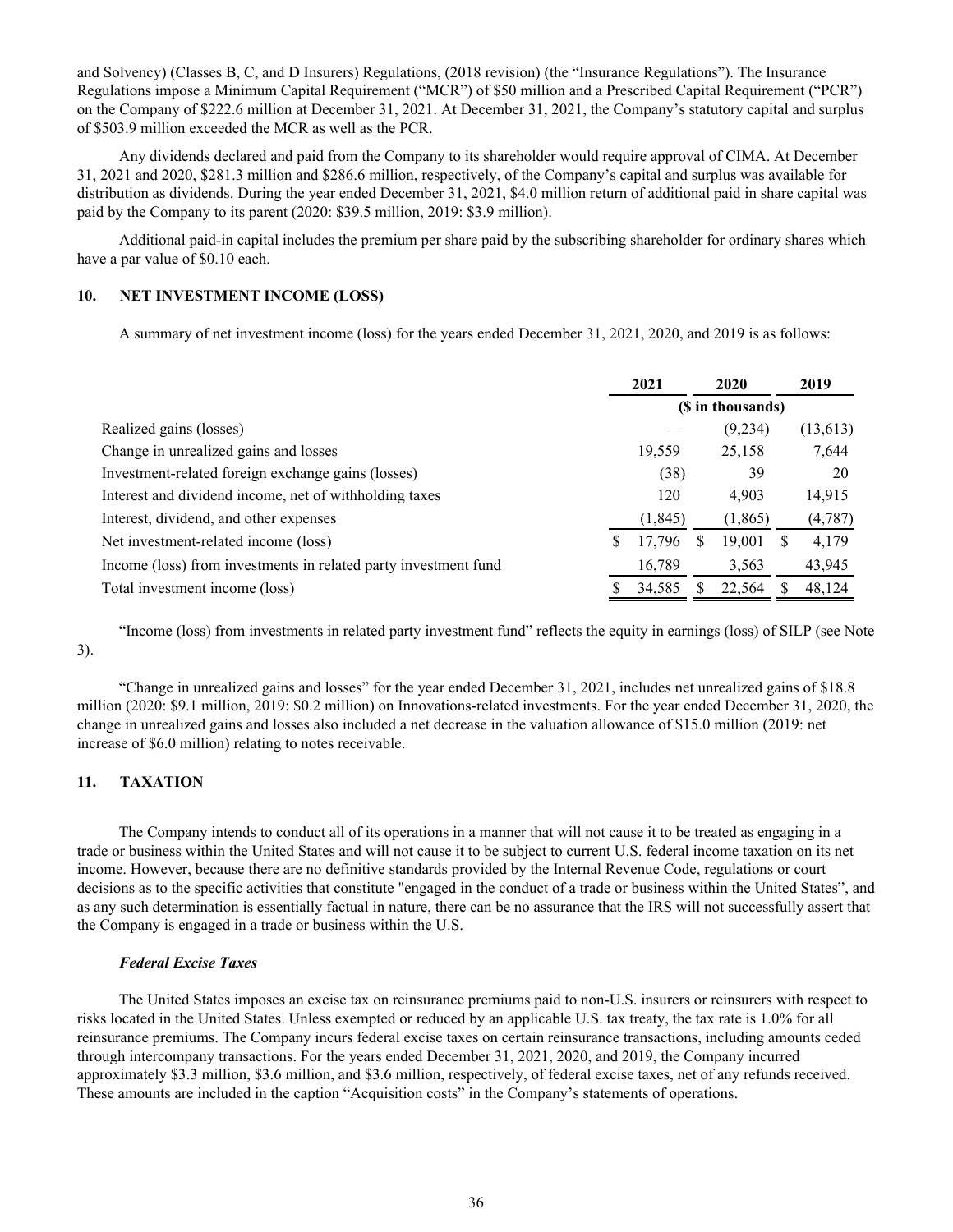and Solvency) (Classes B, C, and D Insurers) Regulations, (2018 revision) (the "Insurance Regulations"). The Insurance Regulations impose a Minimum Capital Requirement ("MCR") of $50 million and a Prescribed Capital Requirement ("PCR") on the Company of $222.6 million at December 31, 2021. At December 31, 2021, the Company's statutory capital and surplus of $503.9 million exceeded the MCR as well as the PCR.

Any dividends declared and paid from the Company to its shareholder would require approval of CIMA. At December 31, 2021 and 2020, $281.3 million and $286.6 million, respectively, of the Company's capital and surplus was available for distribution as dividends. During the year ended December 31, 2021, $4.0 million return of additional paid in share capital was paid by the Company to its parent (2020: $39.5 million, 2019: $3.9 million).

Additional paid-in capital includes the premium per share paid by the subscribing shareholder for ordinary shares which have a par value of $0.10 each.

## 10. NET INVESTMENT INCOME (LOSS)

A summary of net investment income (loss) for the years ended December 31, 2021, 2020, and 2019 is as follows:

| | 2021 | 2020 | 2019 |
|---|---|---|---|
| | ($ in thousands) | | |
| Realized gains (losses) | — | (9,234) | (13,613) |
| Change in unrealized gains and losses | 19,559 | 25,158 | 7,644 |
| Investment-related foreign exchange gains (losses) | (38) | 39 | 20 |
| Interest and dividend income, net of withholding taxes | 120 | 4,903 | 14,915 |
| Interest, dividend, and other expenses | (1,845) | (1,865) | (4,787) |
| Net investment-related income (loss) | $ 17,796 | $ 19,001 | $ 4,179 |
| Income (loss) from investments in related party investment fund | 16,789 | 3,563 | 43,945 |
| Total investment income (loss) | $ 34,585 | $ 22,564 | $ 48,124 |

"Income (loss) from investments in related party investment fund" reflects the equity in earnings (loss) of SILP (see Note 3).

"Change in unrealized gains and losses" for the year ended December 31, 2021, includes net unrealized gains of $18.8 million (2020: $9.1 million, 2019: $0.2 million) on Innovations-related investments. For the year ended December 31, 2020, the change in unrealized gains and losses also included a net decrease in the valuation allowance of $15.0 million (2019: net increase of $6.0 million) relating to notes receivable.

## 11. TAXATION

The Company intends to conduct all of its operations in a manner that will not cause it to be treated as engaging in a trade or business within the United States and will not cause it to be subject to current U.S. federal income taxation on its net income. However, because there are no definitive standards provided by the Internal Revenue Code, regulations or court decisions as to the specific activities that constitute "engaged in the conduct of a trade or business within the United States", and as any such determination is essentially factual in nature, there can be no assurance that the IRS will not successfully assert that the Company is engaged in a trade or business within the U.S.

### *Federal Excise Taxes*

The United States imposes an excise tax on reinsurance premiums paid to non-U.S. insurers or reinsurers with respect to risks located in the United States. Unless exempted or reduced by an applicable U.S. tax treaty, the tax rate is 1.0% for all reinsurance premiums. The Company incurs federal excise taxes on certain reinsurance transactions, including amounts ceded through intercompany transactions. For the years ended December 31, 2021, 2020, and 2019, the Company incurred approximately $3.3 million, $3.6 million, and $3.6 million, respectively, of federal excise taxes, net of any refunds received. These amounts are included in the caption "Acquisition costs" in the Company's statements of operations.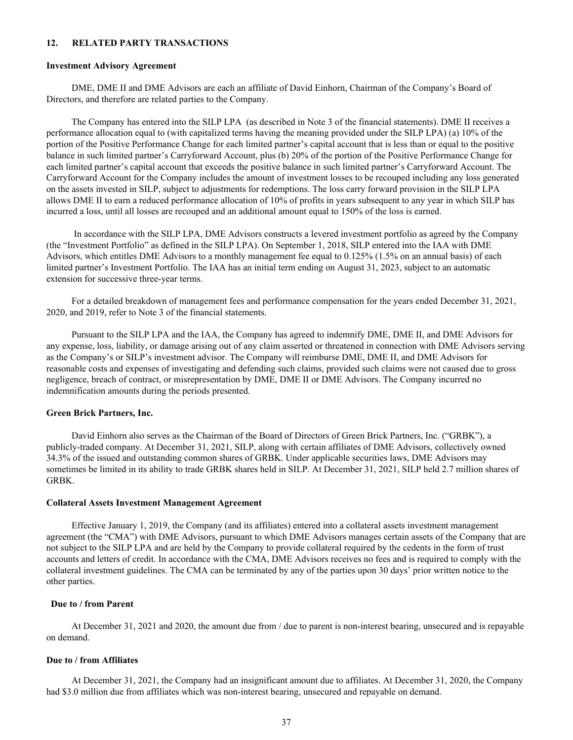## 12. RELATED PARTY TRANSACTIONS

### Investment Advisory Agreement

DME, DME II and DME Advisors are each an affiliate of David Einhorn, Chairman of the Company's Board of Directors, and therefore are related parties to the Company.

The Company has entered into the SILP LPA (as described in Note 3 of the financial statements). DME II receives a performance allocation equal to (with capitalized terms having the meaning provided under the SILP LPA) (a) 10% of the portion of the Positive Performance Change for each limited partner's capital account that is less than or equal to the positive balance in such limited partner's Carryforward Account, plus (b) 20% of the portion of the Positive Performance Change for each limited partner's capital account that exceeds the positive balance in such limited partner's Carryforward Account. The Carryforward Account for the Company includes the amount of investment losses to be recouped including any loss generated on the assets invested in SILP, subject to adjustments for redemptions. The loss carry forward provision in the SILP LPA allows DME II to earn a reduced performance allocation of 10% of profits in years subsequent to any year in which SILP has incurred a loss, until all losses are recouped and an additional amount equal to 150% of the loss is earned.

In accordance with the SILP LPA, DME Advisors constructs a levered investment portfolio as agreed by the Company (the "Investment Portfolio" as defined in the SILP LPA). On September 1, 2018, SILP entered into the IAA with DME Advisors, which entitles DME Advisors to a monthly management fee equal to 0.125% (1.5% on an annual basis) of each limited partner's Investment Portfolio. The IAA has an initial term ending on August 31, 2023, subject to an automatic extension for successive three-year terms.

For a detailed breakdown of management fees and performance compensation for the years ended December 31, 2021, 2020, and 2019, refer to Note 3 of the financial statements.

Pursuant to the SILP LPA and the IAA, the Company has agreed to indemnify DME, DME II, and DME Advisors for any expense, loss, liability, or damage arising out of any claim asserted or threatened in connection with DME Advisors serving as the Company's or SILP's investment advisor. The Company will reimburse DME, DME II, and DME Advisors for reasonable costs and expenses of investigating and defending such claims, provided such claims were not caused due to gross negligence, breach of contract, or misrepresentation by DME, DME II or DME Advisors. The Company incurred no indemnification amounts during the periods presented.

### Green Brick Partners, Inc.

David Einhorn also serves as the Chairman of the Board of Directors of Green Brick Partners, Inc. ("GRBK"), a publicly-traded company. At December 31, 2021, SILP, along with certain affiliates of DME Advisors, collectively owned 34.3% of the issued and outstanding common shares of GRBK. Under applicable securities laws, DME Advisors may sometimes be limited in its ability to trade GRBK shares held in SILP. At December 31, 2021, SILP held 2.7 million shares of GRBK.

### Collateral Assets Investment Management Agreement

Effective January 1, 2019, the Company (and its affiliates) entered into a collateral assets investment management agreement (the "CMA") with DME Advisors, pursuant to which DME Advisors manages certain assets of the Company that are not subject to the SILP LPA and are held by the Company to provide collateral required by the cedents in the form of trust accounts and letters of credit. In accordance with the CMA, DME Advisors receives no fees and is required to comply with the collateral investment guidelines. The CMA can be terminated by any of the parties upon 30 days' prior written notice to the other parties.

### Due to / from Parent

At December 31, 2021 and 2020, the amount due from / due to parent is non-interest bearing, unsecured and is repayable on demand.

### Due to / from Affiliates

At December 31, 2021, the Company had an insignificant amount due to affiliates. At December 31, 2020, the Company had $3.0 million due from affiliates which was non-interest bearing, unsecured and repayable on demand.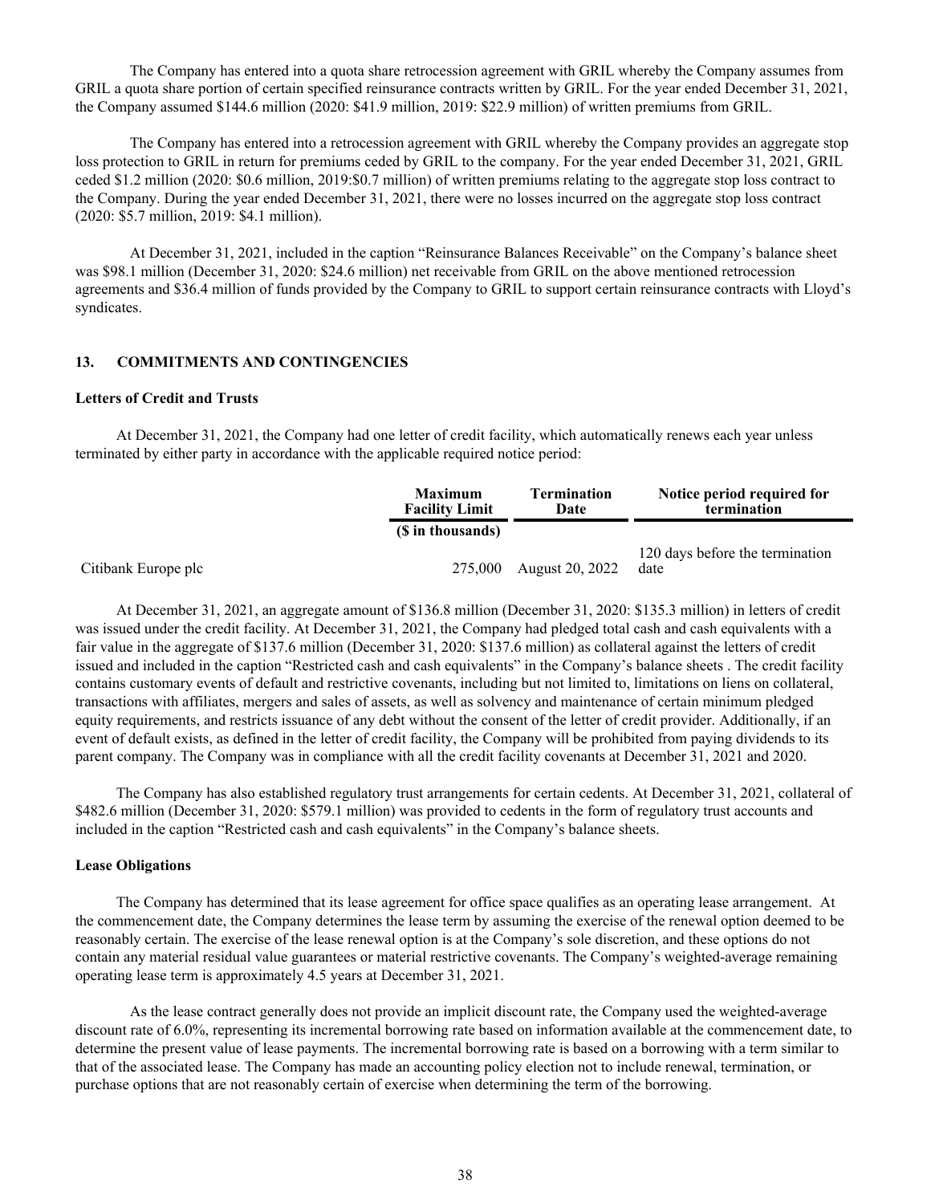The Company has entered into a quota share retrocession agreement with GRIL whereby the Company assumes from GRIL a quota share portion of certain specified reinsurance contracts written by GRIL. For the year ended December 31, 2021, the Company assumed $144.6 million (2020: $41.9 million, 2019: $22.9 million) of written premiums from GRIL.

The Company has entered into a retrocession agreement with GRIL whereby the Company provides an aggregate stop loss protection to GRIL in return for premiums ceded by GRIL to the company. For the year ended December 31, 2021, GRIL ceded $1.2 million (2020: $0.6 million, 2019:$0.7 million) of written premiums relating to the aggregate stop loss contract to the Company. During the year ended December 31, 2021, there were no losses incurred on the aggregate stop loss contract (2020: $5.7 million, 2019: $4.1 million).

At December 31, 2021, included in the caption "Reinsurance Balances Receivable" on the Company's balance sheet was $98.1 million (December 31, 2020: $24.6 million) net receivable from GRIL on the above mentioned retrocession agreements and $36.4 million of funds provided by the Company to GRIL to support certain reinsurance contracts with Lloyd's syndicates.

## 13. COMMITMENTS AND CONTINGENCIES

### Letters of Credit and Trusts

At December 31, 2021, the Company had one letter of credit facility, which automatically renews each year unless terminated by either party in accordance with the applicable required notice period:

| | Maximum Facility Limit | Termination Date | Notice period required for termination |
|---|---|---|---|
| | ($ in thousands) | | |
| Citibank Europe plc | 275,000 | August 20, 2022 | 120 days before the termination date |

At December 31, 2021, an aggregate amount of $136.8 million (December 31, 2020: $135.3 million) in letters of credit was issued under the credit facility. At December 31, 2021, the Company had pledged total cash and cash equivalents with a fair value in the aggregate of $137.6 million (December 31, 2020: $137.6 million) as collateral against the letters of credit issued and included in the caption "Restricted cash and cash equivalents" in the Company's balance sheets . The credit facility contains customary events of default and restrictive covenants, including but not limited to, limitations on liens on collateral, transactions with affiliates, mergers and sales of assets, as well as solvency and maintenance of certain minimum pledged equity requirements, and restricts issuance of any debt without the consent of the letter of credit provider. Additionally, if an event of default exists, as defined in the letter of credit facility, the Company will be prohibited from paying dividends to its parent company. The Company was in compliance with all the credit facility covenants at December 31, 2021 and 2020.

The Company has also established regulatory trust arrangements for certain cedents. At December 31, 2021, collateral of $482.6 million (December 31, 2020: $579.1 million) was provided to cedents in the form of regulatory trust accounts and included in the caption "Restricted cash and cash equivalents" in the Company's balance sheets.

### Lease Obligations

The Company has determined that its lease agreement for office space qualifies as an operating lease arrangement. At the commencement date, the Company determines the lease term by assuming the exercise of the renewal option deemed to be reasonably certain. The exercise of the lease renewal option is at the Company's sole discretion, and these options do not contain any material residual value guarantees or material restrictive covenants. The Company's weighted-average remaining operating lease term is approximately 4.5 years at December 31, 2021.

As the lease contract generally does not provide an implicit discount rate, the Company used the weighted-average discount rate of 6.0%, representing its incremental borrowing rate based on information available at the commencement date, to determine the present value of lease payments. The incremental borrowing rate is based on a borrowing with a term similar to that of the associated lease. The Company has made an accounting policy election not to include renewal, termination, or purchase options that are not reasonably certain of exercise when determining the term of the borrowing.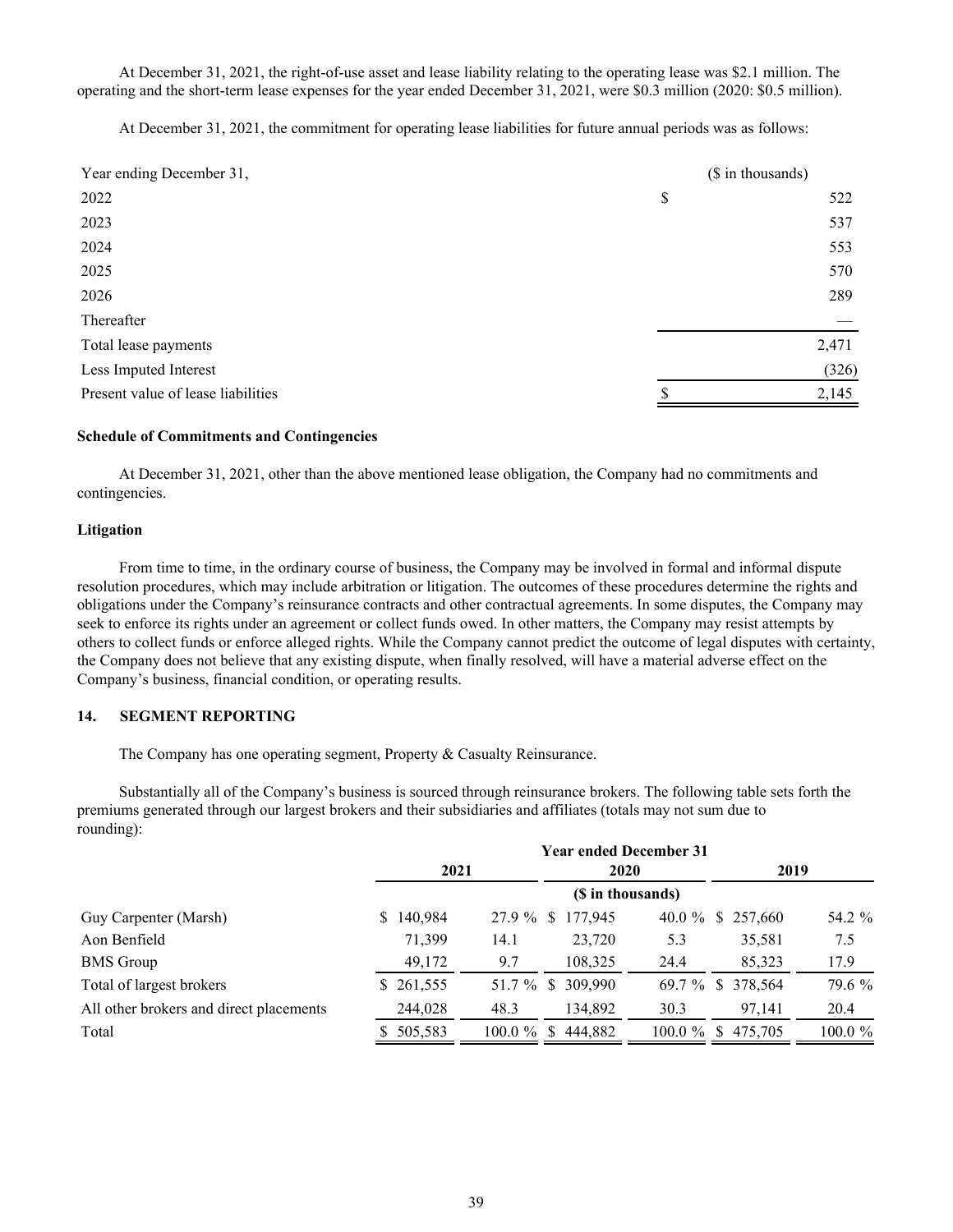At December 31, 2021, the right-of-use asset and lease liability relating to the operating lease was $2.1 million. The operating and the short-term lease expenses for the year ended December 31, 2021, were $0.3 million (2020: $0.5 million).

At December 31, 2021, the commitment for operating lease liabilities for future annual periods was as follows:

| Year ending December 31, | ($ in thousands) |
|---|---|
| 2022 | $ 522 |
| 2023 | 537 |
| 2024 | 553 |
| 2025 | 570 |
| 2026 | 289 |
| Thereafter | — |
| Total lease payments | 2,471 |
| Less Imputed Interest | (326) |
| Present value of lease liabilities | $ 2,145 |

**Schedule of Commitments and Contingencies**

At December 31, 2021, other than the above mentioned lease obligation, the Company had no commitments and contingencies.

**Litigation**

From time to time, in the ordinary course of business, the Company may be involved in formal and informal dispute resolution procedures, which may include arbitration or litigation. The outcomes of these procedures determine the rights and obligations under the Company's reinsurance contracts and other contractual agreements. In some disputes, the Company may seek to enforce its rights under an agreement or collect funds owed. In other matters, the Company may resist attempts by others to collect funds or enforce alleged rights. While the Company cannot predict the outcome of legal disputes with certainty, the Company does not believe that any existing dispute, when finally resolved, will have a material adverse effect on the Company's business, financial condition, or operating results.

## 14. SEGMENT REPORTING

The Company has one operating segment, Property & Casualty Reinsurance.

Substantially all of the Company's business is sourced through reinsurance brokers. The following table sets forth the premiums generated through our largest brokers and their subsidiaries and affiliates (totals may not sum due to rounding):

| | Year ended December 31 | | | | | |
|---|---|---|---|---|---|---|
| | 2021 | | 2020 | | 2019 | |
| | ($ in thousands) | | | | | |
| Guy Carpenter (Marsh) | $ 140,984 | 27.9 % | $ 177,945 | 40.0 % | $ 257,660 | 54.2 % |
| Aon Benfield | 71,399 | 14.1 | 23,720 | 5.3 | 35,581 | 7.5 |
| BMS Group | 49,172 | 9.7 | 108,325 | 24.4 | 85,323 | 17.9 |
| Total of largest brokers | $ 261,555 | 51.7 % | $ 309,990 | 69.7 % | $ 378,564 | 79.6 % |
| All other brokers and direct placements | 244,028 | 48.3 | 134,892 | 30.3 | 97,141 | 20.4 |
| Total | $ 505,583 | 100.0 % | $ 444,882 | 100.0 % | $ 475,705 | 100.0 % |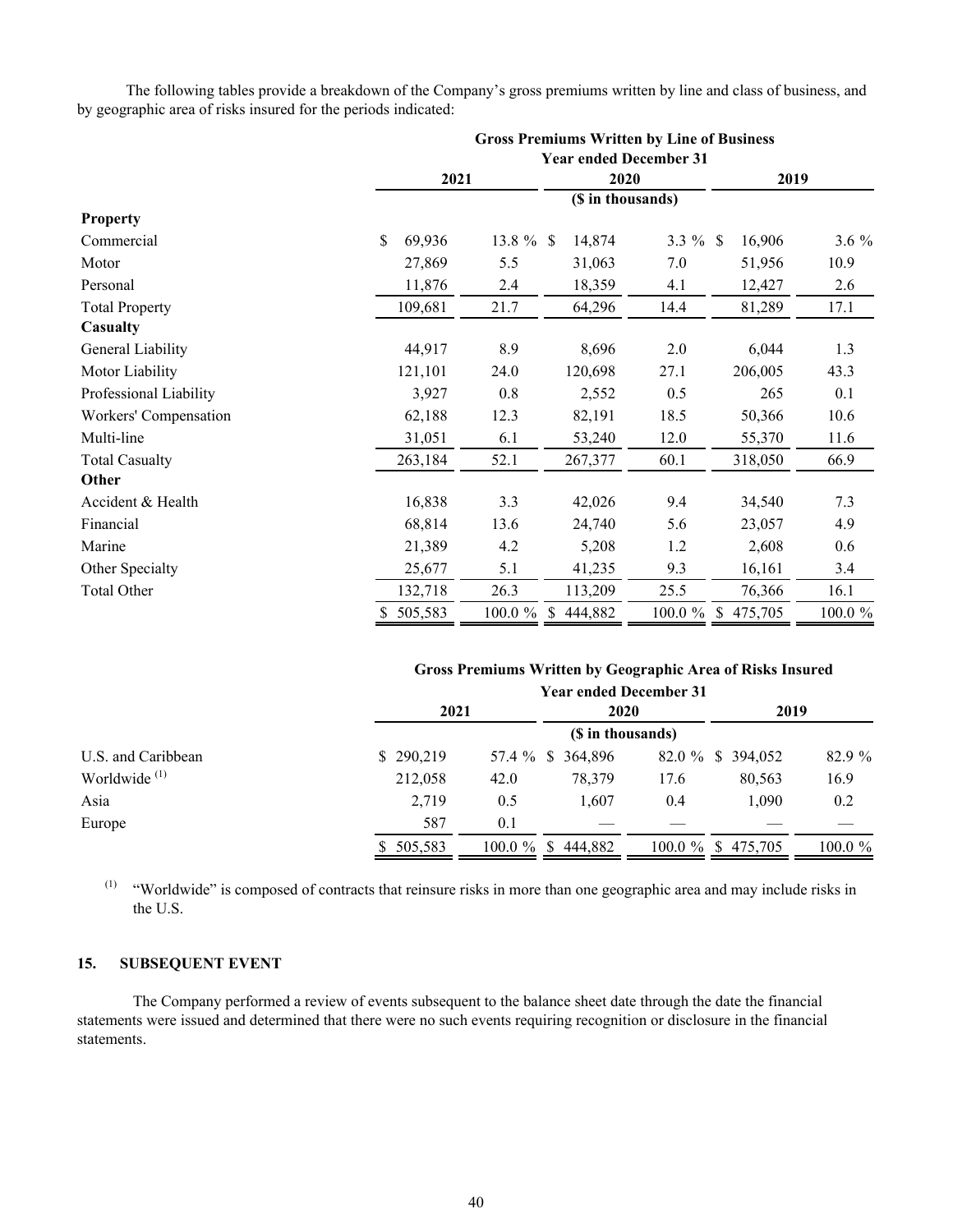The following tables provide a breakdown of the Company's gross premiums written by line and class of business, and by geographic area of risks insured for the periods indicated:

| | Gross Premiums Written by Line of Business | | | | | |
|---|---|---|---|---|---|---|
| | Year ended December 31 | | | | | |
| | 2021 | | 2020 | | 2019 | |
| | ($ in thousands) | | | | | |
| **Property** | | | | | | |
| Commercial | $ 69,936 | 13.8 % | $ 14,874 | 3.3 % | $ 16,906 | 3.6 % |
| Motor | 27,869 | 5.5 | 31,063 | 7.0 | 51,956 | 10.9 |
| Personal | 11,876 | 2.4 | 18,359 | 4.1 | 12,427 | 2.6 |
| Total Property | 109,681 | 21.7 | 64,296 | 14.4 | 81,289 | 17.1 |
| **Casualty** | | | | | | |
| General Liability | 44,917 | 8.9 | 8,696 | 2.0 | 6,044 | 1.3 |
| Motor Liability | 121,101 | 24.0 | 120,698 | 27.1 | 206,005 | 43.3 |
| Professional Liability | 3,927 | 0.8 | 2,552 | 0.5 | 265 | 0.1 |
| Workers' Compensation | 62,188 | 12.3 | 82,191 | 18.5 | 50,366 | 10.6 |
| Multi-line | 31,051 | 6.1 | 53,240 | 12.0 | 55,370 | 11.6 |
| Total Casualty | 263,184 | 52.1 | 267,377 | 60.1 | 318,050 | 66.9 |
| **Other** | | | | | | |
| Accident & Health | 16,838 | 3.3 | 42,026 | 9.4 | 34,540 | 7.3 |
| Financial | 68,814 | 13.6 | 24,740 | 5.6 | 23,057 | 4.9 |
| Marine | 21,389 | 4.2 | 5,208 | 1.2 | 2,608 | 0.6 |
| Other Specialty | 25,677 | 5.1 | 41,235 | 9.3 | 16,161 | 3.4 |
| Total Other | 132,718 | 26.3 | 113,209 | 25.5 | 76,366 | 16.1 |
| | $ 505,583 | 100.0 % | $ 444,882 | 100.0 % | $ 475,705 | 100.0 % |

| | Gross Premiums Written by Geographic Area of Risks Insured | | | | | |
|---|---|---|---|---|---|---|
| | Year ended December 31 | | | | | |
| | 2021 | | 2020 | | 2019 | |
| | ($ in thousands) | | | | | |
| U.S. and Caribbean | $ 290,219 | 57.4 % | $ 364,896 | 82.0 % | $ 394,052 | 82.9 % |
| Worldwide [(1)] | 212,058 | 42.0 | 78,379 | 17.6 | 80,563 | 16.9 |
| Asia | 2,719 | 0.5 | 1,607 | 0.4 | 1,090 | 0.2 |
| Europe | 587 | 0.1 | — | — | — | — |
| | $ 505,583 | 100.0 % | $ 444,882 | 100.0 % | $ 475,705 | 100.0 % |

(1) "Worldwide" is composed of contracts that reinsure risks in more than one geographic area and may include risks in the U.S.

## 15. SUBSEQUENT EVENT

The Company performed a review of events subsequent to the balance sheet date through the date the financial statements were issued and determined that there were no such events requiring recognition or disclosure in the financial statements.